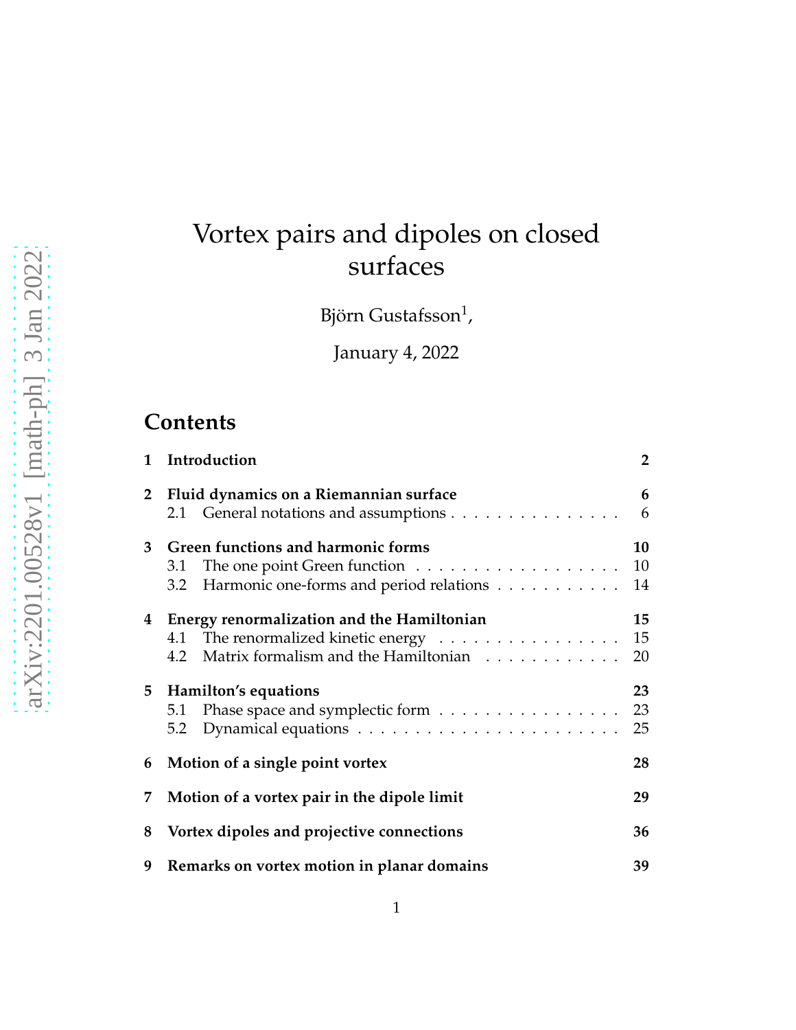# Vortex pairs and dipoles on closed surfaces

Björn Gustafsson[1],

January 4, 2022

## Contents

| | | |
|---|---|---|
| **1** | **Introduction** | **2** |
| **2** | **Fluid dynamics on a Riemannian surface** | **6** |
| 2.1 | General notations and assumptions | 6 |
| **3** | **Green functions and harmonic forms** | **10** |
| 3.1 | The one point Green function | 10 |
| 3.2 | Harmonic one-forms and period relations | 14 |
| **4** | **Energy renormalization and the Hamiltonian** | **15** |
| 4.1 | The renormalized kinetic energy | 15 |
| 4.2 | Matrix formalism and the Hamiltonian | 20 |
| **5** | **Hamilton's equations** | **23** |
| 5.1 | Phase space and symplectic form | 23 |
| 5.2 | Dynamical equations | 25 |
| **6** | **Motion of a single point vortex** | **28** |
| **7** | **Motion of a vortex pair in the dipole limit** | **29** |
| **8** | **Vortex dipoles and projective connections** | **36** |
| **9** | **Remarks on vortex motion in planar domains** | **39** |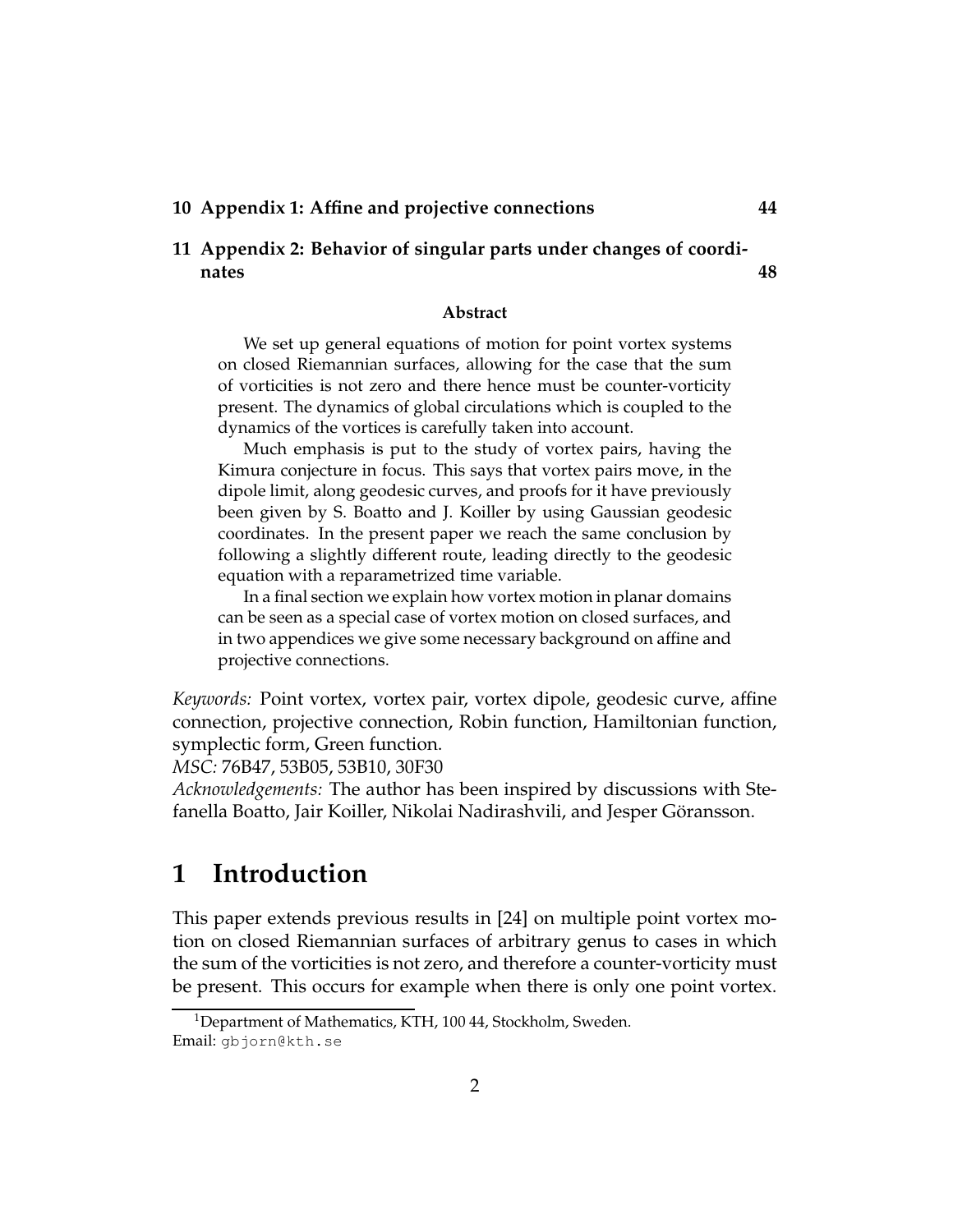**10 Appendix 1: Affine and projective connections 44**

**11 Appendix 2: Behavior of singular parts under changes of coordinates 48**

**Abstract**

We set up general equations of motion for point vortex systems on closed Riemannian surfaces, allowing for the case that the sum of vorticities is not zero and there hence must be counter-vorticity present. The dynamics of global circulations which is coupled to the dynamics of the vortices is carefully taken into account.

Much emphasis is put to the study of vortex pairs, having the Kimura conjecture in focus. This says that vortex pairs move, in the dipole limit, along geodesic curves, and proofs for it have previously been given by S. Boatto and J. Koiller by using Gaussian geodesic coordinates. In the present paper we reach the same conclusion by following a slightly different route, leading directly to the geodesic equation with a reparametrized time variable.

In a final section we explain how vortex motion in planar domains can be seen as a special case of vortex motion on closed surfaces, and in two appendices we give some necessary background on affine and projective connections.

*Keywords:* Point vortex, vortex pair, vortex dipole, geodesic curve, affine connection, projective connection, Robin function, Hamiltonian function, symplectic form, Green function.

*MSC:* 76B47, 53B05, 53B10, 30F30

*Acknowledgements:* The author has been inspired by discussions with Stefanella Boatto, Jair Koiller, Nikolai Nadirashvili, and Jesper Göransson.

# 1 Introduction

This paper extends previous results in [24] on multiple point vortex motion on closed Riemannian surfaces of arbitrary genus to cases in which the sum of the vorticities is not zero, and therefore a counter-vorticity must be present. This occurs for example when there is only one point vortex.

[1] Department of Mathematics, KTH, 100 44, Stockholm, Sweden.
Email: gbjorn@kth.se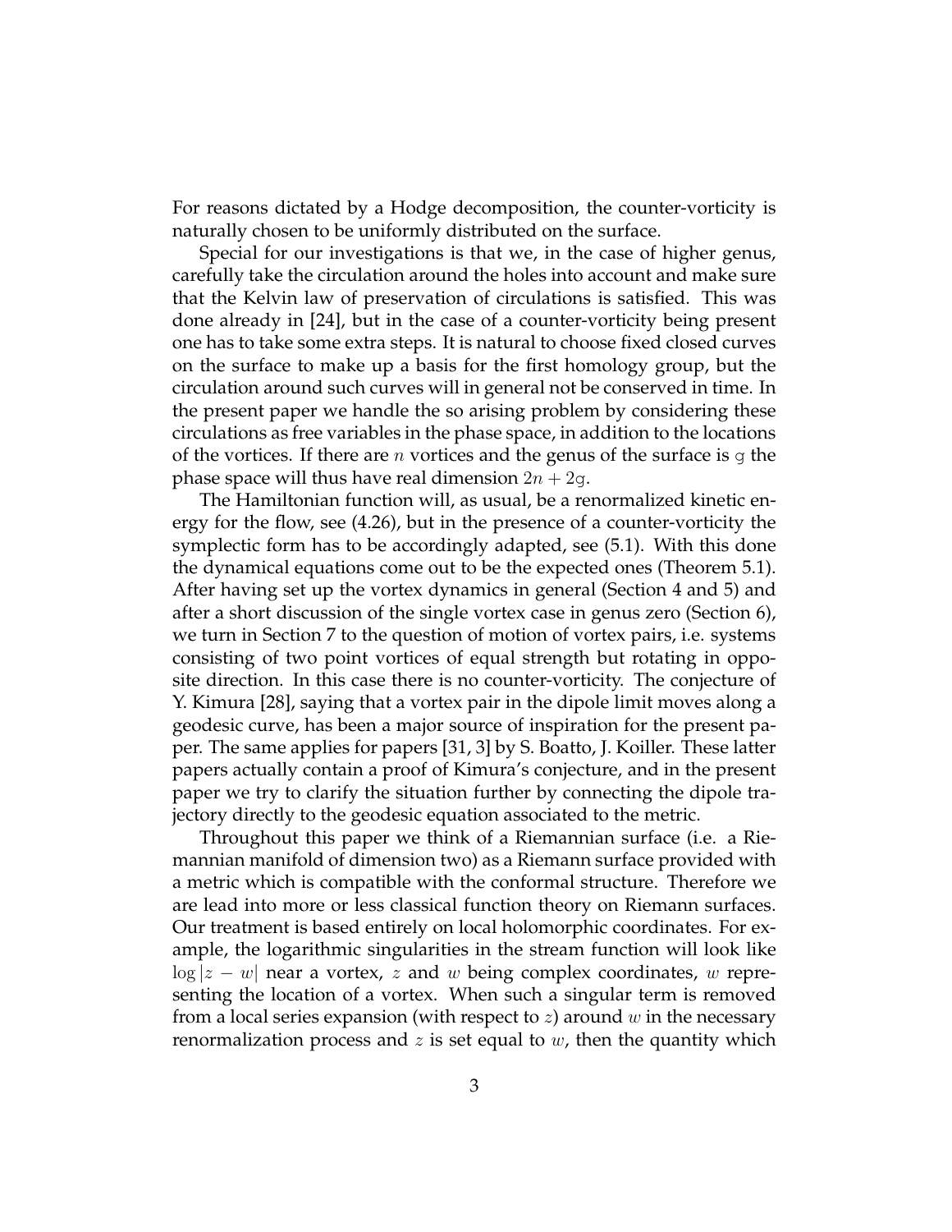For reasons dictated by a Hodge decomposition, the counter-vorticity is naturally chosen to be uniformly distributed on the surface.

Special for our investigations is that we, in the case of higher genus, carefully take the circulation around the holes into account and make sure that the Kelvin law of preservation of circulations is satisfied. This was done already in [24], but in the case of a counter-vorticity being present one has to take some extra steps. It is natural to choose fixed closed curves on the surface to make up a basis for the first homology group, but the circulation around such curves will in general not be conserved in time. In the present paper we handle the so arising problem by considering these circulations as free variables in the phase space, in addition to the locations of the vortices. If there are $n$ vortices and the genus of the surface is $\mathtt{g}$ the phase space will thus have real dimension $2n + 2\mathtt{g}$.

The Hamiltonian function will, as usual, be a renormalized kinetic energy for the flow, see (4.26), but in the presence of a counter-vorticity the symplectic form has to be accordingly adapted, see (5.1). With this done the dynamical equations come out to be the expected ones (Theorem 5.1). After having set up the vortex dynamics in general (Section 4 and 5) and after a short discussion of the single vortex case in genus zero (Section 6), we turn in Section 7 to the question of motion of vortex pairs, i.e. systems consisting of two point vortices of equal strength but rotating in opposite direction. In this case there is no counter-vorticity. The conjecture of Y. Kimura [28], saying that a vortex pair in the dipole limit moves along a geodesic curve, has been a major source of inspiration for the present paper. The same applies for papers [31, 3] by S. Boatto, J. Koiller. These latter papers actually contain a proof of Kimura's conjecture, and in the present paper we try to clarify the situation further by connecting the dipole trajectory directly to the geodesic equation associated to the metric.

Throughout this paper we think of a Riemannian surface (i.e. a Riemannian manifold of dimension two) as a Riemann surface provided with a metric which is compatible with the conformal structure. Therefore we are lead into more or less classical function theory on Riemann surfaces. Our treatment is based entirely on local holomorphic coordinates. For example, the logarithmic singularities in the stream function will look like $\log|z - w|$ near a vortex, $z$ and $w$ being complex coordinates, $w$ representing the location of a vortex. When such a singular term is removed from a local series expansion (with respect to $z$) around $w$ in the necessary renormalization process and $z$ is set equal to $w$, then the quantity which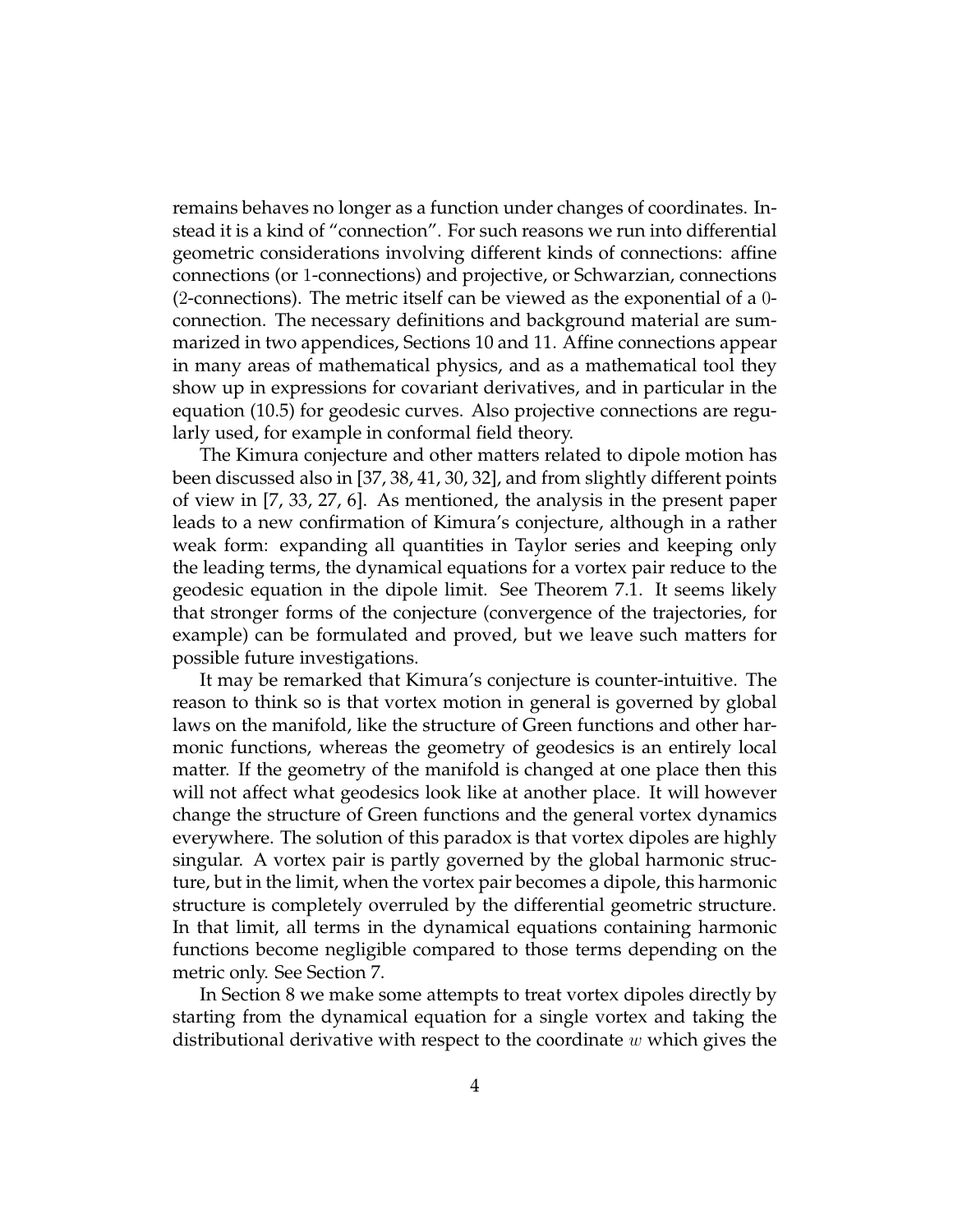remains behaves no longer as a function under changes of coordinates. Instead it is a kind of "connection". For such reasons we run into differential geometric considerations involving different kinds of connections: affine connections (or $1$-connections) and projective, or Schwarzian, connections ($2$-connections). The metric itself can be viewed as the exponential of a $0$-connection. The necessary definitions and background material are summarized in two appendices, Sections 10 and 11. Affine connections appear in many areas of mathematical physics, and as a mathematical tool they show up in expressions for covariant derivatives, and in particular in the equation (10.5) for geodesic curves. Also projective connections are regularly used, for example in conformal field theory.

The Kimura conjecture and other matters related to dipole motion has been discussed also in [37, 38, 41, 30, 32], and from slightly different points of view in [7, 33, 27, 6]. As mentioned, the analysis in the present paper leads to a new confirmation of Kimura's conjecture, although in a rather weak form: expanding all quantities in Taylor series and keeping only the leading terms, the dynamical equations for a vortex pair reduce to the geodesic equation in the dipole limit. See Theorem 7.1. It seems likely that stronger forms of the conjecture (convergence of the trajectories, for example) can be formulated and proved, but we leave such matters for possible future investigations.

It may be remarked that Kimura's conjecture is counter-intuitive. The reason to think so is that vortex motion in general is governed by global laws on the manifold, like the structure of Green functions and other harmonic functions, whereas the geometry of geodesics is an entirely local matter. If the geometry of the manifold is changed at one place then this will not affect what geodesics look like at another place. It will however change the structure of Green functions and the general vortex dynamics everywhere. The solution of this paradox is that vortex dipoles are highly singular. A vortex pair is partly governed by the global harmonic structure, but in the limit, when the vortex pair becomes a dipole, this harmonic structure is completely overruled by the differential geometric structure. In that limit, all terms in the dynamical equations containing harmonic functions become negligible compared to those terms depending on the metric only. See Section 7.

In Section 8 we make some attempts to treat vortex dipoles directly by starting from the dynamical equation for a single vortex and taking the distributional derivative with respect to the coordinate $w$ which gives the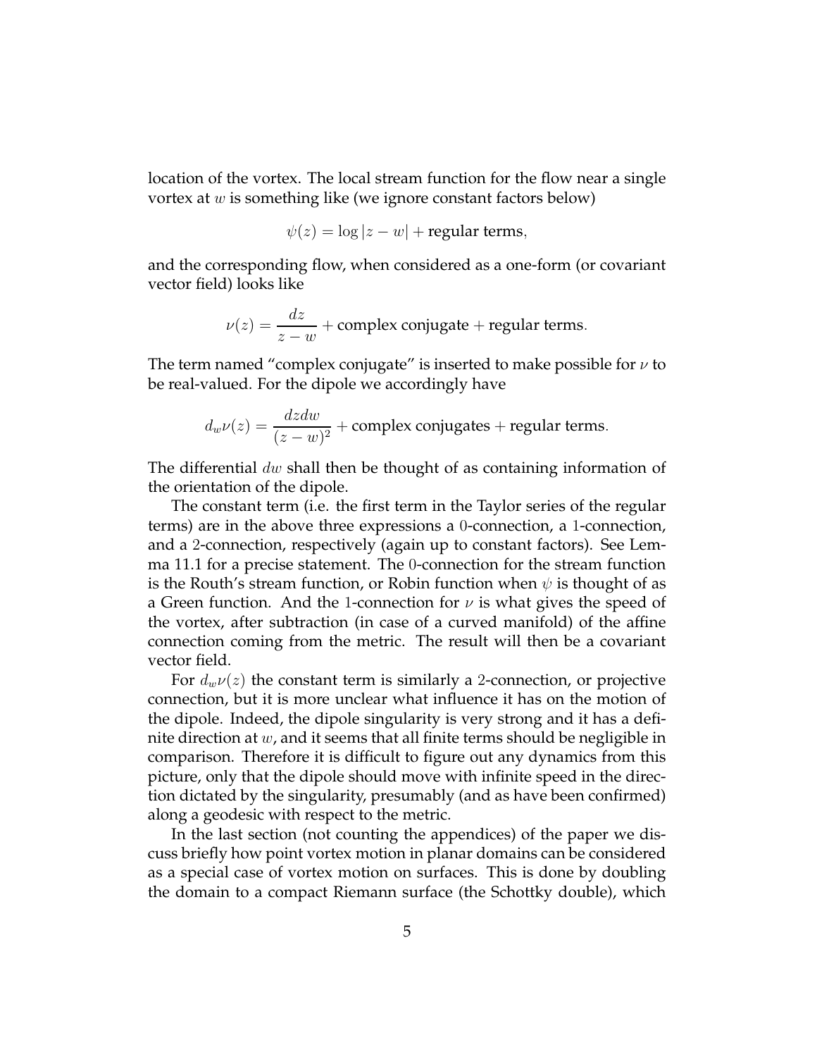location of the vortex. The local stream function for the flow near a single vortex at $w$ is something like (we ignore constant factors below)

$$\psi(z) = \log|z-w| + \text{regular terms},$$

and the corresponding flow, when considered as a one-form (or covariant vector field) looks like

$$\nu(z) = \frac{dz}{z-w} + \text{complex conjugate} + \text{regular terms}.$$

The term named "complex conjugate" is inserted to make possible for $\nu$ to be real-valued. For the dipole we accordingly have

$$d_w\nu(z) = \frac{dzdw}{(z-w)^2} + \text{complex conjugates} + \text{regular terms}.$$

The differential $dw$ shall then be thought of as containing information of the orientation of the dipole.

The constant term (i.e. the first term in the Taylor series of the regular terms) are in the above three expressions a $0$-connection, a $1$-connection, and a $2$-connection, respectively (again up to constant factors). See Lemma 11.1 for a precise statement. The $0$-connection for the stream function is the Routh's stream function, or Robin function when $\psi$ is thought of as a Green function. And the $1$-connection for $\nu$ is what gives the speed of the vortex, after subtraction (in case of a curved manifold) of the affine connection coming from the metric. The result will then be a covariant vector field.

For $d_w\nu(z)$ the constant term is similarly a $2$-connection, or projective connection, but it is more unclear what influence it has on the motion of the dipole. Indeed, the dipole singularity is very strong and it has a definite direction at $w$, and it seems that all finite terms should be negligible in comparison. Therefore it is difficult to figure out any dynamics from this picture, only that the dipole should move with infinite speed in the direction dictated by the singularity, presumably (and as have been confirmed) along a geodesic with respect to the metric.

In the last section (not counting the appendices) of the paper we discuss briefly how point vortex motion in planar domains can be considered as a special case of vortex motion on surfaces. This is done by doubling the domain to a compact Riemann surface (the Schottky double), which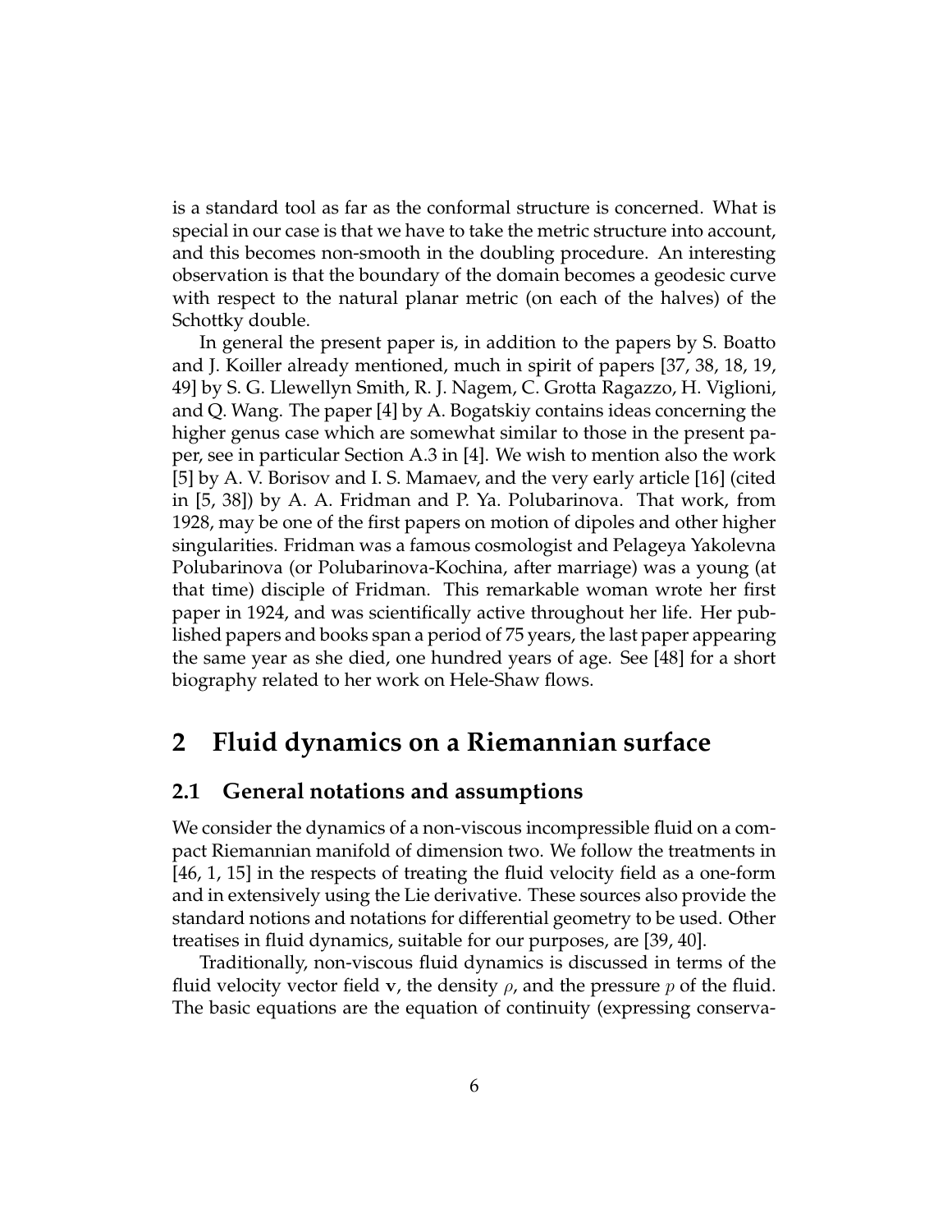is a standard tool as far as the conformal structure is concerned. What is special in our case is that we have to take the metric structure into account, and this becomes non-smooth in the doubling procedure. An interesting observation is that the boundary of the domain becomes a geodesic curve with respect to the natural planar metric (on each of the halves) of the Schottky double.

In general the present paper is, in addition to the papers by S. Boatto and J. Koiller already mentioned, much in spirit of papers [37, 38, 18, 19, 49] by S. G. Llewellyn Smith, R. J. Nagem, C. Grotta Ragazzo, H. Viglioni, and Q. Wang. The paper [4] by A. Bogatskiy contains ideas concerning the higher genus case which are somewhat similar to those in the present paper, see in particular Section A.3 in [4]. We wish to mention also the work [5] by A. V. Borisov and I. S. Mamaev, and the very early article [16] (cited in [5, 38]) by A. A. Fridman and P. Ya. Polubarinova. That work, from 1928, may be one of the first papers on motion of dipoles and other higher singularities. Fridman was a famous cosmologist and Pelageya Yakolevna Polubarinova (or Polubarinova-Kochina, after marriage) was a young (at that time) disciple of Fridman. This remarkable woman wrote her first paper in 1924, and was scientifically active throughout her life. Her published papers and books span a period of 75 years, the last paper appearing the same year as she died, one hundred years of age. See [48] for a short biography related to her work on Hele-Shaw flows.

# 2 Fluid dynamics on a Riemannian surface

## 2.1 General notations and assumptions

We consider the dynamics of a non-viscous incompressible fluid on a compact Riemannian manifold of dimension two. We follow the treatments in [46, 1, 15] in the respects of treating the fluid velocity field as a one-form and in extensively using the Lie derivative. These sources also provide the standard notions and notations for differential geometry to be used. Other treatises in fluid dynamics, suitable for our purposes, are [39, 40].

Traditionally, non-viscous fluid dynamics is discussed in terms of the fluid velocity vector field $\mathbf{v}$, the density $\rho$, and the pressure $p$ of the fluid. The basic equations are the equation of continuity (expressing conserva-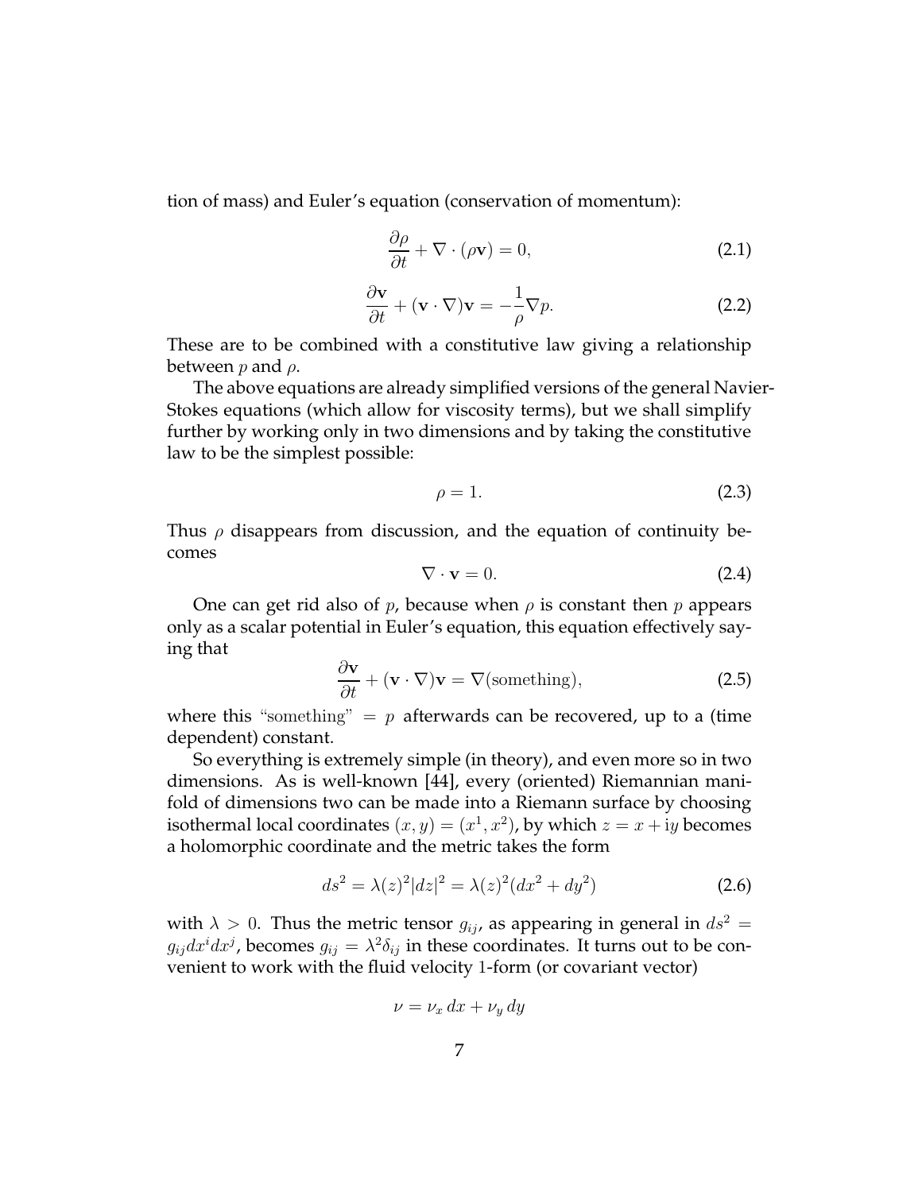tion of mass) and Euler's equation (conservation of momentum):

$$\frac{\partial \rho}{\partial t} + \nabla \cdot (\rho \mathbf{v}) = 0, \tag{2.1}$$

$$\frac{\partial \mathbf{v}}{\partial t} + (\mathbf{v} \cdot \nabla)\mathbf{v} = -\frac{1}{\rho}\nabla p. \tag{2.2}$$

These are to be combined with a constitutive law giving a relationship between $p$ and $\rho$.

The above equations are already simplified versions of the general Navier-Stokes equations (which allow for viscosity terms), but we shall simplify further by working only in two dimensions and by taking the constitutive law to be the simplest possible:

$$\rho = 1. \tag{2.3}$$

Thus $\rho$ disappears from discussion, and the equation of continuity becomes

$$\nabla \cdot \mathbf{v} = 0. \tag{2.4}$$

One can get rid also of $p$, because when $\rho$ is constant then $p$ appears only as a scalar potential in Euler's equation, this equation effectively saying that

$$\frac{\partial \mathbf{v}}{\partial t} + (\mathbf{v} \cdot \nabla)\mathbf{v} = \nabla(\text{something}), \tag{2.5}$$

where this "something" $= p$ afterwards can be recovered, up to a (time dependent) constant.

So everything is extremely simple (in theory), and even more so in two dimensions. As is well-known [44], every (oriented) Riemannian manifold of dimensions two can be made into a Riemann surface by choosing isothermal local coordinates $(x, y) = (x^1, x^2)$, by which $z = x + \mathrm{i}y$ becomes a holomorphic coordinate and the metric takes the form

$$ds^2 = \lambda(z)^2 |dz|^2 = \lambda(z)^2 (dx^2 + dy^2) \tag{2.6}$$

with $\lambda > 0$. Thus the metric tensor $g_{ij}$, as appearing in general in $ds^2 = g_{ij} dx^i dx^j$, becomes $g_{ij} = \lambda^2 \delta_{ij}$ in these coordinates. It turns out to be convenient to work with the fluid velocity 1-form (or covariant vector)

$$\nu = \nu_x \, dx + \nu_y \, dy$$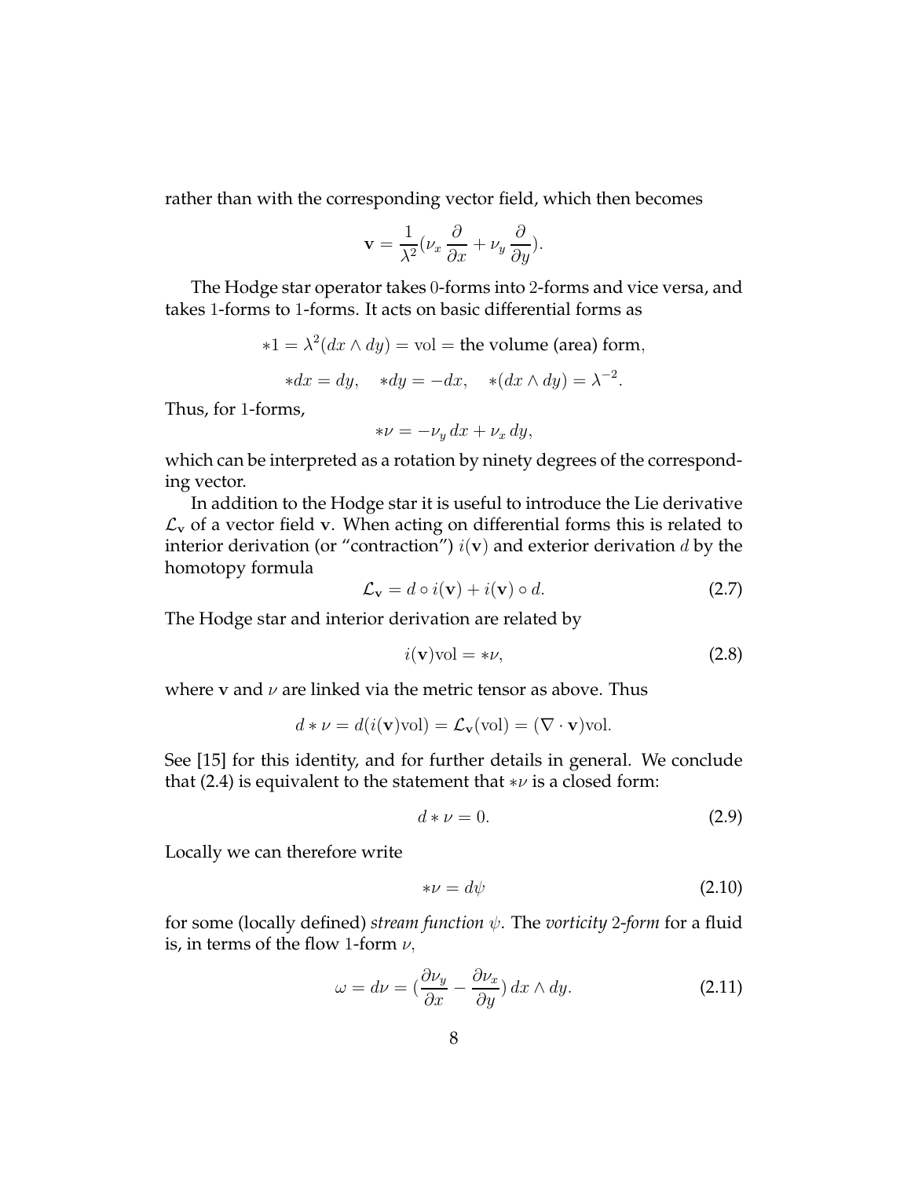rather than with the corresponding vector field, which then becomes

$$\mathbf{v} = \frac{1}{\lambda^2}(\nu_x \frac{\partial}{\partial x} + \nu_y \frac{\partial}{\partial y}).$$

The Hodge star operator takes 0-forms into 2-forms and vice versa, and takes 1-forms to 1-forms. It acts on basic differential forms as

$$*1 = \lambda^2(dx \wedge dy) = \text{vol} = \text{the volume (area) form},$$

$$*dx = dy, \quad *dy = -dx, \quad *(dx \wedge dy) = \lambda^{-2}.$$

Thus, for 1-forms,

$$*\nu = -\nu_y \, dx + \nu_x \, dy,$$

which can be interpreted as a rotation by ninety degrees of the corresponding vector.

In addition to the Hodge star it is useful to introduce the Lie derivative $\mathcal{L}_{\mathbf{v}}$ of a vector field $\mathbf{v}$. When acting on differential forms this is related to interior derivation (or "contraction") $i(\mathbf{v})$ and exterior derivation $d$ by the homotopy formula

$$\mathcal{L}_{\mathbf{v}} = d \circ i(\mathbf{v}) + i(\mathbf{v}) \circ d. \tag{2.7}$$

The Hodge star and interior derivation are related by

$$i(\mathbf{v})\text{vol} = *\nu, \tag{2.8}$$

where $\mathbf{v}$ and $\nu$ are linked via the metric tensor as above. Thus

$$d * \nu = d(i(\mathbf{v})\text{vol}) = \mathcal{L}_{\mathbf{v}}(\text{vol}) = (\nabla \cdot \mathbf{v})\text{vol}.$$

See [15] for this identity, and for further details in general. We conclude that (2.4) is equivalent to the statement that $*\nu$ is a closed form:

$$d * \nu = 0. \tag{2.9}$$

Locally we can therefore write

$$*\nu = d\psi \tag{2.10}$$

for some (locally defined) *stream function* $\psi$. The *vorticity* 2*-form* for a fluid is, in terms of the flow 1-form $\nu$,

$$\omega = d\nu = (\frac{\partial \nu_y}{\partial x} - \frac{\partial \nu_x}{\partial y}) \, dx \wedge dy. \tag{2.11}$$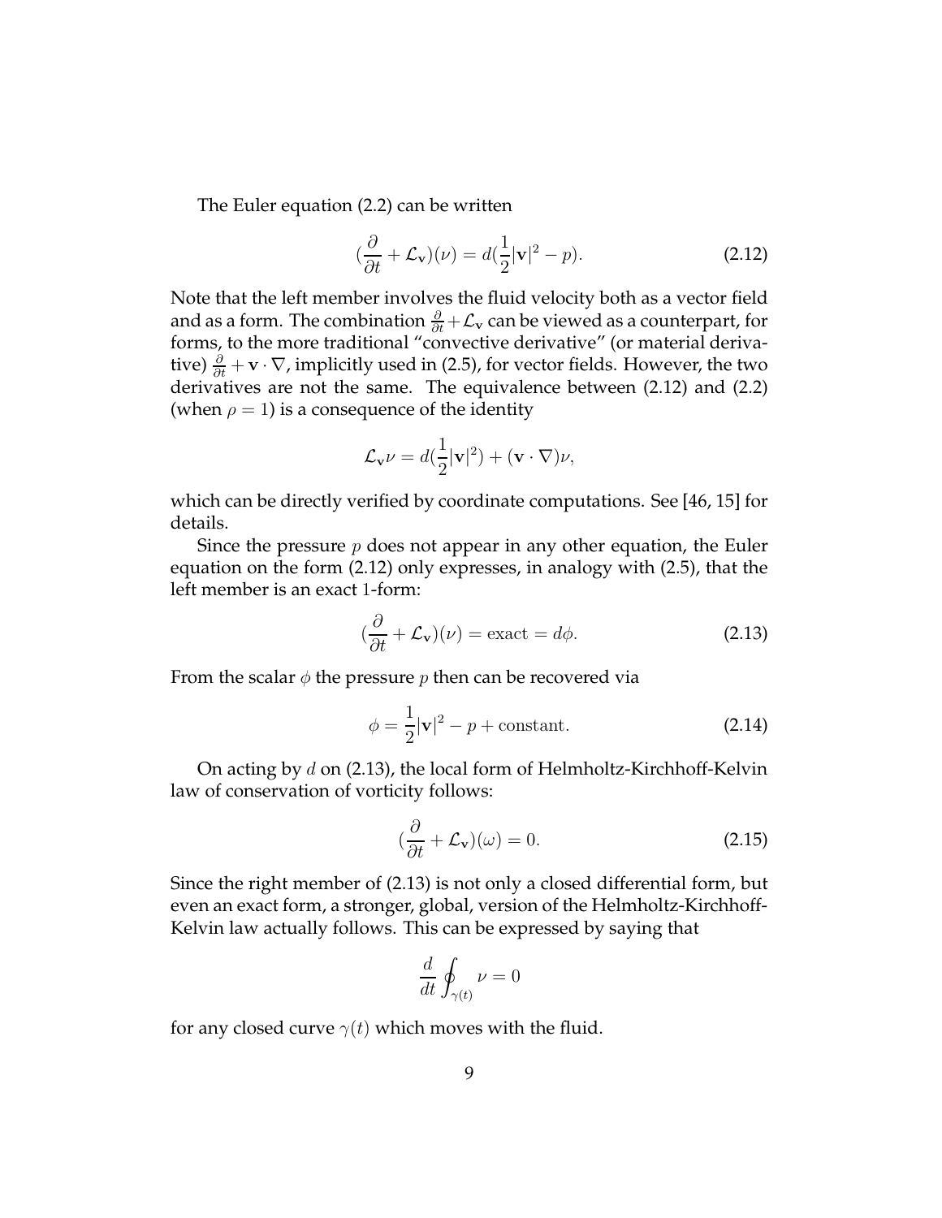The Euler equation (2.2) can be written

$$(\frac{\partial}{\partial t} + \mathcal{L}_{\mathbf{v}})(\nu) = d(\frac{1}{2}|\mathbf{v}|^2 - p). \tag{2.12}$$

Note that the left member involves the fluid velocity both as a vector field and as a form. The combination $\frac{\partial}{\partial t} + \mathcal{L}_{\mathbf{v}}$ can be viewed as a counterpart, for forms, to the more traditional "convective derivative" (or material derivative) $\frac{\partial}{\partial t} + \mathbf{v} \cdot \nabla$, implicitly used in (2.5), for vector fields. However, the two derivatives are not the same. The equivalence between (2.12) and (2.2) (when $\rho = 1$) is a consequence of the identity

$$\mathcal{L}_{\mathbf{v}}\nu = d(\frac{1}{2}|\mathbf{v}|^2) + (\mathbf{v} \cdot \nabla)\nu,$$

which can be directly verified by coordinate computations. See [46, 15] for details.

Since the pressure $p$ does not appear in any other equation, the Euler equation on the form (2.12) only expresses, in analogy with (2.5), that the left member is an exact 1-form:

$$(\frac{\partial}{\partial t} + \mathcal{L}_{\mathbf{v}})(\nu) = \text{exact} = d\phi. \tag{2.13}$$

From the scalar $\phi$ the pressure $p$ then can be recovered via

$$\phi = \frac{1}{2}|\mathbf{v}|^2 - p + \text{constant}. \tag{2.14}$$

On acting by $d$ on (2.13), the local form of Helmholtz-Kirchhoff-Kelvin law of conservation of vorticity follows:

$$(\frac{\partial}{\partial t} + \mathcal{L}_{\mathbf{v}})(\omega) = 0. \tag{2.15}$$

Since the right member of (2.13) is not only a closed differential form, but even an exact form, a stronger, global, version of the Helmholtz-Kirchhoff-Kelvin law actually follows. This can be expressed by saying that

$$\frac{d}{dt}\oint_{\gamma(t)} \nu = 0$$

for any closed curve $\gamma(t)$ which moves with the fluid.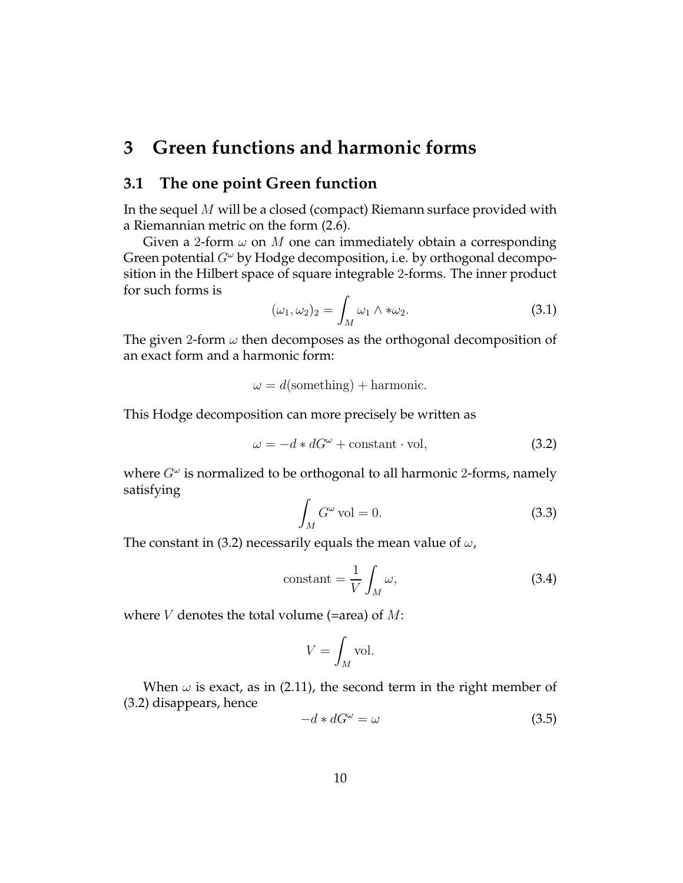# 3 Green functions and harmonic forms

## 3.1 The one point Green function

In the sequel $M$ will be a closed (compact) Riemann surface provided with a Riemannian metric on the form (2.6).

Given a 2-form $\omega$ on $M$ one can immediately obtain a corresponding Green potential $G^\omega$ by Hodge decomposition, i.e. by orthogonal decomposition in the Hilbert space of square integrable 2-forms. The inner product for such forms is

$$(\omega_1, \omega_2)_2 = \int_M \omega_1 \wedge *\omega_2. \tag{3.1}$$

The given 2-form $\omega$ then decomposes as the orthogonal decomposition of an exact form and a harmonic form:

$$\omega = d(\text{something}) + \text{harmonic}.$$

This Hodge decomposition can more precisely be written as

$$\omega = -d * dG^\omega + \text{constant} \cdot \text{vol}, \tag{3.2}$$

where $G^\omega$ is normalized to be orthogonal to all harmonic 2-forms, namely satisfying

$$\int_M G^\omega \,\text{vol} = 0. \tag{3.3}$$

The constant in (3.2) necessarily equals the mean value of $\omega$,

$$\text{constant} = \frac{1}{V}\int_M \omega, \tag{3.4}$$

where $V$ denotes the total volume (=area) of $M$:

$$V = \int_M \text{vol}.$$

When $\omega$ is exact, as in (2.11), the second term in the right member of (3.2) disappears, hence

$$-d * dG^\omega = \omega \tag{3.5}$$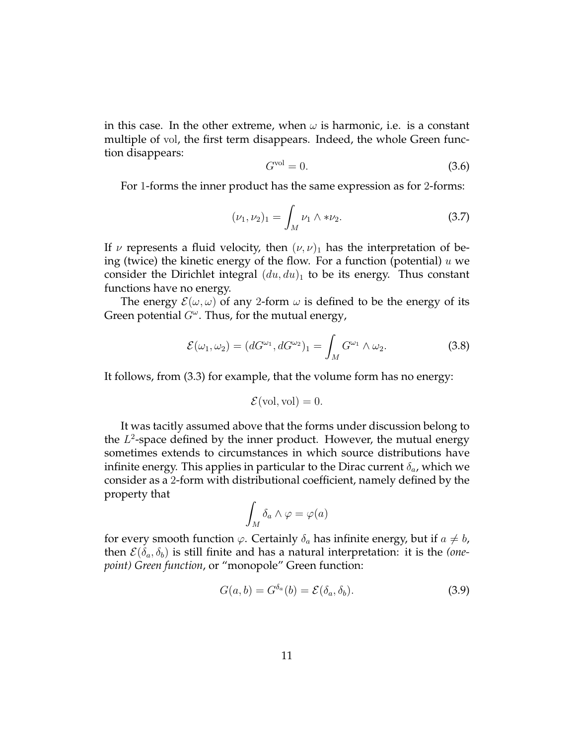in this case. In the other extreme, when $\omega$ is harmonic, i.e. is a constant multiple of vol, the first term disappears. Indeed, the whole Green function disappears:

$$G^{\mathrm{vol}} = 0. \tag{3.6}$$

For 1-forms the inner product has the same expression as for 2-forms:

$$(\nu_1, \nu_2)_1 = \int_M \nu_1 \wedge *\nu_2. \tag{3.7}$$

If $\nu$ represents a fluid velocity, then $(\nu, \nu)_1$ has the interpretation of being (twice) the kinetic energy of the flow. For a function (potential) $u$ we consider the Dirichlet integral $(du, du)_1$ to be its energy. Thus constant functions have no energy.

The energy $\mathcal{E}(\omega, \omega)$ of any 2-form $\omega$ is defined to be the energy of its Green potential $G^\omega$. Thus, for the mutual energy,

$$\mathcal{E}(\omega_1, \omega_2) = (dG^{\omega_1}, dG^{\omega_2})_1 = \int_M G^{\omega_1} \wedge \omega_2. \tag{3.8}$$

It follows, from (3.3) for example, that the volume form has no energy:

$$\mathcal{E}(\mathrm{vol}, \mathrm{vol}) = 0.$$

It was tacitly assumed above that the forms under discussion belong to the $L^2$-space defined by the inner product. However, the mutual energy sometimes extends to circumstances in which source distributions have infinite energy. This applies in particular to the Dirac current $\delta_a$, which we consider as a 2-form with distributional coefficient, namely defined by the property that

$$\int_M \delta_a \wedge \varphi = \varphi(a)$$

for every smooth function $\varphi$. Certainly $\delta_a$ has infinite energy, but if $a \neq b$, then $\mathcal{E}(\delta_a, \delta_b)$ is still finite and has a natural interpretation: it is the *(one-point) Green function*, or "monopole" Green function:

$$G(a, b) = G^{\delta_a}(b) = \mathcal{E}(\delta_a, \delta_b). \tag{3.9}$$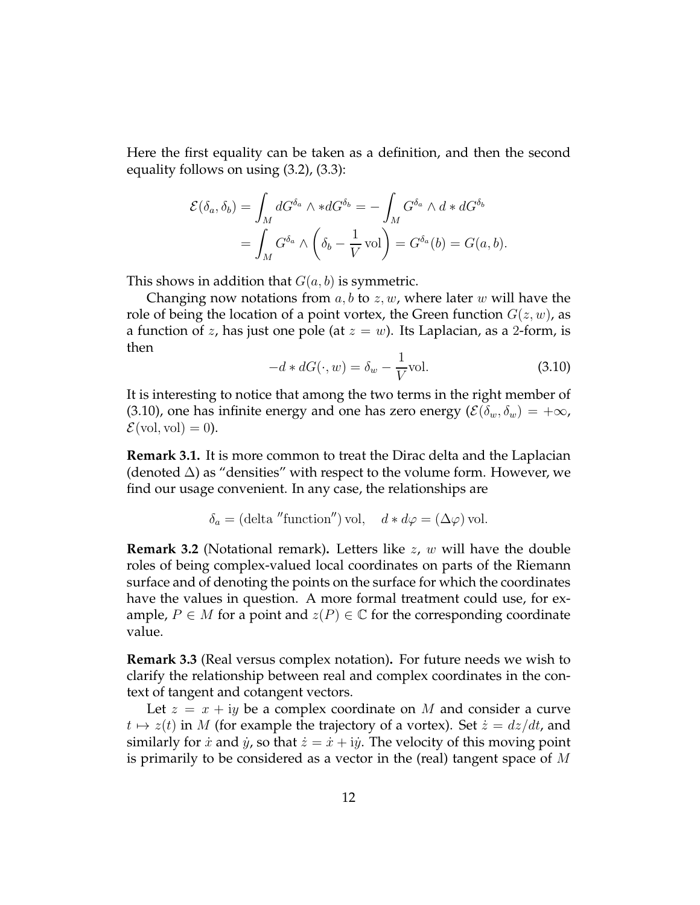Here the first equality can be taken as a definition, and then the second equality follows on using (3.2), (3.3):

$$\mathcal{E}(\delta_a, \delta_b) = \int_M dG^{\delta_a} \wedge * dG^{\delta_b} = -\int_M G^{\delta_a} \wedge d * dG^{\delta_b}$$
$$= \int_M G^{\delta_a} \wedge \left( \delta_b - \frac{1}{V}\,\mathrm{vol} \right) = G^{\delta_a}(b) = G(a, b).$$

This shows in addition that $G(a, b)$ is symmetric.

Changing now notations from $a, b$ to $z, w$, where later $w$ will have the role of being the location of a point vortex, the Green function $G(z, w)$, as a function of $z$, has just one pole (at $z = w$). Its Laplacian, as a 2-form, is then

$$-d * dG(\cdot, w) = \delta_w - \frac{1}{V}\mathrm{vol}. \tag{3.10}$$

It is interesting to notice that among the two terms in the right member of (3.10), one has infinite energy and one has zero energy ($\mathcal{E}(\delta_w, \delta_w) = +\infty$, $\mathcal{E}(\mathrm{vol}, \mathrm{vol}) = 0$).

**Remark 3.1.** It is more common to treat the Dirac delta and the Laplacian (denoted $\Delta$) as "densities" with respect to the volume form. However, we find our usage convenient. In any case, the relationships are

$$\delta_a = (\text{delta "function"})\,\mathrm{vol}, \quad d * d\varphi = (\Delta\varphi)\,\mathrm{vol}.$$

**Remark 3.2** (Notational remark)**.** Letters like $z$, $w$ will have the double roles of being complex-valued local coordinates on parts of the Riemann surface and of denoting the points on the surface for which the coordinates have the values in question. A more formal treatment could use, for example, $P \in M$ for a point and $z(P) \in \mathbb{C}$ for the corresponding coordinate value.

**Remark 3.3** (Real versus complex notation)**.** For future needs we wish to clarify the relationship between real and complex coordinates in the context of tangent and cotangent vectors.

Let $z = x + \mathrm{i}y$ be a complex coordinate on $M$ and consider a curve $t \mapsto z(t)$ in $M$ (for example the trajectory of a vortex). Set $\dot{z} = dz/dt$, and similarly for $\dot{x}$ and $\dot{y}$, so that $\dot{z} = \dot{x} + \mathrm{i}\dot{y}$. The velocity of this moving point is primarily to be considered as a vector in the (real) tangent space of $M$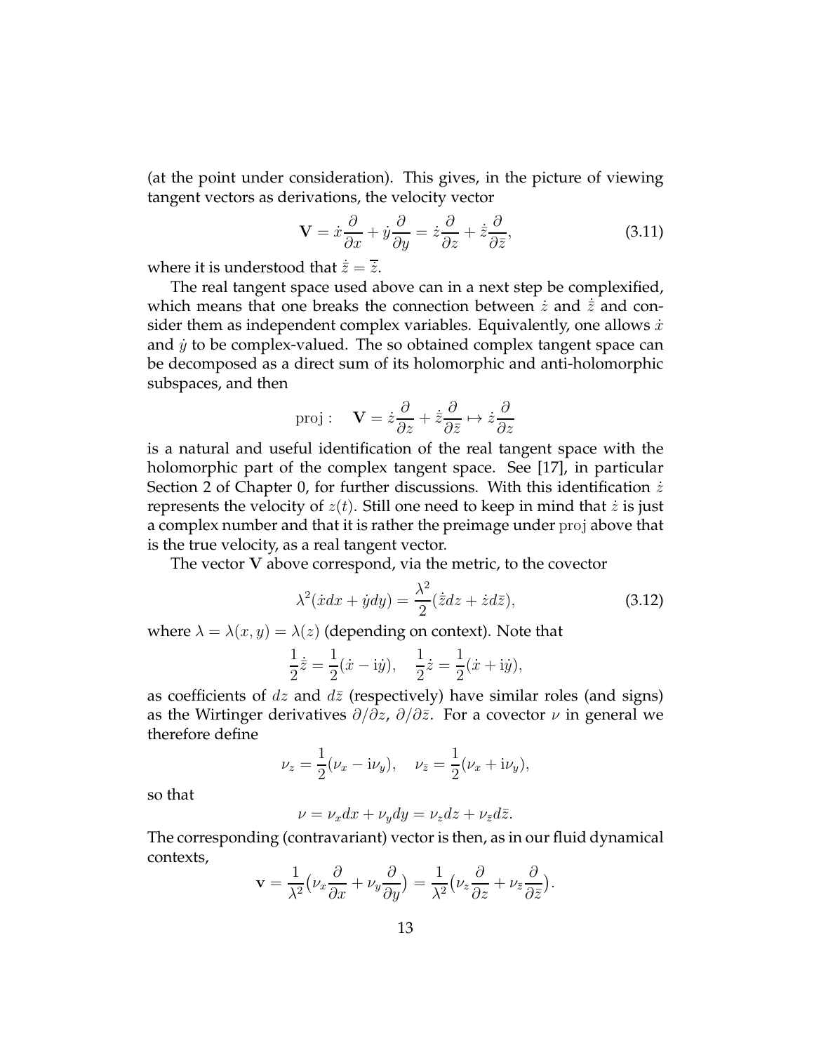(at the point under consideration). This gives, in the picture of viewing tangent vectors as derivations, the velocity vector

$$\mathbf{V} = \dot{x}\frac{\partial}{\partial x} + \dot{y}\frac{\partial}{\partial y} = \dot{z}\frac{\partial}{\partial z} + \dot{\bar{z}}\frac{\partial}{\partial \bar{z}}, \tag{3.11}$$

where it is understood that $\dot{\bar{z}} = \overline{\dot{z}}$.

The real tangent space used above can in a next step be complexified, which means that one breaks the connection between $\dot{z}$ and $\dot{\bar{z}}$ and consider them as independent complex variables. Equivalently, one allows $\dot{x}$ and $\dot{y}$ to be complex-valued. The so obtained complex tangent space can be decomposed as a direct sum of its holomorphic and anti-holomorphic subspaces, and then

$$\mathrm{proj}: \quad \mathbf{V} = \dot{z}\frac{\partial}{\partial z} + \dot{\bar{z}}\frac{\partial}{\partial \bar{z}} \mapsto \dot{z}\frac{\partial}{\partial z}$$

is a natural and useful identification of the real tangent space with the holomorphic part of the complex tangent space. See [17], in particular Section 2 of Chapter 0, for further discussions. With this identification $\dot{z}$ represents the velocity of $z(t)$. Still one need to keep in mind that $\dot{z}$ is just a complex number and that it is rather the preimage under $\mathrm{proj}$ above that is the true velocity, as a real tangent vector.

The vector $\mathbf{V}$ above correspond, via the metric, to the covector

$$\lambda^2(\dot{x}dx + \dot{y}dy) = \frac{\lambda^2}{2}(\dot{\bar{z}}dz + \dot{z}d\bar{z}), \tag{3.12}$$

where $\lambda = \lambda(x, y) = \lambda(z)$ (depending on context). Note that

$$\frac{1}{2}\dot{\bar{z}} = \frac{1}{2}(\dot{x} - \mathrm{i}\dot{y}), \quad \frac{1}{2}\dot{z} = \frac{1}{2}(\dot{x} + \mathrm{i}\dot{y}),$$

as coefficients of $dz$ and $d\bar{z}$ (respectively) have similar roles (and signs) as the Wirtinger derivatives $\partial/\partial z$, $\partial/\partial \bar{z}$. For a covector $\nu$ in general we therefore define

$$\nu_z = \frac{1}{2}(\nu_x - \mathrm{i}\nu_y), \quad \nu_{\bar{z}} = \frac{1}{2}(\nu_x + \mathrm{i}\nu_y),$$

so that

$$\nu = \nu_x dx + \nu_y dy = \nu_z dz + \nu_{\bar{z}} d\bar{z}.$$

The corresponding (contravariant) vector is then, as in our fluid dynamical contexts,

$$\mathbf{v} = \frac{1}{\lambda^2}\big(\nu_x\frac{\partial}{\partial x} + \nu_y\frac{\partial}{\partial y}\big) = \frac{1}{\lambda^2}\big(\nu_z\frac{\partial}{\partial z} + \nu_{\bar{z}}\frac{\partial}{\partial \bar{z}}\big).$$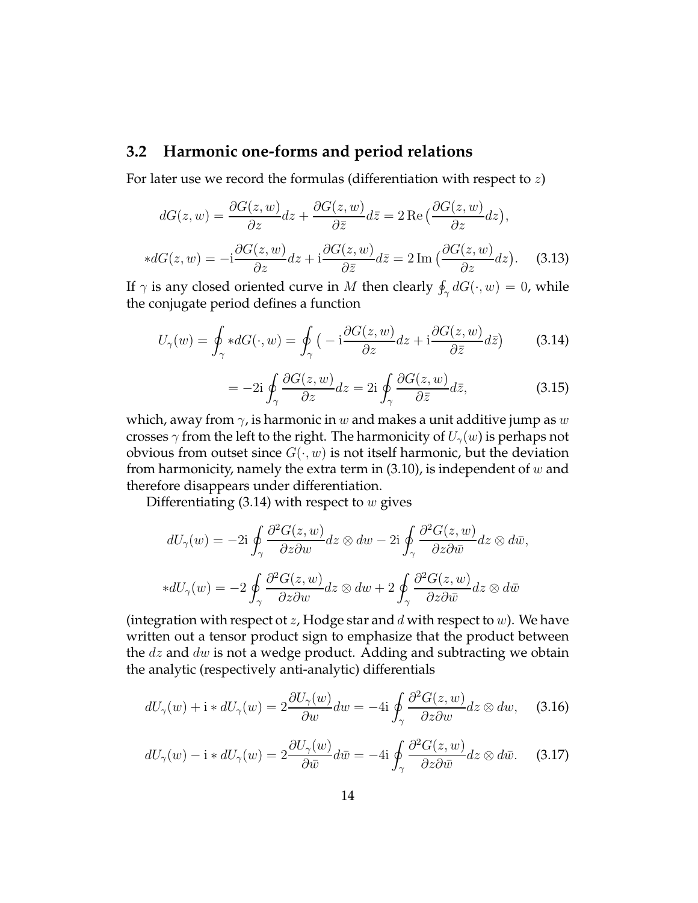### 3.2 Harmonic one-forms and period relations

For later use we record the formulas (differentiation with respect to $z$)

$$
dG(z,w) = \frac{\partial G(z,w)}{\partial z}dz + \frac{\partial G(z,w)}{\partial \bar{z}}d\bar{z} = 2\,\mathrm{Re}\big(\frac{\partial G(z,w)}{\partial z}dz\big),
$$

$$
*dG(z,w) = -\mathrm{i}\frac{\partial G(z,w)}{\partial z}dz + \mathrm{i}\frac{\partial G(z,w)}{\partial \bar{z}}d\bar{z} = 2\,\mathrm{Im}\big(\frac{\partial G(z,w)}{\partial z}dz\big). \tag{3.13}
$$

If $\gamma$ is any closed oriented curve in $M$ then clearly $\oint_\gamma dG(\cdot,w) = 0$, while the conjugate period defines a function

$$
U_\gamma(w) = \oint_\gamma *dG(\cdot,w) = \oint_\gamma \big(-\mathrm{i}\frac{\partial G(z,w)}{\partial z}dz + \mathrm{i}\frac{\partial G(z,w)}{\partial \bar{z}}d\bar{z}\big) \tag{3.14}
$$

$$
= -2\mathrm{i}\oint_\gamma \frac{\partial G(z,w)}{\partial z}dz = 2\mathrm{i}\oint_\gamma \frac{\partial G(z,w)}{\partial \bar{z}}d\bar{z}, \tag{3.15}
$$

which, away from $\gamma$, is harmonic in $w$ and makes a unit additive jump as $w$ crosses $\gamma$ from the left to the right. The harmonicity of $U_\gamma(w)$ is perhaps not obvious from outset since $G(\cdot,w)$ is not itself harmonic, but the deviation from harmonicity, namely the extra term in (3.10), is independent of $w$ and therefore disappears under differentiation.

Differentiating (3.14) with respect to $w$ gives

$$
dU_\gamma(w) = -2\mathrm{i}\oint_\gamma \frac{\partial^2 G(z,w)}{\partial z\partial w}dz\otimes dw - 2\mathrm{i}\oint_\gamma \frac{\partial^2 G(z,w)}{\partial z\partial \bar{w}}dz\otimes d\bar{w},
$$

$$
*dU_\gamma(w) = -2\oint_\gamma \frac{\partial^2 G(z,w)}{\partial z\partial w}dz\otimes dw + 2\oint_\gamma \frac{\partial^2 G(z,w)}{\partial z\partial \bar{w}}dz\otimes d\bar{w}
$$

(integration with respect ot $z$, Hodge star and $d$ with respect to $w$). We have written out a tensor product sign to emphasize that the product between the $dz$ and $dw$ is not a wedge product. Adding and subtracting we obtain the analytic (respectively anti-analytic) differentials

$$
dU_\gamma(w) + \mathrm{i}*dU_\gamma(w) = 2\frac{\partial U_\gamma(w)}{\partial w}dw = -4\mathrm{i}\oint_\gamma \frac{\partial^2 G(z,w)}{\partial z\partial w}dz\otimes dw, \tag{3.16}
$$

$$
dU_\gamma(w) - \mathrm{i}*dU_\gamma(w) = 2\frac{\partial U_\gamma(w)}{\partial \bar{w}}d\bar{w} = -4\mathrm{i}\oint_\gamma \frac{\partial^2 G(z,w)}{\partial z\partial \bar{w}}dz\otimes d\bar{w}. \tag{3.17}
$$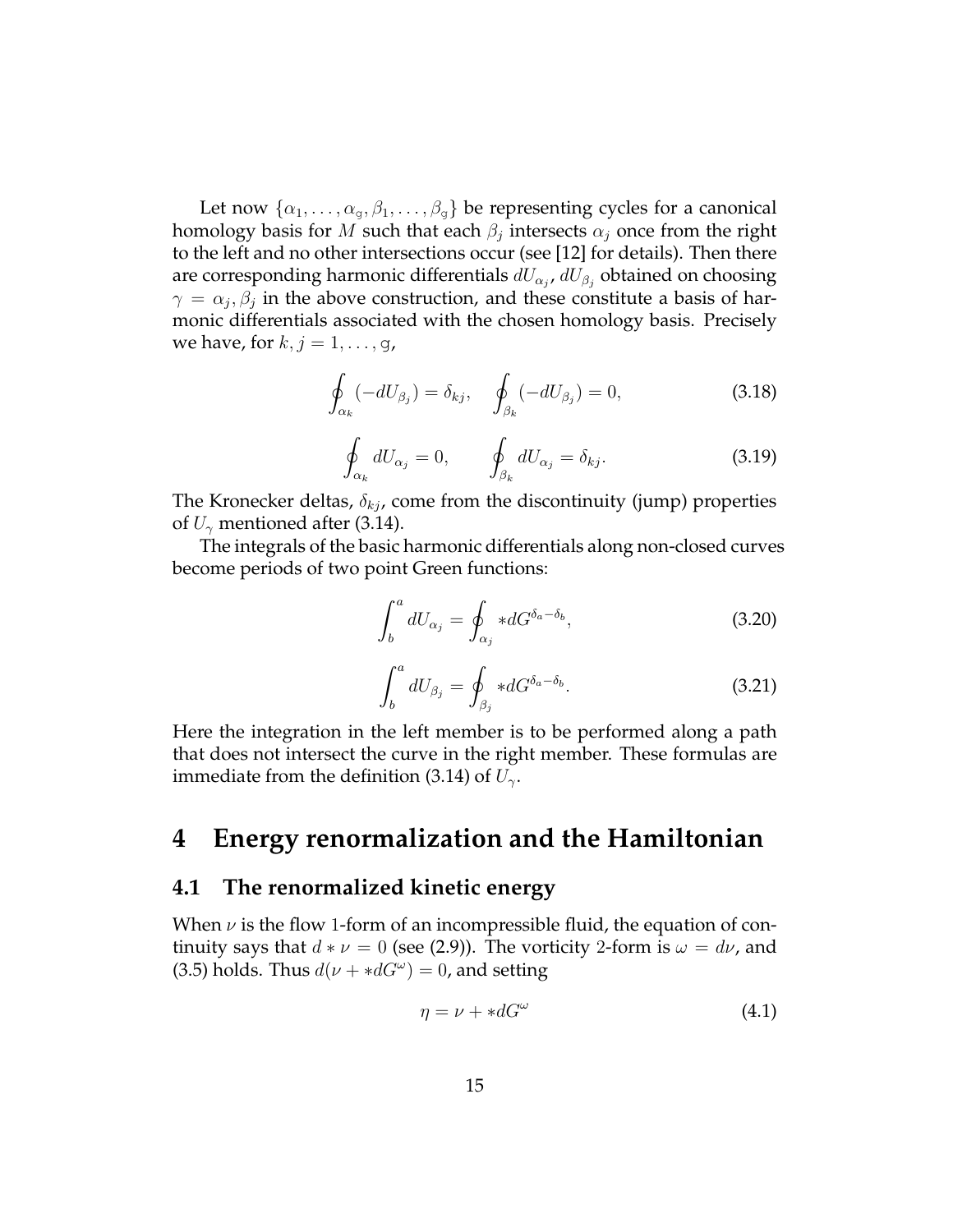Let now $\{\alpha_1, \ldots, \alpha_{\mathtt{g}}, \beta_1, \ldots, \beta_{\mathtt{g}}\}$ be representing cycles for a canonical homology basis for $M$ such that each $\beta_j$ intersects $\alpha_j$ once from the right to the left and no other intersections occur (see [12] for details). Then there are corresponding harmonic differentials $dU_{\alpha_j}$, $dU_{\beta_j}$ obtained on choosing $\gamma = \alpha_j, \beta_j$ in the above construction, and these constitute a basis of harmonic differentials associated with the chosen homology basis. Precisely we have, for $k, j = 1, \ldots, \mathtt{g}$,

$$\oint_{\alpha_k} (-dU_{\beta_j}) = \delta_{kj}, \quad \oint_{\beta_k} (-dU_{\beta_j}) = 0, \tag{3.18}$$

$$\oint_{\alpha_k} dU_{\alpha_j} = 0, \qquad \oint_{\beta_k} dU_{\alpha_j} = \delta_{kj}. \tag{3.19}$$

The Kronecker deltas, $\delta_{kj}$, come from the discontinuity (jump) properties of $U_\gamma$ mentioned after (3.14).

The integrals of the basic harmonic differentials along non-closed curves become periods of two point Green functions:

$$\int_b^a dU_{\alpha_j} = \oint_{\alpha_j} *dG^{\delta_a - \delta_b}, \tag{3.20}$$

$$\int_b^a dU_{\beta_j} = \oint_{\beta_j} *dG^{\delta_a - \delta_b}. \tag{3.21}$$

Here the integration in the left member is to be performed along a path that does not intersect the curve in the right member. These formulas are immediate from the definition (3.14) of $U_\gamma$.

# 4 Energy renormalization and the Hamiltonian

## 4.1 The renormalized kinetic energy

When $\nu$ is the flow 1-form of an incompressible fluid, the equation of continuity says that $d * \nu = 0$ (see (2.9)). The vorticity 2-form is $\omega = d\nu$, and (3.5) holds. Thus $d(\nu + *dG^\omega) = 0$, and setting

$$\eta = \nu + *dG^\omega \tag{4.1}$$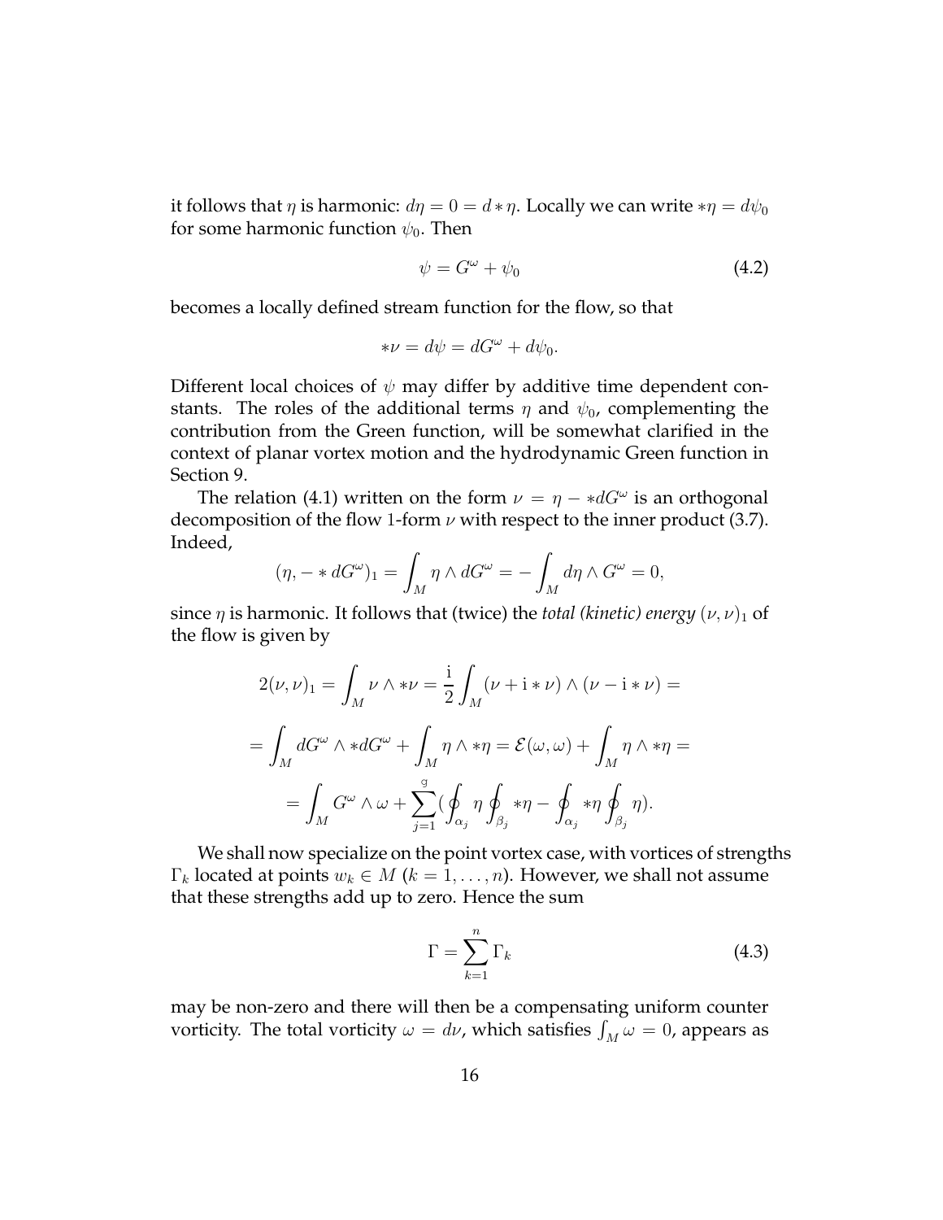it follows that $\eta$ is harmonic: $d\eta = 0 = d * \eta$. Locally we can write $*\eta = d\psi_0$ for some harmonic function $\psi_0$. Then

$$\psi = G^\omega + \psi_0 \tag{4.2}$$

becomes a locally defined stream function for the flow, so that

$$*\nu = d\psi = dG^\omega + d\psi_0.$$

Different local choices of $\psi$ may differ by additive time dependent constants. The roles of the additional terms $\eta$ and $\psi_0$, complementing the contribution from the Green function, will be somewhat clarified in the context of planar vortex motion and the hydrodynamic Green function in Section 9.

The relation (4.1) written on the form $\nu = \eta - *dG^\omega$ is an orthogonal decomposition of the flow 1-form $\nu$ with respect to the inner product (3.7). Indeed,

$$(\eta, - * dG^\omega)_1 = \int_M \eta \wedge dG^\omega = -\int_M d\eta \wedge G^\omega = 0,$$

since $\eta$ is harmonic. It follows that (twice) the *total (kinetic) energy* $(\nu, \nu)_1$ of the flow is given by

$$2(\nu,\nu)_1 = \int_M \nu \wedge *\nu = \frac{\mathrm{i}}{2}\int_M (\nu + \mathrm{i} * \nu) \wedge (\nu - \mathrm{i} * \nu) =$$

$$= \int_M dG^\omega \wedge *dG^\omega + \int_M \eta \wedge *\eta = \mathcal{E}(\omega,\omega) + \int_M \eta \wedge *\eta =$$

$$= \int_M G^\omega \wedge \omega + \sum_{j=1}^{\mathrm{g}} (\oint_{\alpha_j} \eta \oint_{\beta_j} *\eta - \oint_{\alpha_j} *\eta \oint_{\beta_j} \eta).$$

We shall now specialize on the point vortex case, with vortices of strengths $\Gamma_k$ located at points $w_k \in M$ ($k = 1, \dots, n$). However, we shall not assume that these strengths add up to zero. Hence the sum

$$\Gamma = \sum_{k=1}^{n} \Gamma_k \tag{4.3}$$

may be non-zero and there will then be a compensating uniform counter vorticity. The total vorticity $\omega = d\nu$, which satisfies $\int_M \omega = 0$, appears as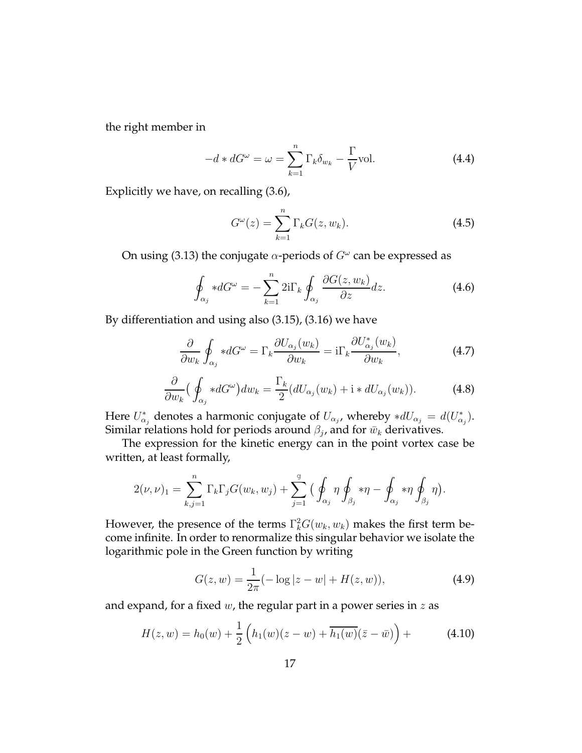the right member in

$$-d * dG^{\omega} = \omega = \sum_{k=1}^{n} \Gamma_k \delta_{w_k} - \frac{\Gamma}{V}\text{vol}. \tag{4.4}$$

Explicitly we have, on recalling (3.6),

$$G^{\omega}(z) = \sum_{k=1}^{n} \Gamma_k G(z, w_k). \tag{4.5}$$

On using (3.13) the conjugate $\alpha$-periods of $G^{\omega}$ can be expressed as

$$\oint_{\alpha_j} *dG^{\omega} = -\sum_{k=1}^{n} 2\mathrm{i}\Gamma_k \oint_{\alpha_j} \frac{\partial G(z, w_k)}{\partial z} dz. \tag{4.6}$$

By differentiation and using also (3.15), (3.16) we have

$$\frac{\partial}{\partial w_k} \oint_{\alpha_j} *dG^{\omega} = \Gamma_k \frac{\partial U_{\alpha_j}(w_k)}{\partial w_k} = \mathrm{i}\Gamma_k \frac{\partial U^*_{\alpha_j}(w_k)}{\partial w_k}, \tag{4.7}$$

$$\frac{\partial}{\partial w_k}\big( \oint_{\alpha_j} *dG^{\omega} \big) dw_k = \frac{\Gamma_k}{2}(dU_{\alpha_j}(w_k) + \mathrm{i} * dU_{\alpha_j}(w_k)). \tag{4.8}$$

Here $U^*_{\alpha_j}$ denotes a harmonic conjugate of $U_{\alpha_j}$, whereby $*dU_{\alpha_j} = d(U^*_{\alpha_j})$. Similar relations hold for periods around $\beta_j$, and for $\bar{w}_k$ derivatives.

The expression for the kinetic energy can in the point vortex case be written, at least formally,

$$2(\nu, \nu)_1 = \sum_{k,j=1}^{n} \Gamma_k \Gamma_j G(w_k, w_j) + \sum_{j=1}^{\mathsf{g}} \big( \oint_{\alpha_j} \eta \oint_{\beta_j} *\eta - \oint_{\alpha_j} *\eta \oint_{\beta_j} \eta \big).$$

However, the presence of the terms $\Gamma_k^2 G(w_k, w_k)$ makes the first term become infinite. In order to renormalize this singular behavior we isolate the logarithmic pole in the Green function by writing

$$G(z, w) = \frac{1}{2\pi}(-\log|z - w| + H(z, w)), \tag{4.9}$$

and expand, for a fixed $w$, the regular part in a power series in $z$ as

$$H(z, w) = h_0(w) + \frac{1}{2}\left( h_1(w)(z - w) + \overline{h_1(w)}(\bar{z} - \bar{w}) \right) + \tag{4.10}$$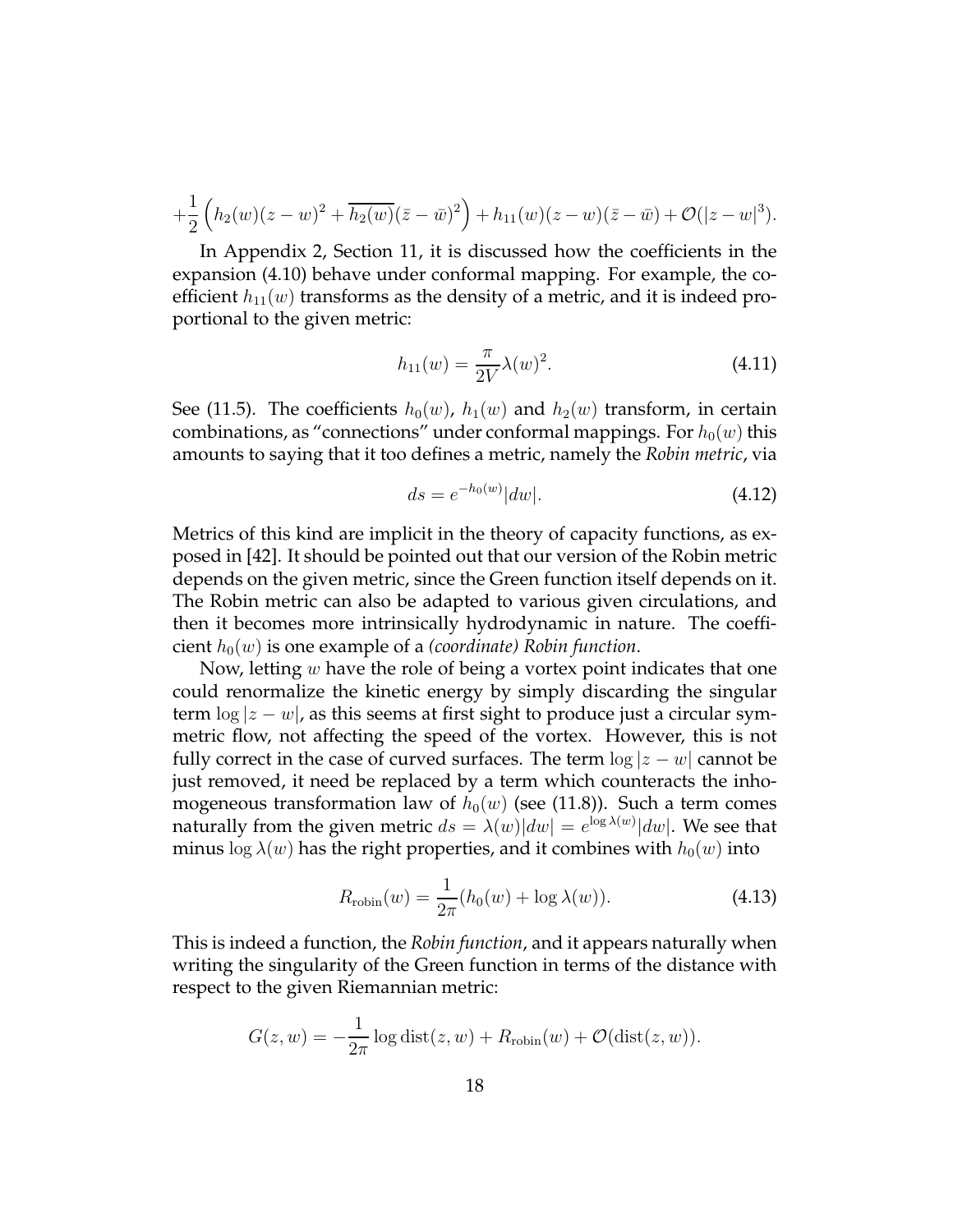$$+\frac{1}{2}\left(h_2(w)(z-w)^2+\overline{h_2(w)}(\bar{z}-\bar{w})^2\right)+h_{11}(w)(z-w)(\bar{z}-\bar{w})+\mathcal{O}(|z-w|^3).$$

In Appendix 2, Section 11, it is discussed how the coefficients in the expansion (4.10) behave under conformal mapping. For example, the coefficient $h_{11}(w)$ transforms as the density of a metric, and it is indeed proportional to the given metric:

$$h_{11}(w)=\frac{\pi}{2V}\lambda(w)^2. \tag{4.11}$$

See (11.5). The coefficients $h_0(w)$, $h_1(w)$ and $h_2(w)$ transform, in certain combinations, as "connections" under conformal mappings. For $h_0(w)$ this amounts to saying that it too defines a metric, namely the *Robin metric*, via

$$ds=e^{-h_0(w)}|dw|. \tag{4.12}$$

Metrics of this kind are implicit in the theory of capacity functions, as exposed in [42]. It should be pointed out that our version of the Robin metric depends on the given metric, since the Green function itself depends on it. The Robin metric can also be adapted to various given circulations, and then it becomes more intrinsically hydrodynamic in nature. The coefficient $h_0(w)$ is one example of a *(coordinate) Robin function*.

Now, letting $w$ have the role of being a vortex point indicates that one could renormalize the kinetic energy by simply discarding the singular term $\log|z-w|$, as this seems at first sight to produce just a circular symmetric flow, not affecting the speed of the vortex. However, this is not fully correct in the case of curved surfaces. The term $\log|z-w|$ cannot be just removed, it need be replaced by a term which counteracts the inhomogeneous transformation law of $h_0(w)$ (see (11.8)). Such a term comes naturally from the given metric $ds=\lambda(w)|dw|=e^{\log\lambda(w)}|dw|$. We see that minus $\log\lambda(w)$ has the right properties, and it combines with $h_0(w)$ into

$$R_{\rm robin}(w)=\frac{1}{2\pi}(h_0(w)+\log\lambda(w)). \tag{4.13}$$

This is indeed a function, the *Robin function*, and it appears naturally when writing the singularity of the Green function in terms of the distance with respect to the given Riemannian metric:

$$G(z,w)=-\frac{1}{2\pi}\log{\rm dist}(z,w)+R_{\rm robin}(w)+\mathcal{O}({\rm dist}(z,w)).$$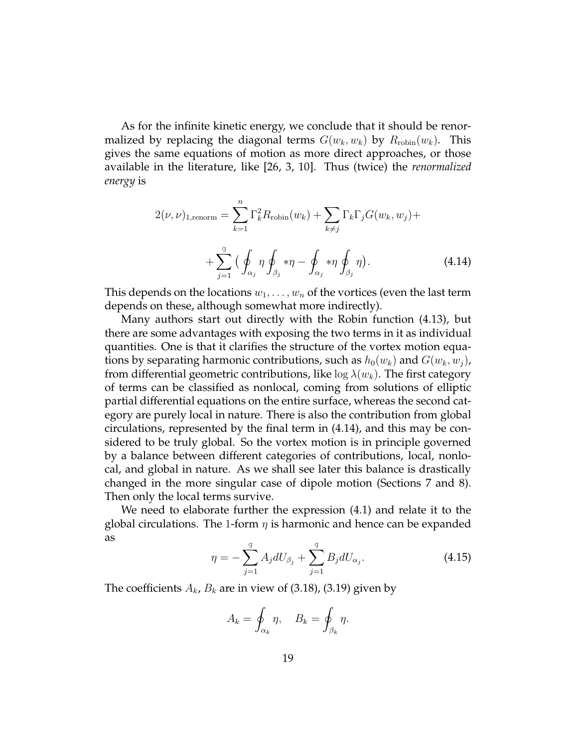As for the infinite kinetic energy, we conclude that it should be renormalized by replacing the diagonal terms $G(w_k, w_k)$ by $R_{\rm robin}(w_k)$. This gives the same equations of motion as more direct approaches, or those available in the literature, like [26, 3, 10]. Thus (twice) the *renormalized energy* is

$$
2(\nu,\nu)_{1,{\rm renorm}} = \sum_{k=1}^{n} \Gamma_k^2 R_{\rm robin}(w_k) + \sum_{k\neq j} \Gamma_k \Gamma_j G(w_k, w_j) +
$$

$$
+ \sum_{j=1}^{\mathtt{g}} \big( \oint_{\alpha_j} \eta \oint_{\beta_j} *\eta - \oint_{\alpha_j} *\eta \oint_{\beta_j} \eta \big). \tag{4.14}
$$

This depends on the locations $w_1, \dots, w_n$ of the vortices (even the last term depends on these, although somewhat more indirectly).

Many authors start out directly with the Robin function (4.13), but there are some advantages with exposing the two terms in it as individual quantities. One is that it clarifies the structure of the vortex motion equations by separating harmonic contributions, such as $h_0(w_k)$ and $G(w_k, w_j)$, from differential geometric contributions, like $\log \lambda(w_k)$. The first category of terms can be classified as nonlocal, coming from solutions of elliptic partial differential equations on the entire surface, whereas the second category are purely local in nature. There is also the contribution from global circulations, represented by the final term in (4.14), and this may be considered to be truly global. So the vortex motion is in principle governed by a balance between different categories of contributions, local, nonlocal, and global in nature. As we shall see later this balance is drastically changed in the more singular case of dipole motion (Sections 7 and 8). Then only the local terms survive.

We need to elaborate further the expression (4.1) and relate it to the global circulations. The 1-form $\eta$ is harmonic and hence can be expanded as

$$
\eta = -\sum_{j=1}^{\mathtt{g}} A_j dU_{\beta_j} + \sum_{j=1}^{\mathtt{g}} B_j dU_{\alpha_j}. \tag{4.15}
$$

The coefficients $A_k$, $B_k$ are in view of (3.18), (3.19) given by

$$
A_k = \oint_{\alpha_k} \eta, \quad B_k = \oint_{\beta_k} \eta.
$$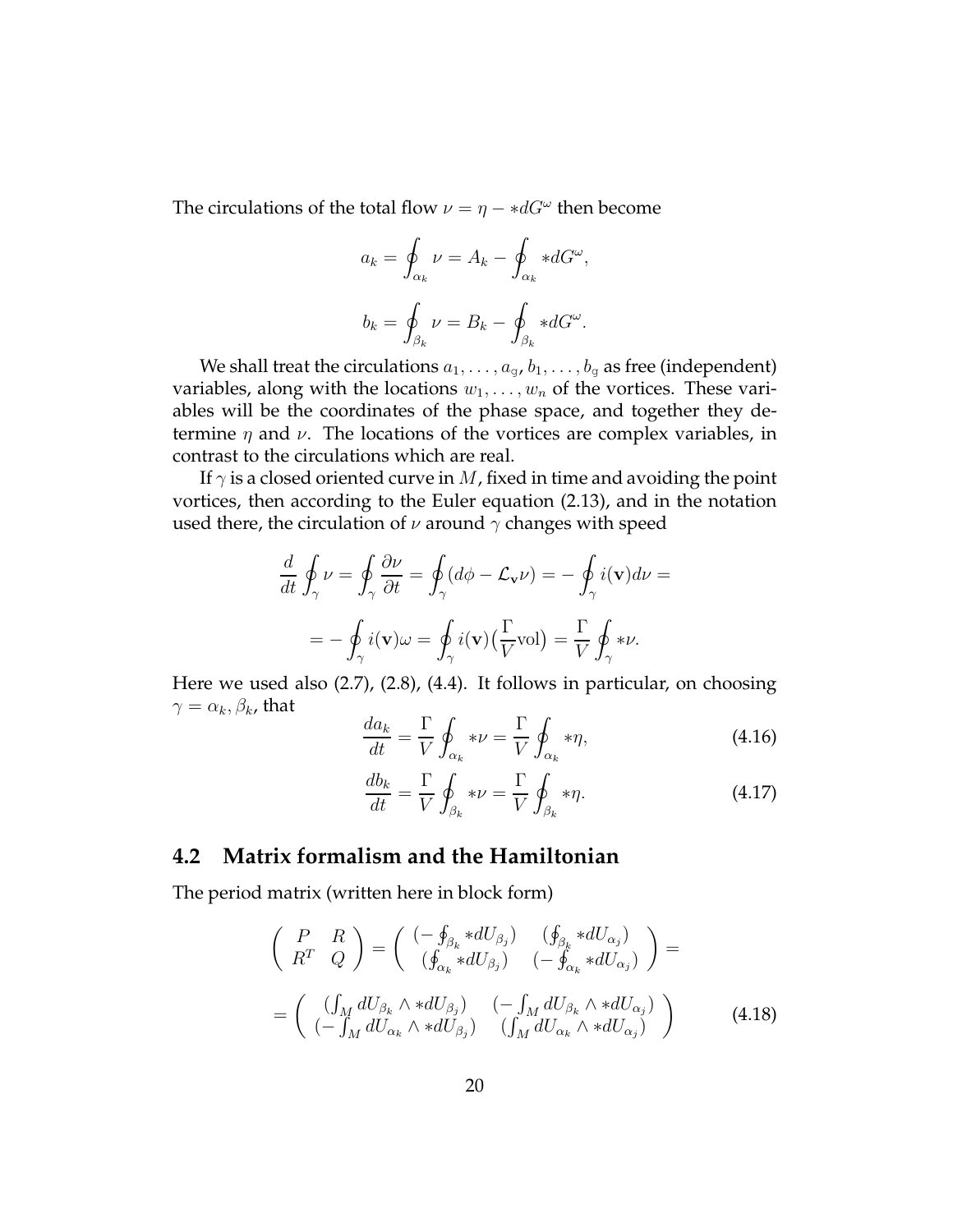The circulations of the total flow $\nu = \eta - *dG^\omega$ then become

$$a_k = \oint_{\alpha_k} \nu = A_k - \oint_{\alpha_k} *dG^\omega,$$

$$b_k = \oint_{\beta_k} \nu = B_k - \oint_{\beta_k} *dG^\omega.$$

We shall treat the circulations $a_1, \dots, a_g, b_1, \dots, b_g$ as free (independent) variables, along with the locations $w_1, \dots, w_n$ of the vortices. These variables will be the coordinates of the phase space, and together they determine $\eta$ and $\nu$. The locations of the vortices are complex variables, in contrast to the circulations which are real.

If $\gamma$ is a closed oriented curve in $M$, fixed in time and avoiding the point vortices, then according to the Euler equation (2.13), and in the notation used there, the circulation of $\nu$ around $\gamma$ changes with speed

$$\frac{d}{dt}\oint_\gamma \nu = \oint_\gamma \frac{\partial \nu}{\partial t} = \oint_\gamma (d\phi - \mathcal{L}_{\mathbf{v}}\nu) = -\oint_\gamma i(\mathbf{v})d\nu =$$

$$= -\oint_\gamma i(\mathbf{v})\omega = \oint_\gamma i(\mathbf{v})\big(\frac{\Gamma}{V}\mathrm{vol}\big) = \frac{\Gamma}{V}\oint_\gamma *\nu.$$

Here we used also (2.7), (2.8), (4.4). It follows in particular, on choosing $\gamma = \alpha_k, \beta_k$, that

$$\frac{da_k}{dt} = \frac{\Gamma}{V}\oint_{\alpha_k} *\nu = \frac{\Gamma}{V}\oint_{\alpha_k} *\eta, \tag{4.16}$$

$$\frac{db_k}{dt} = \frac{\Gamma}{V}\oint_{\beta_k} *\nu = \frac{\Gamma}{V}\oint_{\beta_k} *\eta. \tag{4.17}$$

## 4.2 Matrix formalism and the Hamiltonian

The period matrix (written here in block form)

$$\begin{pmatrix} P & R \\ R^T & Q \end{pmatrix} = \begin{pmatrix} (-\oint_{\beta_k} *dU_{\beta_j}) & (\oint_{\beta_k} *dU_{\alpha_j}) \\ (\oint_{\alpha_k} *dU_{\beta_j}) & (-\oint_{\alpha_k} *dU_{\alpha_j}) \end{pmatrix} =$$

$$= \begin{pmatrix} (\int_M dU_{\beta_k} \wedge *dU_{\beta_j}) & (-\int_M dU_{\beta_k} \wedge *dU_{\alpha_j}) \\ (-\int_M dU_{\alpha_k} \wedge *dU_{\beta_j}) & (\int_M dU_{\alpha_k} \wedge *dU_{\alpha_j}) \end{pmatrix} \tag{4.18}$$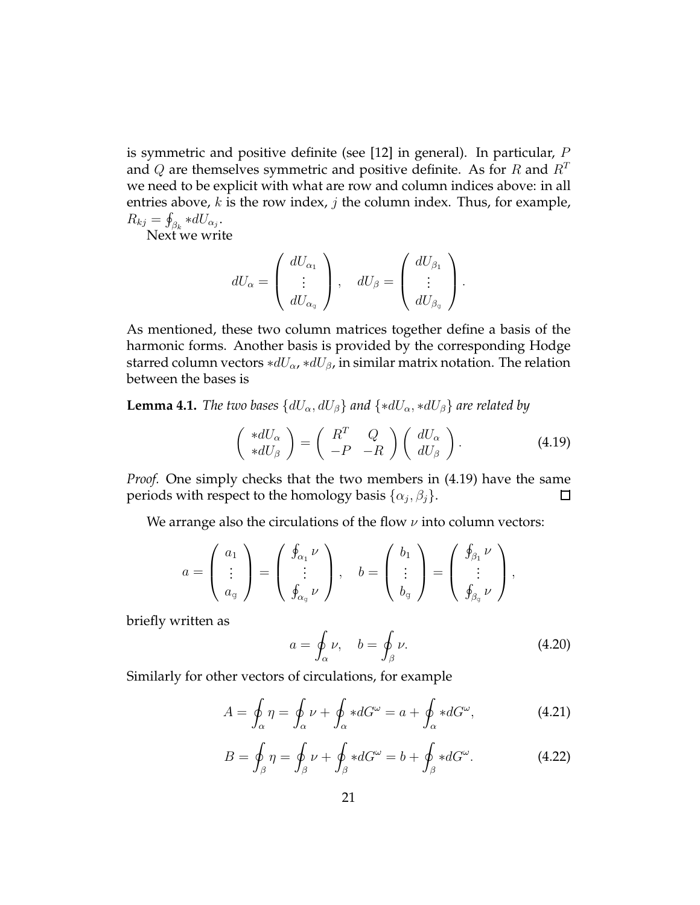is symmetric and positive definite (see [12] in general). In particular, $P$ and $Q$ are themselves symmetric and positive definite. As for $R$ and $R^T$ we need to be explicit with what are row and column indices above: in all entries above, $k$ is the row index, $j$ the column index. Thus, for example, $R_{kj} = \oint_{\beta_k} *dU_{\alpha_j}$.

Next we write

$$dU_\alpha = \begin{pmatrix} dU_{\alpha_1} \\ \vdots \\ dU_{\alpha_{\rm g}} \end{pmatrix}, \quad dU_\beta = \begin{pmatrix} dU_{\beta_1} \\ \vdots \\ dU_{\beta_{\rm g}} \end{pmatrix}.$$

As mentioned, these two column matrices together define a basis of the harmonic forms. Another basis is provided by the corresponding Hodge starred column vectors $*dU_\alpha$, $*dU_\beta$, in similar matrix notation. The relation between the bases is

**Lemma 4.1.** *The two bases $\{dU_\alpha, dU_\beta\}$ and $\{*dU_\alpha, *dU_\beta\}$ are related by*

$$\begin{pmatrix} *dU_\alpha \\ *dU_\beta \end{pmatrix} = \begin{pmatrix} R^T & Q \\ -P & -R \end{pmatrix} \begin{pmatrix} dU_\alpha \\ dU_\beta \end{pmatrix}. \tag{4.19}$$

*Proof.* One simply checks that the two members in (4.19) have the same periods with respect to the homology basis $\{\alpha_j, \beta_j\}$. □

We arrange also the circulations of the flow $\nu$ into column vectors:

$$a = \begin{pmatrix} a_1 \\ \vdots \\ a_{\rm g} \end{pmatrix} = \begin{pmatrix} \oint_{\alpha_1} \nu \\ \vdots \\ \oint_{\alpha_{\rm g}} \nu \end{pmatrix}, \quad b = \begin{pmatrix} b_1 \\ \vdots \\ b_{\rm g} \end{pmatrix} = \begin{pmatrix} \oint_{\beta_1} \nu \\ \vdots \\ \oint_{\beta_{\rm g}} \nu \end{pmatrix},$$

briefly written as

$$a = \oint_\alpha \nu, \quad b = \oint_\beta \nu. \tag{4.20}$$

Similarly for other vectors of circulations, for example

$$A = \oint_\alpha \eta = \oint_\alpha \nu + \oint_\alpha *dG^\omega = a + \oint_\alpha *dG^\omega, \tag{4.21}$$

$$B = \oint_\beta \eta = \oint_\beta \nu + \oint_\beta *dG^\omega = b + \oint_\beta *dG^\omega. \tag{4.22}$$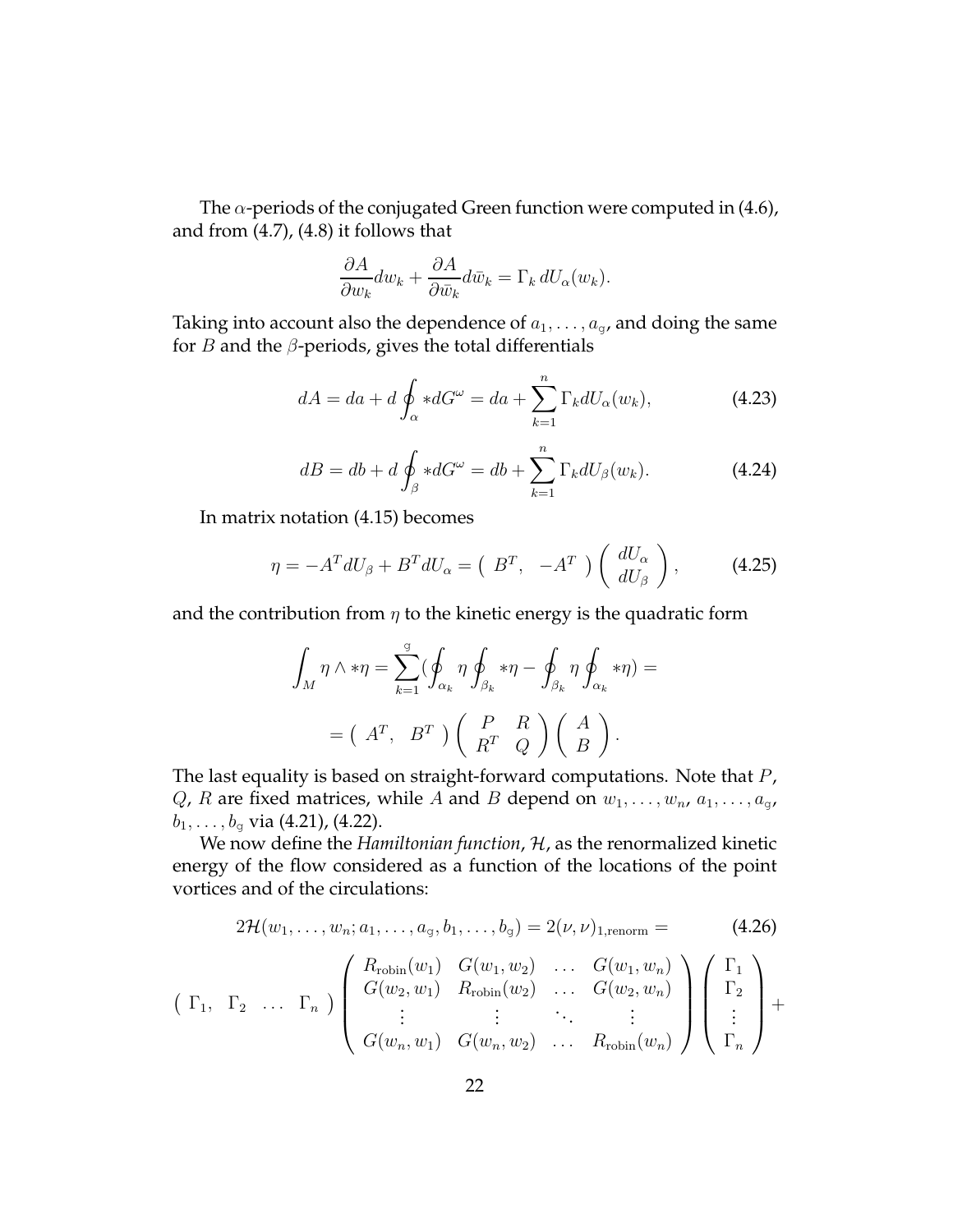The $\alpha$-periods of the conjugated Green function were computed in (4.6), and from (4.7), (4.8) it follows that

$$\frac{\partial A}{\partial w_k} dw_k + \frac{\partial A}{\partial \bar{w}_k} d\bar{w}_k = \Gamma_k \, dU_\alpha(w_k).$$

Taking into account also the dependence of $a_1, \dots, a_{\mathtt{g}}$, and doing the same for $B$ and the $\beta$-periods, gives the total differentials

$$dA = da + d \oint_\alpha *dG^\omega = da + \sum_{k=1}^{n} \Gamma_k dU_\alpha(w_k), \tag{4.23}$$

$$dB = db + d \oint_\beta *dG^\omega = db + \sum_{k=1}^{n} \Gamma_k dU_\beta(w_k). \tag{4.24}$$

In matrix notation (4.15) becomes

$$\eta = -A^T dU_\beta + B^T dU_\alpha = \begin{pmatrix} B^T, & -A^T \end{pmatrix} \begin{pmatrix} dU_\alpha \\ dU_\beta \end{pmatrix}, \tag{4.25}$$

and the contribution from $\eta$ to the kinetic energy is the quadratic form

$$\int_M \eta \wedge *\eta = \sum_{k=1}^{\mathtt{g}} \Big( \oint_{\alpha_k} \eta \oint_{\beta_k} *\eta - \oint_{\beta_k} \eta \oint_{\alpha_k} *\eta \Big) =$$

$$= \begin{pmatrix} A^T, & B^T \end{pmatrix} \begin{pmatrix} P & R \\ R^T & Q \end{pmatrix} \begin{pmatrix} A \\ B \end{pmatrix}.$$

The last equality is based on straight-forward computations. Note that $P$, $Q$, $R$ are fixed matrices, while $A$ and $B$ depend on $w_1, \dots, w_n$, $a_1, \dots, a_{\mathtt{g}}$, $b_1, \dots, b_{\mathtt{g}}$ via (4.21), (4.22).

We now define the *Hamiltonian function*, $\mathcal{H}$, as the renormalized kinetic energy of the flow considered as a function of the locations of the point vortices and of the circulations:

$$2\mathcal{H}(w_1, \dots, w_n; a_1, \dots, a_{\mathtt{g}}, b_1, \dots, b_{\mathtt{g}}) = 2(\nu, \nu)_{1,\text{renorm}} = \tag{4.26}$$

$$\begin{pmatrix} \Gamma_1, & \Gamma_2 & \dots & \Gamma_n \end{pmatrix} \begin{pmatrix} R_{\text{robin}}(w_1) & G(w_1, w_2) & \dots & G(w_1, w_n) \\ G(w_2, w_1) & R_{\text{robin}}(w_2) & \dots & G(w_2, w_n) \\ \vdots & \vdots & \ddots & \vdots \\ G(w_n, w_1) & G(w_n, w_2) & \dots & R_{\text{robin}}(w_n) \end{pmatrix} \begin{pmatrix} \Gamma_1 \\ \Gamma_2 \\ \vdots \\ \Gamma_n \end{pmatrix} +$$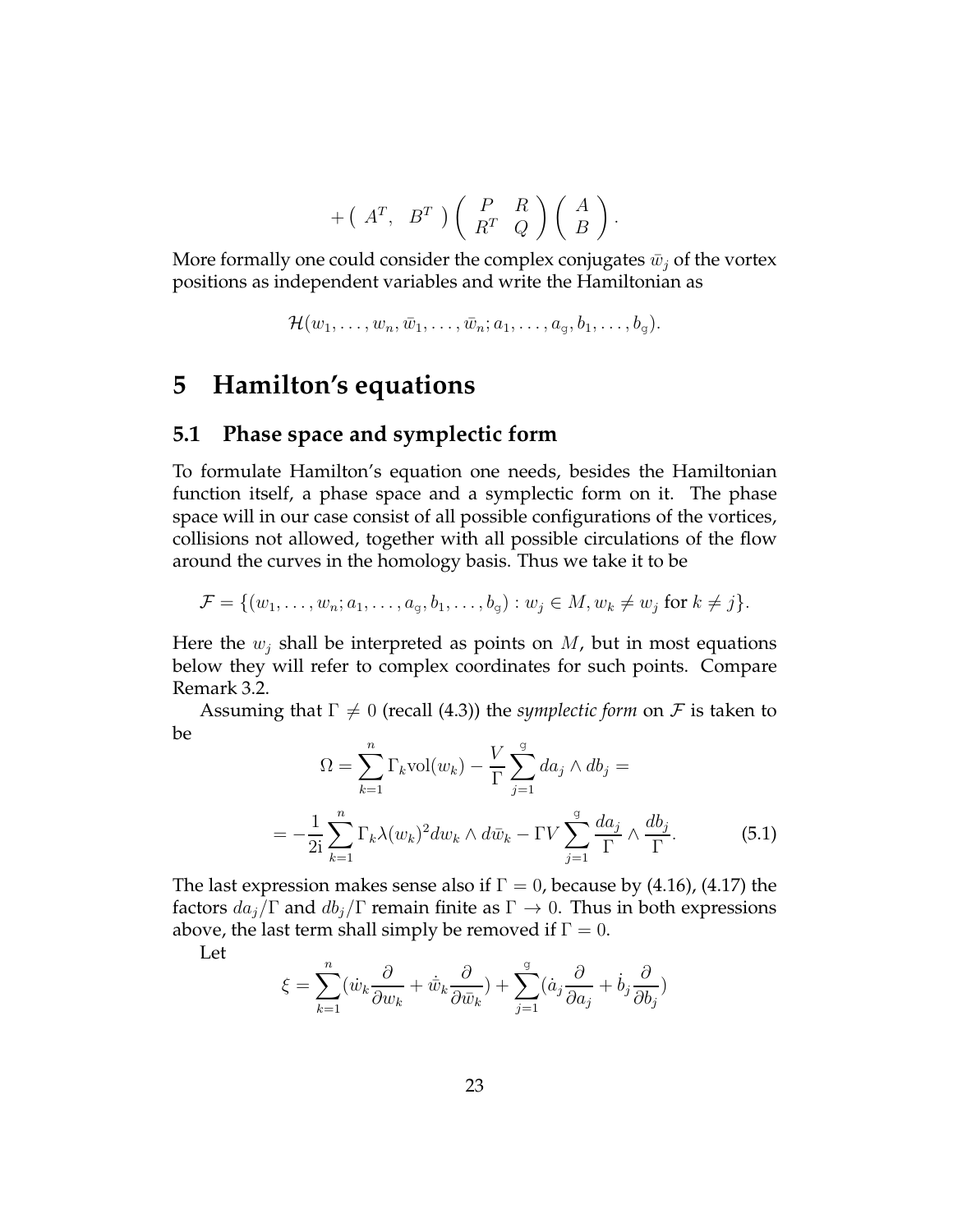$$
+\begin{pmatrix} A^T, & B^T \end{pmatrix} \begin{pmatrix} P & R \\ R^T & Q \end{pmatrix} \begin{pmatrix} A \\ B \end{pmatrix}.
$$

More formally one could consider the complex conjugates $\bar{w}_j$ of the vortex positions as independent variables and write the Hamiltonian as

$$
\mathcal{H}(w_1, \dots, w_n, \bar{w}_1, \dots, \bar{w}_n; a_1, \dots, a_{\mathtt{g}}, b_1, \dots, b_{\mathtt{g}}).
$$

# 5 Hamilton's equations

## 5.1 Phase space and symplectic form

To formulate Hamilton's equation one needs, besides the Hamiltonian function itself, a phase space and a symplectic form on it. The phase space will in our case consist of all possible configurations of the vortices, collisions not allowed, together with all possible circulations of the flow around the curves in the homology basis. Thus we take it to be

$$
\mathcal{F} = \{(w_1, \dots, w_n; a_1, \dots, a_{\mathtt{g}}, b_1, \dots, b_{\mathtt{g}}) : w_j \in M, w_k \neq w_j \text{ for } k \neq j\}.
$$

Here the $w_j$ shall be interpreted as points on $M$, but in most equations below they will refer to complex coordinates for such points. Compare Remark 3.2.

Assuming that $\Gamma \neq 0$ (recall (4.3)) the *symplectic form* on $\mathcal{F}$ is taken to be

$$
\Omega = \sum_{k=1}^{n} \Gamma_k \text{vol}(w_k) - \frac{V}{\Gamma} \sum_{j=1}^{\mathtt{g}} da_j \wedge db_j =
$$

$$
= -\frac{1}{2\mathrm{i}} \sum_{k=1}^{n} \Gamma_k \lambda(w_k)^2 dw_k \wedge d\bar{w}_k - \Gamma V \sum_{j=1}^{\mathtt{g}} \frac{da_j}{\Gamma} \wedge \frac{db_j}{\Gamma}. \tag{5.1}
$$

The last expression makes sense also if $\Gamma = 0$, because by (4.16), (4.17) the factors $da_j/\Gamma$ and $db_j/\Gamma$ remain finite as $\Gamma \to 0$. Thus in both expressions above, the last term shall simply be removed if $\Gamma = 0$.

Let

$$
\xi = \sum_{k=1}^{n} (\dot{w}_k \frac{\partial}{\partial w_k} + \dot{\bar{w}}_k \frac{\partial}{\partial \bar{w}_k}) + \sum_{j=1}^{\mathtt{g}} (\dot{a}_j \frac{\partial}{\partial a_j} + \dot{b}_j \frac{\partial}{\partial b_j})
$$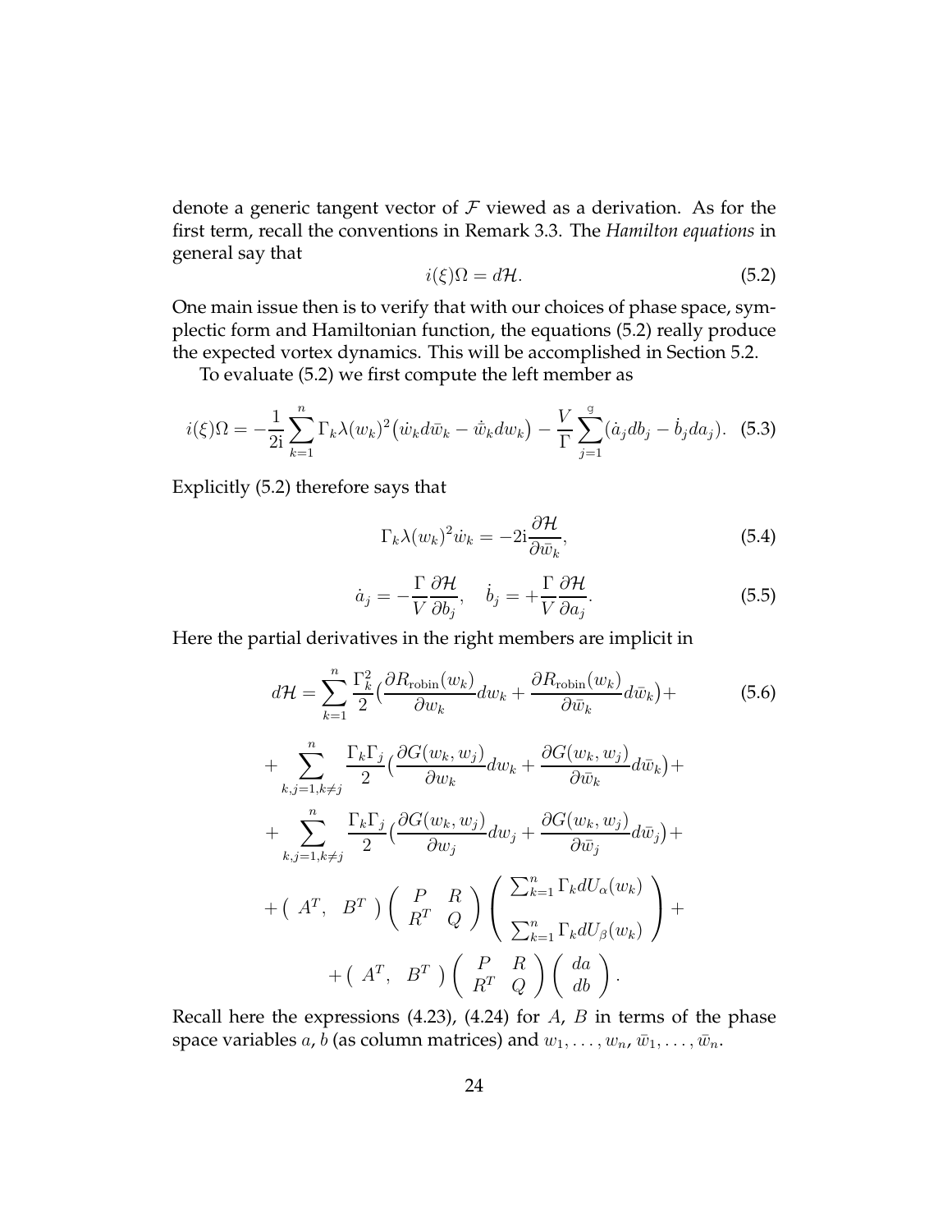denote a generic tangent vector of $\mathcal{F}$ viewed as a derivation. As for the first term, recall the conventions in Remark 3.3. The *Hamilton equations* in general say that

$$i(\xi)\Omega = d\mathcal{H}. \tag{5.2}$$

One main issue then is to verify that with our choices of phase space, symplectic form and Hamiltonian function, the equations (5.2) really produce the expected vortex dynamics. This will be accomplished in Section 5.2.

To evaluate (5.2) we first compute the left member as

$$i(\xi)\Omega = -\frac{1}{2\mathrm{i}}\sum_{k=1}^{n}\Gamma_k\lambda(w_k)^2\big(\dot{w}_k d\bar{w}_k - \dot{\bar{w}}_k dw_k\big) - \frac{V}{\Gamma}\sum_{j=1}^{\mathtt{g}}(\dot{a}_j db_j - \dot{b}_j da_j). \tag{5.3}$$

Explicitly (5.2) therefore says that

$$\Gamma_k\lambda(w_k)^2\dot{w}_k = -2\mathrm{i}\frac{\partial\mathcal{H}}{\partial\bar{w}_k}, \tag{5.4}$$

$$\dot{a}_j = -\frac{\Gamma}{V}\frac{\partial\mathcal{H}}{\partial b_j}, \quad \dot{b}_j = +\frac{\Gamma}{V}\frac{\partial\mathcal{H}}{\partial a_j}. \tag{5.5}$$

Here the partial derivatives in the right members are implicit in

$$\begin{aligned} d\mathcal{H} = &\sum_{k=1}^{n}\frac{\Gamma_k^2}{2}\big(\frac{\partial R_{\mathrm{robin}}(w_k)}{\partial w_k}dw_k + \frac{\partial R_{\mathrm{robin}}(w_k)}{\partial\bar{w}_k}d\bar{w}_k\big) + \\ &+\sum_{k,j=1,k\neq j}^{n}\frac{\Gamma_k\Gamma_j}{2}\big(\frac{\partial G(w_k,w_j)}{\partial w_k}dw_k + \frac{\partial G(w_k,w_j)}{\partial\bar{w}_k}d\bar{w}_k\big) + \\ &+\sum_{k,j=1,k\neq j}^{n}\frac{\Gamma_k\Gamma_j}{2}\big(\frac{\partial G(w_k,w_j)}{\partial w_j}dw_j + \frac{\partial G(w_k,w_j)}{\partial\bar{w}_j}d\bar{w}_j\big) + \\ &+\left(\begin{array}{cc} A^T, & B^T \end{array}\right)\left(\begin{array}{cc} P & R \\ R^T & Q \end{array}\right)\left(\begin{array}{c} \sum_{k=1}^{n}\Gamma_k dU_\alpha(w_k) \\ \sum_{k=1}^{n}\Gamma_k dU_\beta(w_k) \end{array}\right) + \\ &+\left(\begin{array}{cc} A^T, & B^T \end{array}\right)\left(\begin{array}{cc} P & R \\ R^T & Q \end{array}\right)\left(\begin{array}{c} da \\ db \end{array}\right). \end{aligned} \tag{5.6}$$

Recall here the expressions (4.23), (4.24) for $A$, $B$ in terms of the phase space variables $a$, $b$ (as column matrices) and $w_1,\dots,w_n$, $\bar{w}_1,\dots,\bar{w}_n$.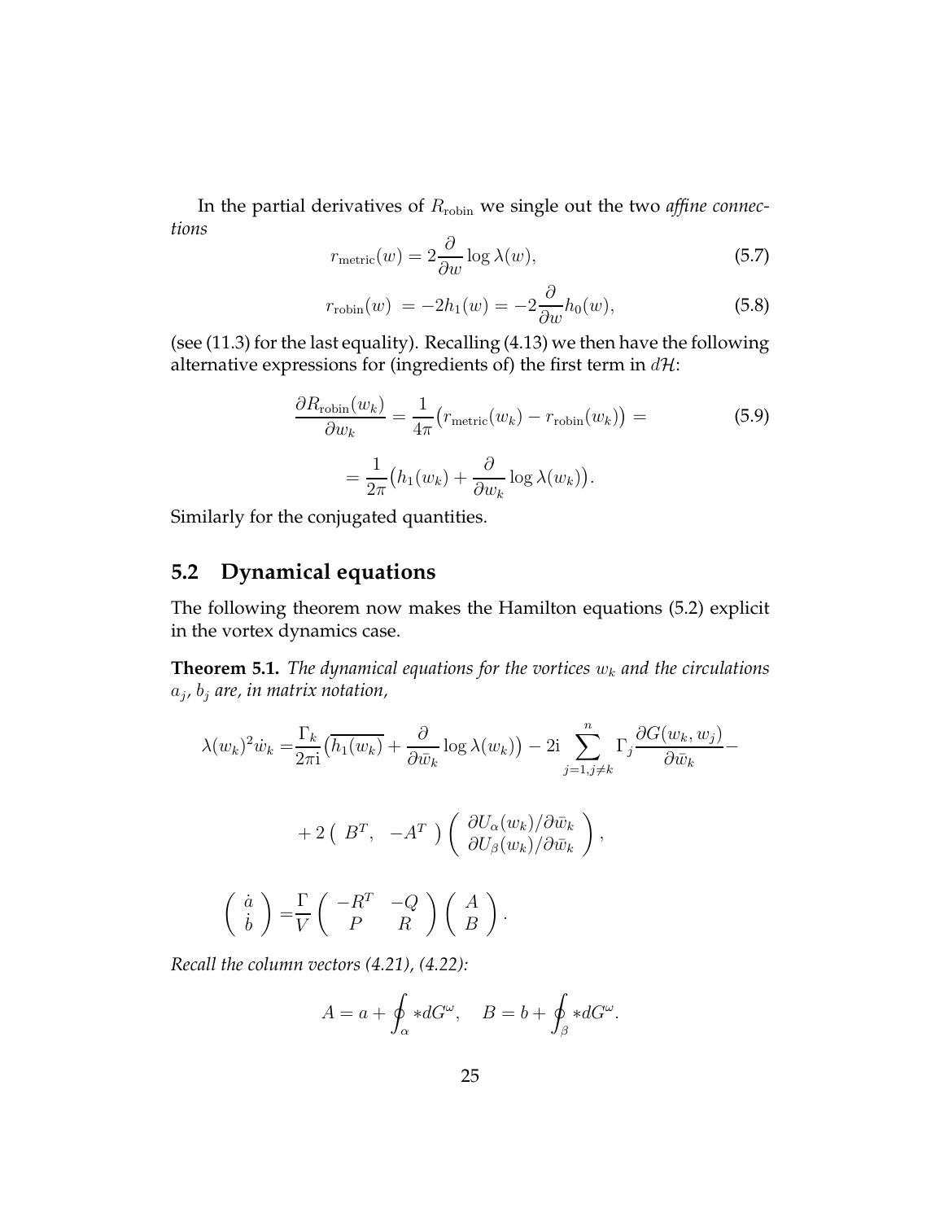In the partial derivatives of $R_{\rm robin}$ we single out the two *affine connections*

$$r_{\rm metric}(w) = 2\frac{\partial}{\partial w}\log\lambda(w), \tag{5.7}$$

$$r_{\rm robin}(w) = -2h_1(w) = -2\frac{\partial}{\partial w}h_0(w), \tag{5.8}$$

(see (11.3) for the last equality). Recalling (4.13) we then have the following alternative expressions for (ingredients of) the first term in $d\mathcal{H}$:

$$\frac{\partial R_{\rm robin}(w_k)}{\partial w_k} = \frac{1}{4\pi}\big(r_{\rm metric}(w_k) - r_{\rm robin}(w_k)\big) = \tag{5.9}$$

$$= \frac{1}{2\pi}\big(h_1(w_k) + \frac{\partial}{\partial w_k}\log\lambda(w_k)\big).$$

Similarly for the conjugated quantities.

## 5.2 Dynamical equations

The following theorem now makes the Hamilton equations (5.2) explicit in the vortex dynamics case.

**Theorem 5.1.** *The dynamical equations for the vortices $w_k$ and the circulations $a_j$, $b_j$ are, in matrix notation,*

$$\lambda(w_k)^2\dot{w}_k = \frac{\Gamma_k}{2\pi\mathrm{i}}\big(\overline{h_1(w_k)} + \frac{\partial}{\partial\bar{w}_k}\log\lambda(w_k)\big) - 2\mathrm{i}\sum_{j=1,j\neq k}^{n}\Gamma_j\frac{\partial G(w_k,w_j)}{\partial\bar{w}_k} -$$

$$+ 2\begin{pmatrix} B^T, & -A^T \end{pmatrix}\begin{pmatrix} \partial U_\alpha(w_k)/\partial\bar{w}_k \\ \partial U_\beta(w_k)/\partial\bar{w}_k \end{pmatrix},$$

$$\begin{pmatrix} \dot{a} \\ \dot{b} \end{pmatrix} = \frac{\Gamma}{V}\begin{pmatrix} -R^T & -Q \\ P & R \end{pmatrix}\begin{pmatrix} A \\ B \end{pmatrix}.$$

*Recall the column vectors (4.21), (4.22):*

$$A = a + \oint_\alpha *dG^\omega, \quad B = b + \oint_\beta *dG^\omega.$$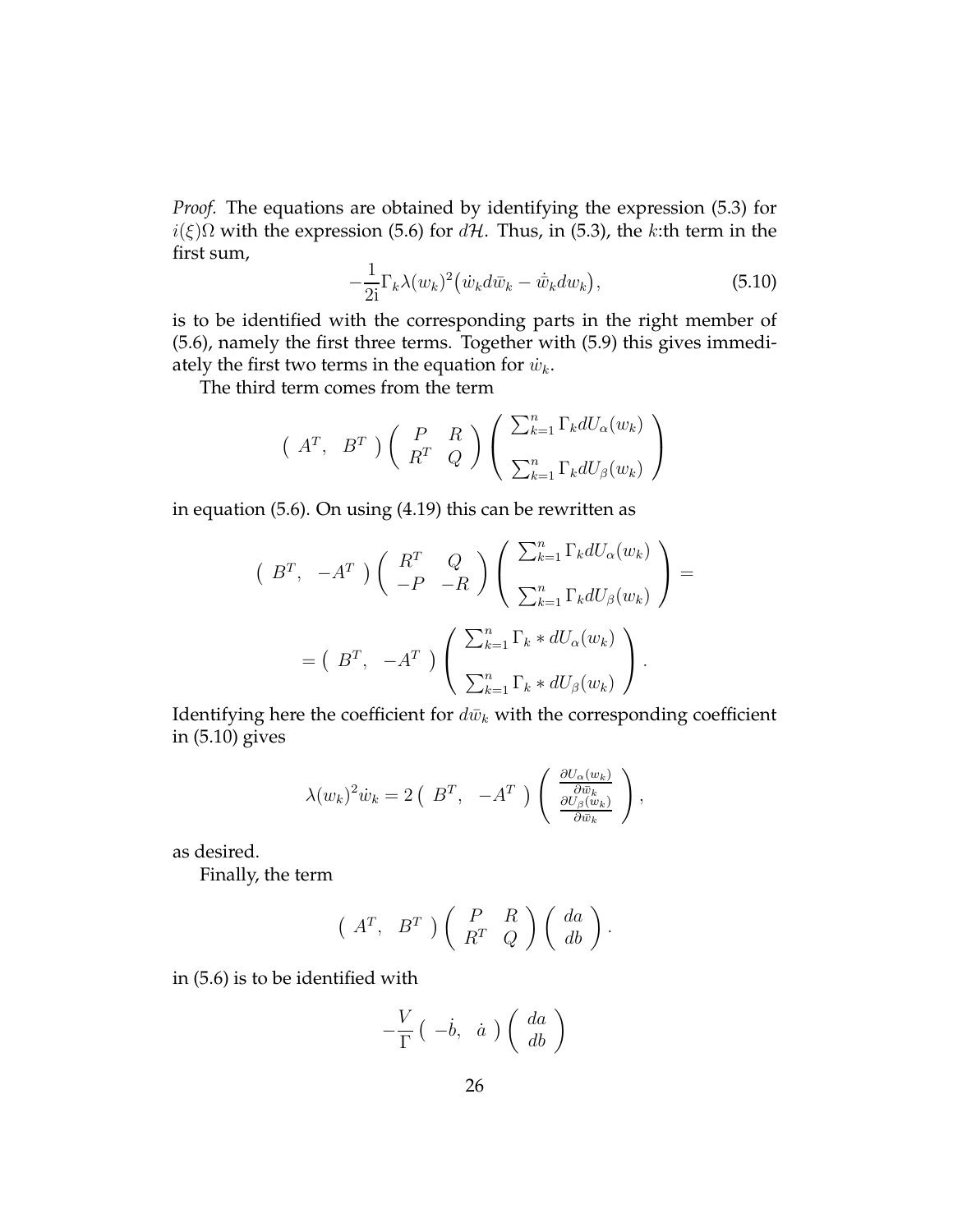*Proof.* The equations are obtained by identifying the expression (5.3) for $i(\xi)\Omega$ with the expression (5.6) for $d\mathcal{H}$. Thus, in (5.3), the $k$:th term in the first sum,

$$-\frac{1}{2\mathrm{i}}\Gamma_k \lambda(w_k)^2\big(\dot{w}_k d\bar{w}_k - \dot{\bar{w}}_k dw_k\big), \tag{5.10}$$

is to be identified with the corresponding parts in the right member of (5.6), namely the first three terms. Together with (5.9) this gives immediately the first two terms in the equation for $\dot{w}_k$.

The third term comes from the term

$$\begin{pmatrix} A^T, & B^T \end{pmatrix} \begin{pmatrix} P & R \\ R^T & Q \end{pmatrix} \begin{pmatrix} \sum_{k=1}^n \Gamma_k dU_\alpha(w_k) \\ \\ \sum_{k=1}^n \Gamma_k dU_\beta(w_k) \end{pmatrix}$$

in equation (5.6). On using (4.19) this can be rewritten as

$$\begin{pmatrix} B^T, & -A^T \end{pmatrix} \begin{pmatrix} R^T & Q \\ -P & -R \end{pmatrix} \begin{pmatrix} \sum_{k=1}^n \Gamma_k dU_\alpha(w_k) \\ \\ \sum_{k=1}^n \Gamma_k dU_\beta(w_k) \end{pmatrix} =$$

$$= \begin{pmatrix} B^T, & -A^T \end{pmatrix} \begin{pmatrix} \sum_{k=1}^n \Gamma_k * dU_\alpha(w_k) \\ \\ \sum_{k=1}^n \Gamma_k * dU_\beta(w_k) \end{pmatrix}.$$

Identifying here the coefficient for $d\bar{w}_k$ with the corresponding coefficient in (5.10) gives

$$\lambda(w_k)^2 \dot{w}_k = 2 \begin{pmatrix} B^T, & -A^T \end{pmatrix} \begin{pmatrix} \frac{\partial U_\alpha(w_k)}{\partial \bar{w}_k} \\ \frac{\partial U_\beta(w_k)}{\partial \bar{w}_k} \end{pmatrix},$$

as desired.

Finally, the term

$$\begin{pmatrix} A^T, & B^T \end{pmatrix} \begin{pmatrix} P & R \\ R^T & Q \end{pmatrix} \begin{pmatrix} da \\ db \end{pmatrix}.$$

in (5.6) is to be identified with

$$-\frac{V}{\Gamma} \begin{pmatrix} -\dot{b}, & \dot{a} \end{pmatrix} \begin{pmatrix} da \\ db \end{pmatrix}$$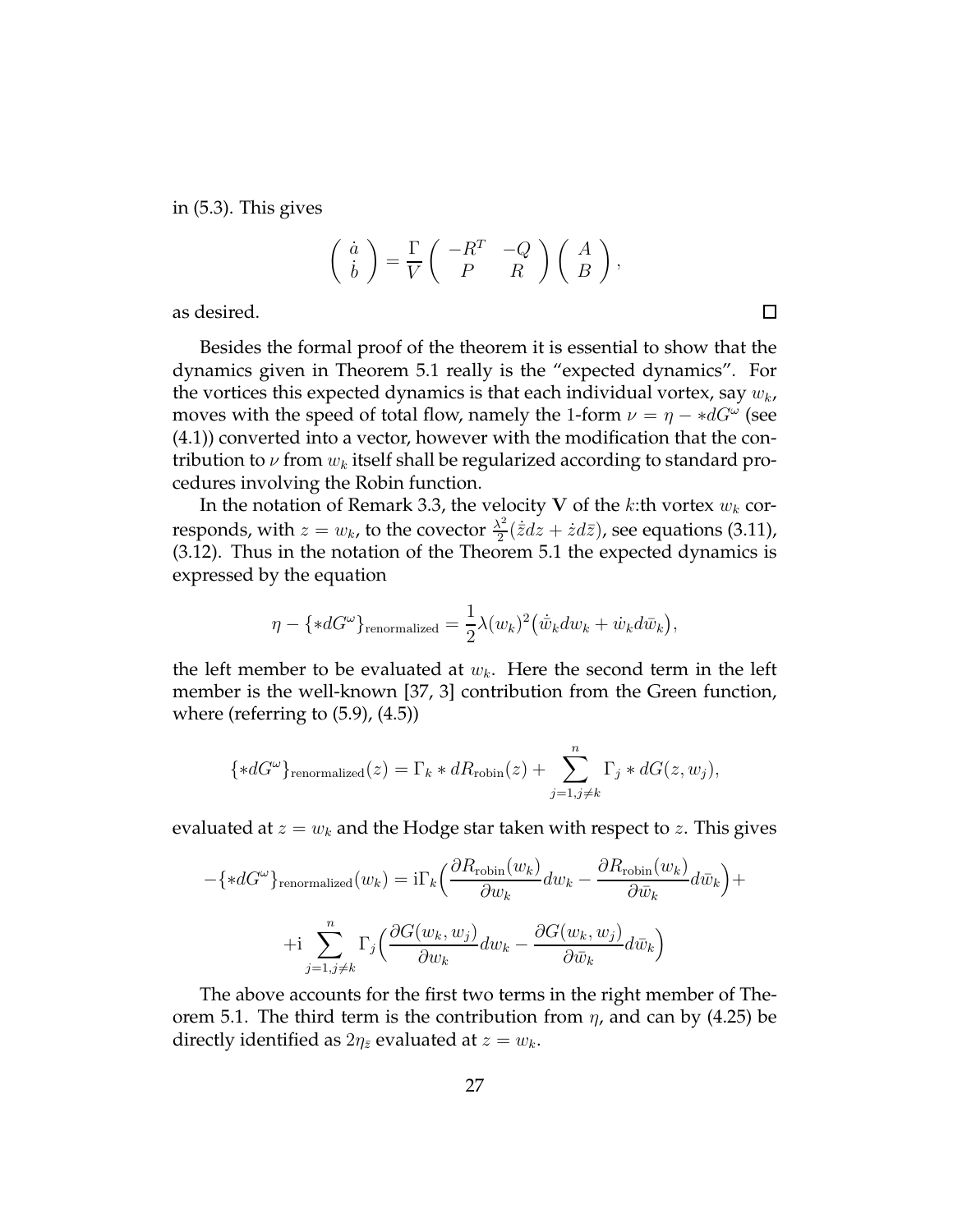in (5.3). This gives

$$\begin{pmatrix} \dot{a} \\ \dot{b} \end{pmatrix} = \frac{\Gamma}{V} \begin{pmatrix} -R^T & -Q \\ P & R \end{pmatrix} \begin{pmatrix} A \\ B \end{pmatrix},$$

as desired. $\square$

Besides the formal proof of the theorem it is essential to show that the dynamics given in Theorem 5.1 really is the "expected dynamics". For the vortices this expected dynamics is that each individual vortex, say $w_k$, moves with the speed of total flow, namely the 1-form $\nu = \eta - *dG^\omega$ (see (4.1)) converted into a vector, however with the modification that the contribution to $\nu$ from $w_k$ itself shall be regularized according to standard procedures involving the Robin function.

In the notation of Remark 3.3, the velocity $\mathbf{V}$ of the $k$:th vortex $w_k$ corresponds, with $z = w_k$, to the covector $\frac{\lambda^2}{2}(\dot{\bar{z}}dz + \dot{z}d\bar{z})$, see equations (3.11), (3.12). Thus in the notation of the Theorem 5.1 the expected dynamics is expressed by the equation

$$\eta - \{*dG^\omega\}_{\text{renormalized}} = \frac{1}{2}\lambda(w_k)^2\big(\dot{\bar{w}}_k dw_k + \dot{w}_k d\bar{w}_k\big),$$

the left member to be evaluated at $w_k$. Here the second term in the left member is the well-known [37, 3] contribution from the Green function, where (referring to (5.9), (4.5))

$$\{*dG^\omega\}_{\text{renormalized}}(z) = \Gamma_k * dR_{\text{robin}}(z) + \sum_{j=1, j\neq k}^{n} \Gamma_j * dG(z, w_j),$$

evaluated at $z = w_k$ and the Hodge star taken with respect to $z$. This gives

$$-\{*dG^\omega\}_{\text{renormalized}}(w_k) = \mathrm{i}\Gamma_k\Big(\frac{\partial R_{\text{robin}}(w_k)}{\partial w_k}dw_k - \frac{\partial R_{\text{robin}}(w_k)}{\partial \bar{w}_k}d\bar{w}_k\Big) +$$

$$+\mathrm{i}\sum_{j=1, j\neq k}^{n}\Gamma_j\Big(\frac{\partial G(w_k, w_j)}{\partial w_k}dw_k - \frac{\partial G(w_k, w_j)}{\partial \bar{w}_k}d\bar{w}_k\Big)$$

The above accounts for the first two terms in the right member of Theorem 5.1. The third term is the contribution from $\eta$, and can by (4.25) be directly identified as $2\eta_{\bar{z}}$ evaluated at $z = w_k$.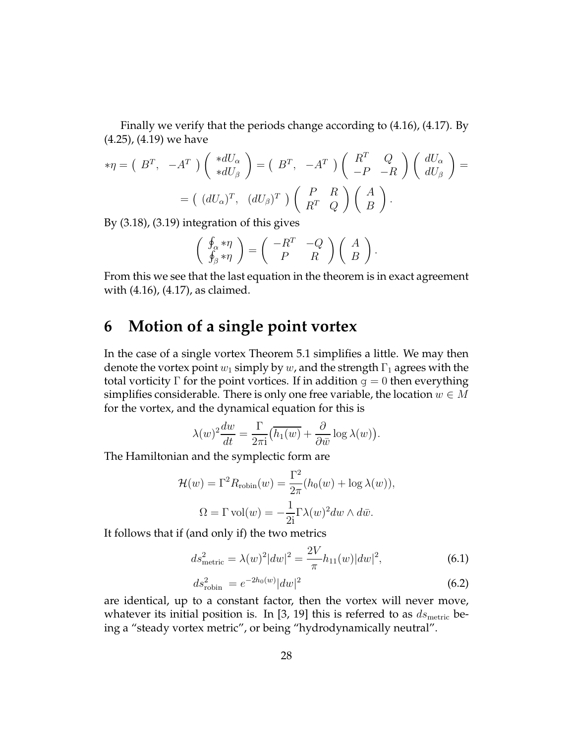Finally we verify that the periods change according to (4.16), (4.17). By (4.25), (4.19) we have

$$
*\eta = \begin{pmatrix} B^T, & -A^T \end{pmatrix} \begin{pmatrix} *dU_\alpha \\ *dU_\beta \end{pmatrix} = \begin{pmatrix} B^T, & -A^T \end{pmatrix} \begin{pmatrix} R^T & Q \\ -P & -R \end{pmatrix} \begin{pmatrix} dU_\alpha \\ dU_\beta \end{pmatrix} =
$$

$$
= \begin{pmatrix} (dU_\alpha)^T, & (dU_\beta)^T \end{pmatrix} \begin{pmatrix} P & R \\ R^T & Q \end{pmatrix} \begin{pmatrix} A \\ B \end{pmatrix}.
$$

By (3.18), (3.19) integration of this gives

$$
\begin{pmatrix} \oint_\alpha *\eta \\ \oint_\beta *\eta \end{pmatrix} = \begin{pmatrix} -R^T & -Q \\ P & R \end{pmatrix} \begin{pmatrix} A \\ B \end{pmatrix}.
$$

From this we see that the last equation in the theorem is in exact agreement with (4.16), (4.17), as claimed.

# 6 Motion of a single point vortex

In the case of a single vortex Theorem 5.1 simplifies a little. We may then denote the vortex point $w_1$ simply by $w$, and the strength $\Gamma_1$ agrees with the total vorticity $\Gamma$ for the point vortices. If in addition $\mathtt{g} = 0$ then everything simplifies considerable. There is only one free variable, the location $w \in M$ for the vortex, and the dynamical equation for this is

$$
\lambda(w)^2 \frac{dw}{dt} = \frac{\Gamma}{2\pi \mathrm{i}} \big( \overline{h_1(w)} + \frac{\partial}{\partial \bar{w}} \log \lambda(w) \big).
$$

The Hamiltonian and the symplectic form are

$$
\mathcal{H}(w) = \Gamma^2 R_{\mathrm{robin}}(w) = \frac{\Gamma^2}{2\pi} (h_0(w) + \log \lambda(w)),
$$

$$
\Omega = \Gamma \,\mathrm{vol}(w) = -\frac{1}{2\mathrm{i}} \Gamma \lambda(w)^2 dw \wedge d\bar{w}.
$$

It follows that if (and only if) the two metrics

$$
ds^2_{\mathrm{metric}} = \lambda(w)^2 |dw|^2 = \frac{2V}{\pi} h_{11}(w) |dw|^2, \tag{6.1}
$$

$$
ds^2_{\mathrm{robin}} \; = e^{-2h_0(w)} |dw|^2 \tag{6.2}
$$

are identical, up to a constant factor, then the vortex will never move, whatever its initial position is. In [3, 19] this is referred to as $ds_{\mathrm{metric}}$ being a "steady vortex metric", or being "hydrodynamically neutral".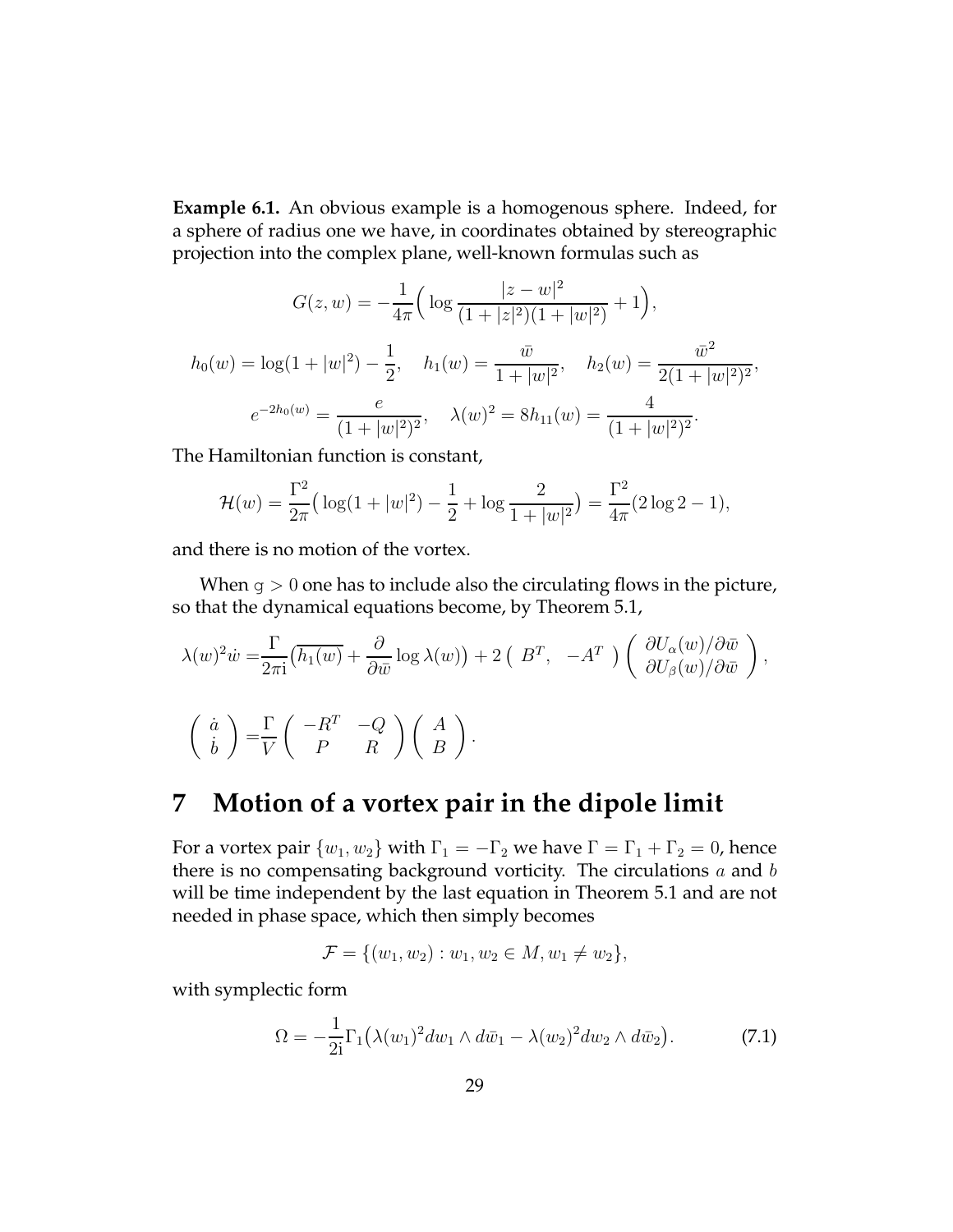**Example 6.1.** An obvious example is a homogenous sphere. Indeed, for a sphere of radius one we have, in coordinates obtained by stereographic projection into the complex plane, well-known formulas such as

$$G(z,w) = -\frac{1}{4\pi}\Big(\log\frac{|z-w|^2}{(1+|z|^2)(1+|w|^2)}+1\Big),$$

$$h_0(w) = \log(1+|w|^2)-\frac{1}{2}, \quad h_1(w) = \frac{\bar{w}}{1+|w|^2}, \quad h_2(w) = \frac{\bar{w}^2}{2(1+|w|^2)^2},$$

$$e^{-2h_0(w)} = \frac{e}{(1+|w|^2)^2}, \quad \lambda(w)^2 = 8h_{11}(w) = \frac{4}{(1+|w|^2)^2}.$$

The Hamiltonian function is constant,

$$\mathcal{H}(w) = \frac{\Gamma^2}{2\pi}\big(\log(1+|w|^2)-\frac{1}{2}+\log\frac{2}{1+|w|^2}\big) = \frac{\Gamma^2}{4\pi}(2\log 2-1),$$

and there is no motion of the vortex.

When $\mathrm{g}>0$ one has to include also the circulating flows in the picture, so that the dynamical equations become, by Theorem 5.1,

$$\lambda(w)^2\dot{w} = \frac{\Gamma}{2\pi\mathrm{i}}\big(\overline{h_1(w)}+\frac{\partial}{\partial\bar{w}}\log\lambda(w)\big)+2\begin{pmatrix} B^T, & -A^T\end{pmatrix}\begin{pmatrix}\partial U_\alpha(w)/\partial\bar{w}\\ \partial U_\beta(w)/\partial\bar{w}\end{pmatrix},$$

$$\begin{pmatrix}\dot{a}\\ \dot{b}\end{pmatrix} = \frac{\Gamma}{V}\begin{pmatrix}-R^T & -Q\\ P & R\end{pmatrix}\begin{pmatrix}A\\ B\end{pmatrix}.$$

# 7 Motion of a vortex pair in the dipole limit

For a vortex pair $\{w_1,w_2\}$ with $\Gamma_1=-\Gamma_2$ we have $\Gamma=\Gamma_1+\Gamma_2=0$, hence there is no compensating background vorticity. The circulations $a$ and $b$ will be time independent by the last equation in Theorem 5.1 and are not needed in phase space, which then simply becomes

$$\mathcal{F} = \{(w_1,w_2): w_1,w_2\in M, w_1\neq w_2\},$$

with symplectic form

$$\Omega = -\frac{1}{2\mathrm{i}}\Gamma_1\big(\lambda(w_1)^2dw_1\wedge d\bar{w}_1-\lambda(w_2)^2dw_2\wedge d\bar{w}_2\big). \tag{7.1}$$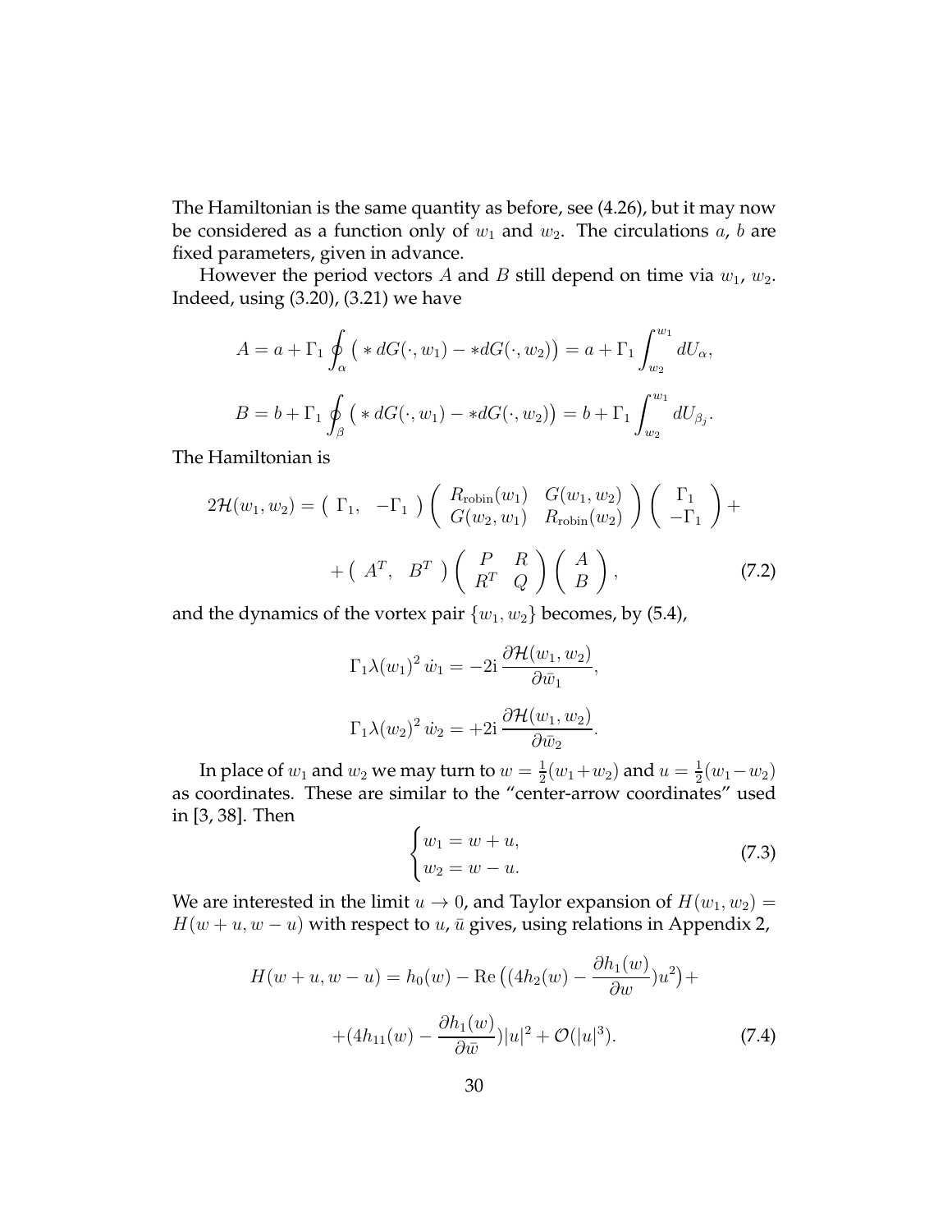The Hamiltonian is the same quantity as before, see (4.26), but it may now be considered as a function only of $w_1$ and $w_2$. The circulations $a$, $b$ are fixed parameters, given in advance.

However the period vectors $A$ and $B$ still depend on time via $w_1$, $w_2$. Indeed, using (3.20), (3.21) we have

$$
A = a + \Gamma_1 \oint_\alpha \big( *dG(\cdot, w_1) - *dG(\cdot, w_2)\big) = a + \Gamma_1 \int_{w_2}^{w_1} dU_\alpha,
$$

$$
B = b + \Gamma_1 \oint_\beta \big( *dG(\cdot, w_1) - *dG(\cdot, w_2)\big) = b + \Gamma_1 \int_{w_2}^{w_1} dU_{\beta_j}.
$$

The Hamiltonian is

$$
2\mathcal{H}(w_1, w_2) = \begin{pmatrix} \Gamma_1, & -\Gamma_1 \end{pmatrix} \begin{pmatrix} R_{\rm robin}(w_1) & G(w_1, w_2) \\ G(w_2, w_1) & R_{\rm robin}(w_2) \end{pmatrix} \begin{pmatrix} \Gamma_1 \\ -\Gamma_1 \end{pmatrix} +
$$

$$
+ \begin{pmatrix} A^T, & B^T \end{pmatrix} \begin{pmatrix} P & R \\ R^T & Q \end{pmatrix} \begin{pmatrix} A \\ B \end{pmatrix}, \tag{7.2}
$$

and the dynamics of the vortex pair $\{w_1, w_2\}$ becomes, by (5.4),

$$
\Gamma_1 \lambda(w_1)^2\, \dot{w}_1 = -2\mathrm{i}\, \frac{\partial \mathcal{H}(w_1, w_2)}{\partial \bar{w}_1},
$$

$$
\Gamma_1 \lambda(w_2)^2\, \dot{w}_2 = +2\mathrm{i}\, \frac{\partial \mathcal{H}(w_1, w_2)}{\partial \bar{w}_2}.
$$

In place of $w_1$ and $w_2$ we may turn to $w = \frac{1}{2}(w_1 + w_2)$ and $u = \frac{1}{2}(w_1 - w_2)$ as coordinates. These are similar to the "center-arrow coordinates" used in [3, 38]. Then

$$
\begin{cases} w_1 = w + u, \\ w_2 = w - u. \end{cases} \tag{7.3}
$$

We are interested in the limit $u \to 0$, and Taylor expansion of $H(w_1, w_2) = H(w + u, w - u)$ with respect to $u$, $\bar{u}$ gives, using relations in Appendix 2,

$$
H(w+u, w-u) = h_0(w) - \mathrm{Re}\,\big((4h_2(w) - \frac{\partial h_1(w)}{\partial w})u^2\big) +
$$

$$
+(4h_{11}(w) - \frac{\partial h_1(w)}{\partial \bar{w}})|u|^2 + \mathcal{O}(|u|^3). \tag{7.4}
$$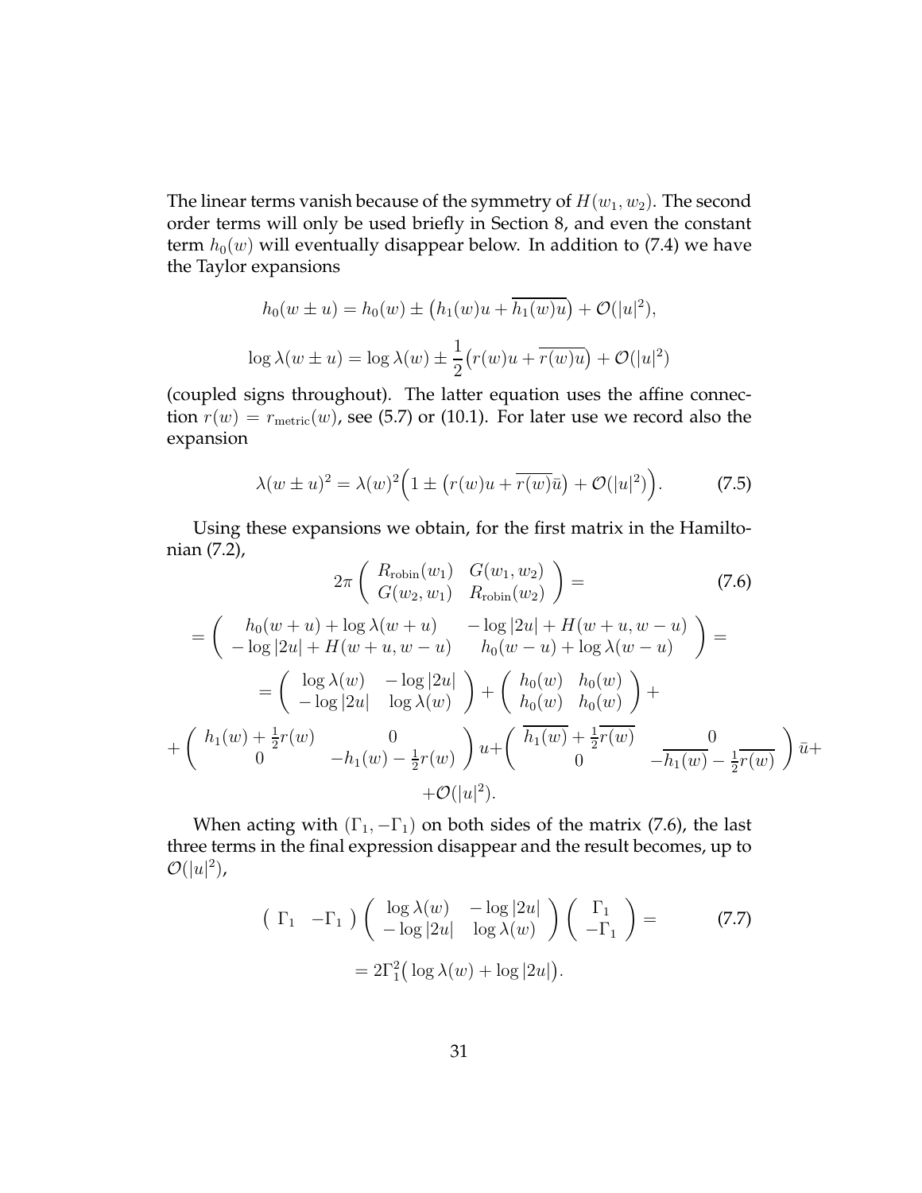The linear terms vanish because of the symmetry of $H(w_1, w_2)$. The second order terms will only be used briefly in Section 8, and even the constant term $h_0(w)$ will eventually disappear below. In addition to (7.4) we have the Taylor expansions

$$h_0(w \pm u) = h_0(w) \pm \big(h_1(w)u + \overline{h_1(w)u}\big) + \mathcal{O}(|u|^2),$$

$$\log \lambda(w \pm u) = \log \lambda(w) \pm \frac{1}{2}\big(r(w)u + \overline{r(w)u}\big) + \mathcal{O}(|u|^2)$$

(coupled signs throughout). The latter equation uses the affine connection $r(w) = r_{\rm metric}(w)$, see (5.7) or (10.1). For later use we record also the expansion

$$\lambda(w \pm u)^2 = \lambda(w)^2\Big(1 \pm \big(r(w)u + \overline{r(w)}\bar{u}\big) + \mathcal{O}(|u|^2)\Big). \tag{7.5}$$

Using these expansions we obtain, for the first matrix in the Hamiltonian (7.2),

$$2\pi \begin{pmatrix} R_{\rm robin}(w_1) & G(w_1, w_2) \\ G(w_2, w_1) & R_{\rm robin}(w_2) \end{pmatrix} = \tag{7.6}$$

$$= \begin{pmatrix} h_0(w+u) + \log \lambda(w+u) & -\log|2u| + H(w+u, w-u) \\ -\log|2u| + H(w+u, w-u) & h_0(w-u) + \log\lambda(w-u) \end{pmatrix} =$$

$$= \begin{pmatrix} \log\lambda(w) & -\log|2u| \\ -\log|2u| & \log\lambda(w) \end{pmatrix} + \begin{pmatrix} h_0(w) & h_0(w) \\ h_0(w) & h_0(w) \end{pmatrix} +$$

$$+ \begin{pmatrix} h_1(w) + \frac{1}{2}r(w) & 0 \\ 0 & -h_1(w) - \frac{1}{2}r(w) \end{pmatrix} u + \begin{pmatrix} \overline{h_1(w)} + \frac{1}{2}\overline{r(w)} & 0 \\ 0 & -\overline{h_1(w)} - \frac{1}{2}\overline{r(w)} \end{pmatrix} \bar{u} +$$

$$+ \mathcal{O}(|u|^2).$$

When acting with $(\Gamma_1, -\Gamma_1)$ on both sides of the matrix (7.6), the last three terms in the final expression disappear and the result becomes, up to $\mathcal{O}(|u|^2)$,

$$\begin{pmatrix} \Gamma_1 & -\Gamma_1 \end{pmatrix} \begin{pmatrix} \log\lambda(w) & -\log|2u| \\ -\log|2u| & \log\lambda(w) \end{pmatrix} \begin{pmatrix} \Gamma_1 \\ -\Gamma_1 \end{pmatrix} = \tag{7.7}$$

$$= 2\Gamma_1^2\big(\log\lambda(w) + \log|2u|\big).$$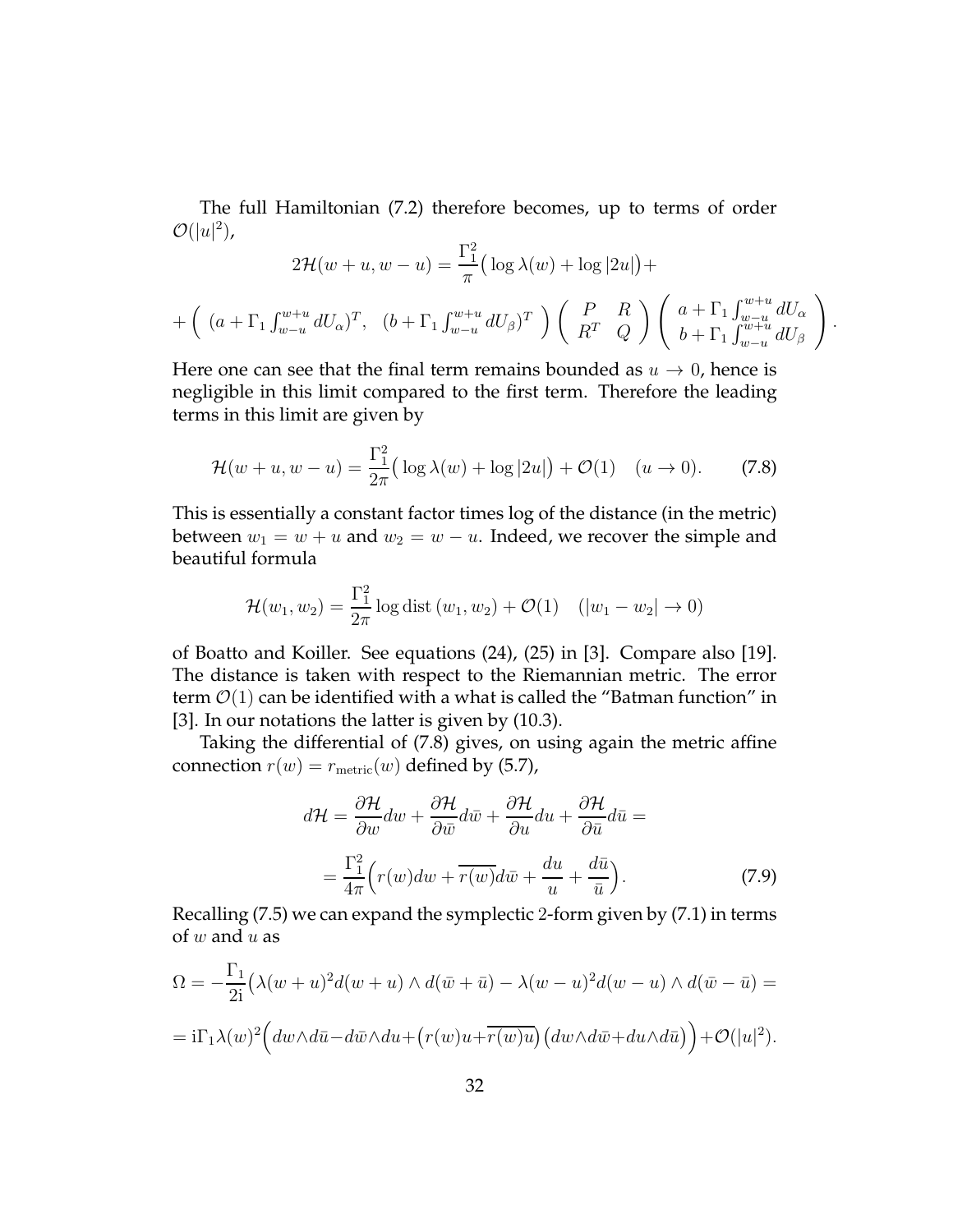The full Hamiltonian (7.2) therefore becomes, up to terms of order $\mathcal{O}(|u|^2)$,

$$2\mathcal{H}(w+u,w-u) = \frac{\Gamma_1^2}{\pi}\big(\log\lambda(w) + \log|2u|\big) +$$

$$+\left(\begin{array}{cc} (a+\Gamma_1\int_{w-u}^{w+u} dU_\alpha)^T, & (b+\Gamma_1\int_{w-u}^{w+u} dU_\beta)^T \end{array}\right)\left(\begin{array}{cc} P & R \\ R^T & Q \end{array}\right)\left(\begin{array}{c} a+\Gamma_1\int_{w-u}^{w+u} dU_\alpha \\ b+\Gamma_1\int_{w-u}^{w+u} dU_\beta \end{array}\right).$$

Here one can see that the final term remains bounded as $u \to 0$, hence is negligible in this limit compared to the first term. Therefore the leading terms in this limit are given by

$$\mathcal{H}(w+u,w-u) = \frac{\Gamma_1^2}{2\pi}\big(\log\lambda(w) + \log|2u|\big) + \mathcal{O}(1) \quad (u \to 0). \tag{7.8}$$

This is essentially a constant factor times log of the distance (in the metric) between $w_1 = w+u$ and $w_2 = w-u$. Indeed, we recover the simple and beautiful formula

$$\mathcal{H}(w_1,w_2) = \frac{\Gamma_1^2}{2\pi}\log\mathrm{dist}\,(w_1,w_2) + \mathcal{O}(1) \quad (|w_1 - w_2| \to 0)$$

of Boatto and Koiller. See equations (24), (25) in [3]. Compare also [19]. The distance is taken with respect to the Riemannian metric. The error term $\mathcal{O}(1)$ can be identified with a what is called the "Batman function" in [3]. In our notations the latter is given by (10.3).

Taking the differential of (7.8) gives, on using again the metric affine connection $r(w) = r_{\mathrm{metric}}(w)$ defined by (5.7),

$$d\mathcal{H} = \frac{\partial\mathcal{H}}{\partial w}dw + \frac{\partial\mathcal{H}}{\partial\bar{w}}d\bar{w} + \frac{\partial\mathcal{H}}{\partial u}du + \frac{\partial\mathcal{H}}{\partial\bar{u}}d\bar{u} =$$

$$= \frac{\Gamma_1^2}{4\pi}\Big(r(w)dw + \overline{r(w)}d\bar{w} + \frac{du}{u} + \frac{d\bar{u}}{\bar{u}}\Big). \tag{7.9}$$

Recalling (7.5) we can expand the symplectic 2-form given by (7.1) in terms of $w$ and $u$ as

$$\Omega = -\frac{\Gamma_1}{2\mathrm{i}}\big(\lambda(w+u)^2 d(w+u)\wedge d(\bar{w}+\bar{u}) - \lambda(w-u)^2 d(w-u)\wedge d(\bar{w}-\bar{u}) =$$

$$= \mathrm{i}\Gamma_1\lambda(w)^2\Big(dw\wedge d\bar{u} - d\bar{w}\wedge du + \big(r(w)u + \overline{r(w)u}\big)\big(dw\wedge d\bar{w} + du\wedge d\bar{u}\big)\Big) + \mathcal{O}(|u|^2).$$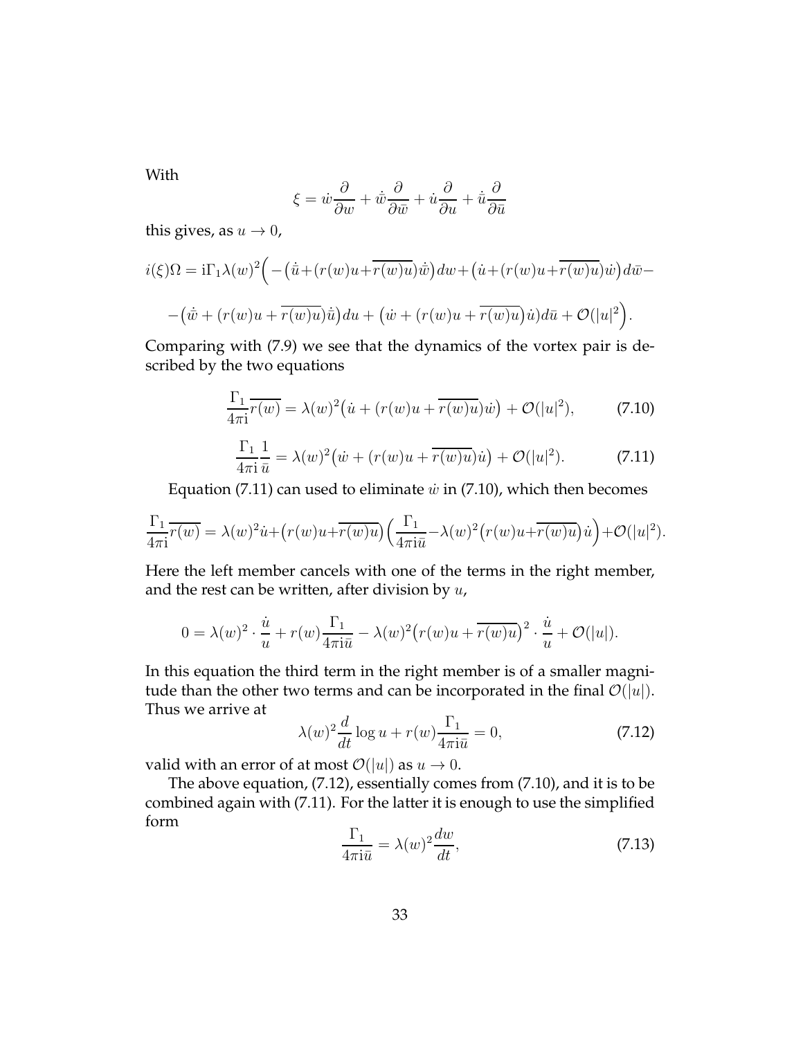With

$$\xi = \dot{w}\frac{\partial}{\partial w} + \dot{\bar{w}}\frac{\partial}{\partial \bar{w}} + \dot{u}\frac{\partial}{\partial u} + \dot{\bar{u}}\frac{\partial}{\partial \bar{u}}$$

this gives, as $u \to 0$,

$$i(\xi)\Omega = \mathrm{i}\Gamma_1 \lambda(w)^2\Big( -\big(\dot{\bar{u}} + (r(w)u + \overline{r(w)u})\dot{\bar{w}}\big)dw + \big(\dot{u} + (r(w)u + \overline{r(w)u})\dot{w}\big)d\bar{w} -$$

$$-\big(\dot{\bar{w}} + (r(w)u + \overline{r(w)u})\dot{\bar{u}}\big)du + \big(\dot{w} + (r(w)u + \overline{r(w)u})\dot{u}\big)d\bar{u} + \mathcal{O}(|u|^2\Big).$$

Comparing with (7.9) we see that the dynamics of the vortex pair is described by the two equations

$$\frac{\Gamma_1}{4\pi\mathrm{i}}\overline{r(w)} = \lambda(w)^2\big(\dot{u} + (r(w)u + \overline{r(w)u})\dot{w}\big) + \mathcal{O}(|u|^2), \tag{7.10}$$

$$\frac{\Gamma_1}{4\pi\mathrm{i}}\frac{1}{\bar{u}} = \lambda(w)^2\big(\dot{w} + (r(w)u + \overline{r(w)u})\dot{u}\big) + \mathcal{O}(|u|^2). \tag{7.11}$$

Equation (7.11) can used to eliminate $\dot{w}$ in (7.10), which then becomes

$$\frac{\Gamma_1}{4\pi\mathrm{i}}\overline{r(w)} = \lambda(w)^2\dot{u} + \big(r(w)u + \overline{r(w)u}\big)\Big(\frac{\Gamma_1}{4\pi\mathrm{i}\bar{u}} - \lambda(w)^2\big(r(w)u + \overline{r(w)u}\big)\dot{u}\Big) + \mathcal{O}(|u|^2).$$

Here the left member cancels with one of the terms in the right member, and the rest can be written, after division by $u$,

$$0 = \lambda(w)^2 \cdot \frac{\dot{u}}{u} + r(w)\frac{\Gamma_1}{4\pi\mathrm{i}\bar{u}} - \lambda(w)^2\big(r(w)u + \overline{r(w)u}\big)^2 \cdot \frac{\dot{u}}{u} + \mathcal{O}(|u|).$$

In this equation the third term in the right member is of a smaller magnitude than the other two terms and can be incorporated in the final $\mathcal{O}(|u|)$. Thus we arrive at

$$\lambda(w)^2\frac{d}{dt}\log u + r(w)\frac{\Gamma_1}{4\pi\mathrm{i}\bar{u}} = 0, \tag{7.12}$$

valid with an error of at most $\mathcal{O}(|u|)$ as $u \to 0$.

The above equation, (7.12), essentially comes from (7.10), and it is to be combined again with (7.11). For the latter it is enough to use the simplified form

$$\frac{\Gamma_1}{4\pi\mathrm{i}\bar{u}} = \lambda(w)^2\frac{dw}{dt}, \tag{7.13}$$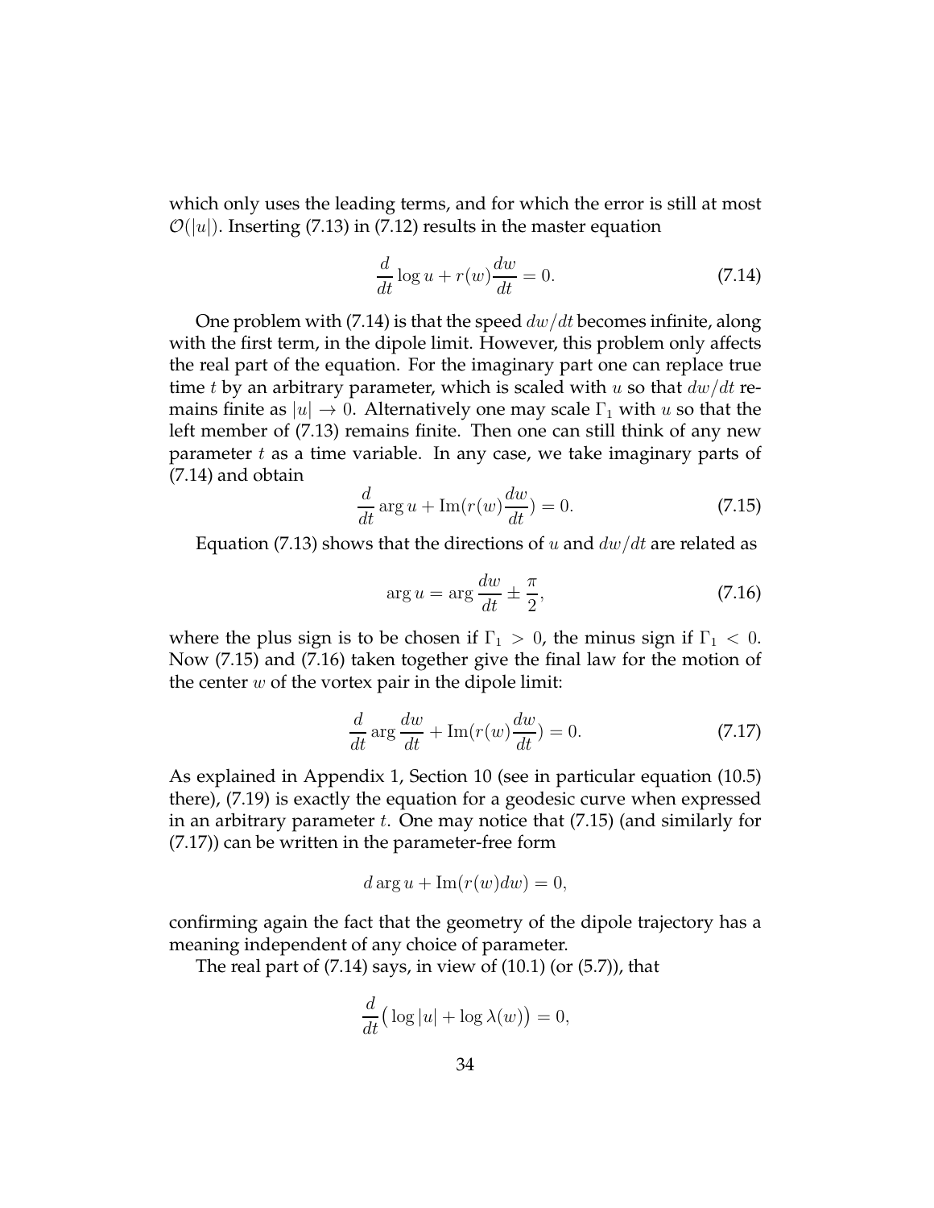which only uses the leading terms, and for which the error is still at most $\mathcal{O}(|u|)$. Inserting (7.13) in (7.12) results in the master equation

$$\frac{d}{dt}\log u + r(w)\frac{dw}{dt} = 0. \tag{7.14}$$

One problem with (7.14) is that the speed $dw/dt$ becomes infinite, along with the first term, in the dipole limit. However, this problem only affects the real part of the equation. For the imaginary part one can replace true time $t$ by an arbitrary parameter, which is scaled with $u$ so that $dw/dt$ remains finite as $|u| \to 0$. Alternatively one may scale $\Gamma_1$ with $u$ so that the left member of (7.13) remains finite. Then one can still think of any new parameter $t$ as a time variable. In any case, we take imaginary parts of (7.14) and obtain

$$\frac{d}{dt}\arg u + \mathrm{Im}(r(w)\frac{dw}{dt}) = 0. \tag{7.15}$$

Equation (7.13) shows that the directions of $u$ and $dw/dt$ are related as

$$\arg u = \arg\frac{dw}{dt} \pm \frac{\pi}{2}, \tag{7.16}$$

where the plus sign is to be chosen if $\Gamma_1 > 0$, the minus sign if $\Gamma_1 < 0$. Now (7.15) and (7.16) taken together give the final law for the motion of the center $w$ of the vortex pair in the dipole limit:

$$\frac{d}{dt}\arg\frac{dw}{dt} + \mathrm{Im}(r(w)\frac{dw}{dt}) = 0. \tag{7.17}$$

As explained in Appendix 1, Section 10 (see in particular equation (10.5) there), (7.19) is exactly the equation for a geodesic curve when expressed in an arbitrary parameter $t$. One may notice that (7.15) (and similarly for (7.17)) can be written in the parameter-free form

$$d\arg u + \mathrm{Im}(r(w)dw) = 0,$$

confirming again the fact that the geometry of the dipole trajectory has a meaning independent of any choice of parameter.

The real part of (7.14) says, in view of (10.1) (or (5.7)), that

$$\frac{d}{dt}\big(\log|u| + \log\lambda(w)\big) = 0,$$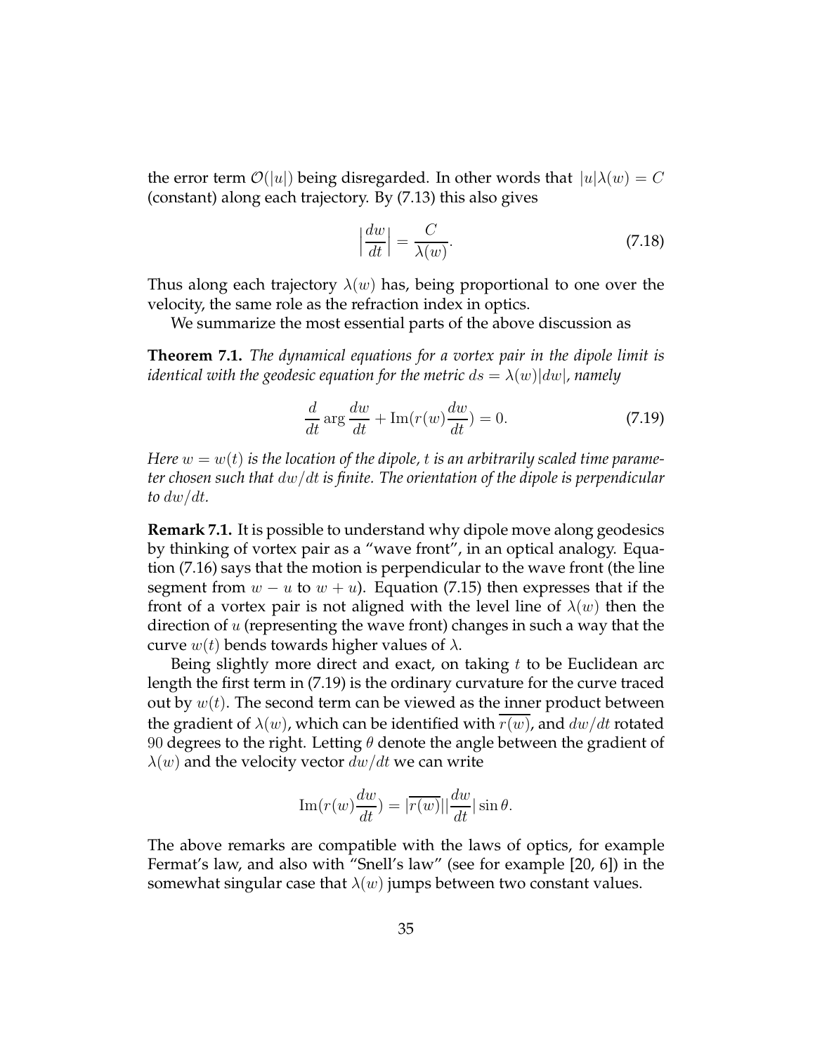the error term $\mathcal{O}(|u|)$ being disregarded. In other words that $|u|\lambda(w) = C$ (constant) along each trajectory. By (7.13) this also gives

$$\Big|\frac{dw}{dt}\Big| = \frac{C}{\lambda(w)}. \tag{7.18}$$

Thus along each trajectory $\lambda(w)$ has, being proportional to one over the velocity, the same role as the refraction index in optics.

We summarize the most essential parts of the above discussion as

**Theorem 7.1.** *The dynamical equations for a vortex pair in the dipole limit is identical with the geodesic equation for the metric $ds = \lambda(w)|dw|$, namely*

$$\frac{d}{dt}\arg\frac{dw}{dt} + \mathrm{Im}(r(w)\frac{dw}{dt}) = 0. \tag{7.19}$$

*Here $w = w(t)$ is the location of the dipole, $t$ is an arbitrarily scaled time parameter chosen such that $dw/dt$ is finite. The orientation of the dipole is perpendicular to $dw/dt$.*

**Remark 7.1.** It is possible to understand why dipole move along geodesics by thinking of vortex pair as a "wave front", in an optical analogy. Equation (7.16) says that the motion is perpendicular to the wave front (the line segment from $w - u$ to $w + u$). Equation (7.15) then expresses that if the front of a vortex pair is not aligned with the level line of $\lambda(w)$ then the direction of $u$ (representing the wave front) changes in such a way that the curve $w(t)$ bends towards higher values of $\lambda$.

Being slightly more direct and exact, on taking $t$ to be Euclidean arc length the first term in (7.19) is the ordinary curvature for the curve traced out by $w(t)$. The second term can be viewed as the inner product between the gradient of $\lambda(w)$, which can be identified with $\overline{r(w)}$, and $dw/dt$ rotated 90 degrees to the right. Letting $\theta$ denote the angle between the gradient of $\lambda(w)$ and the velocity vector $dw/dt$ we can write

$$\mathrm{Im}(r(w)\frac{dw}{dt}) = |\overline{r(w)}||\frac{dw}{dt}|\sin\theta.$$

The above remarks are compatible with the laws of optics, for example Fermat's law, and also with "Snell's law" (see for example [20, 6]) in the somewhat singular case that $\lambda(w)$ jumps between two constant values.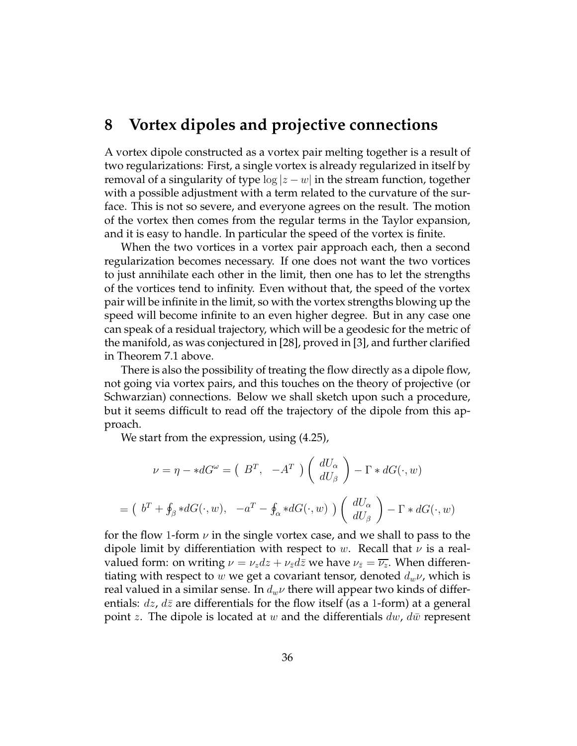## 8 Vortex dipoles and projective connections

A vortex dipole constructed as a vortex pair melting together is a result of two regularizations: First, a single vortex is already regularized in itself by removal of a singularity of type $\log |z-w|$ in the stream function, together with a possible adjustment with a term related to the curvature of the surface. This is not so severe, and everyone agrees on the result. The motion of the vortex then comes from the regular terms in the Taylor expansion, and it is easy to handle. In particular the speed of the vortex is finite.

When the two vortices in a vortex pair approach each, then a second regularization becomes necessary. If one does not want the two vortices to just annihilate each other in the limit, then one has to let the strengths of the vortices tend to infinity. Even without that, the speed of the vortex pair will be infinite in the limit, so with the vortex strengths blowing up the speed will become infinite to an even higher degree. But in any case one can speak of a residual trajectory, which will be a geodesic for the metric of the manifold, as was conjectured in [28], proved in [3], and further clarified in Theorem 7.1 above.

There is also the possibility of treating the flow directly as a dipole flow, not going via vortex pairs, and this touches on the theory of projective (or Schwarzian) connections. Below we shall sketch upon such a procedure, but it seems difficult to read off the trajectory of the dipole from this approach.

We start from the expression, using (4.25),

$$\nu = \eta - *dG^{\omega} = \begin{pmatrix} B^T, & -A^T \end{pmatrix} \begin{pmatrix} dU_\alpha \\ dU_\beta \end{pmatrix} - \Gamma * dG(\cdot, w)$$

$$= \begin{pmatrix} b^T + \oint_\beta *dG(\cdot,w), & -a^T - \oint_\alpha *dG(\cdot,w) \end{pmatrix} \begin{pmatrix} dU_\alpha \\ dU_\beta \end{pmatrix} - \Gamma * dG(\cdot, w)$$

for the flow 1-form $\nu$ in the single vortex case, and we shall to pass to the dipole limit by differentiation with respect to $w$. Recall that $\nu$ is a real-valued form: on writing $\nu = \nu_z dz + \nu_{\bar{z}} d\bar{z}$ we have $\nu_{\bar{z}} = \overline{\nu_z}$. When differentiating with respect to $w$ we get a covariant tensor, denoted $d_w\nu$, which is real valued in a similar sense. In $d_w\nu$ there will appear two kinds of differentials: $dz$, $d\bar{z}$ are differentials for the flow itself (as a 1-form) at a general point $z$. The dipole is located at $w$ and the differentials $dw$, $d\bar{w}$ represent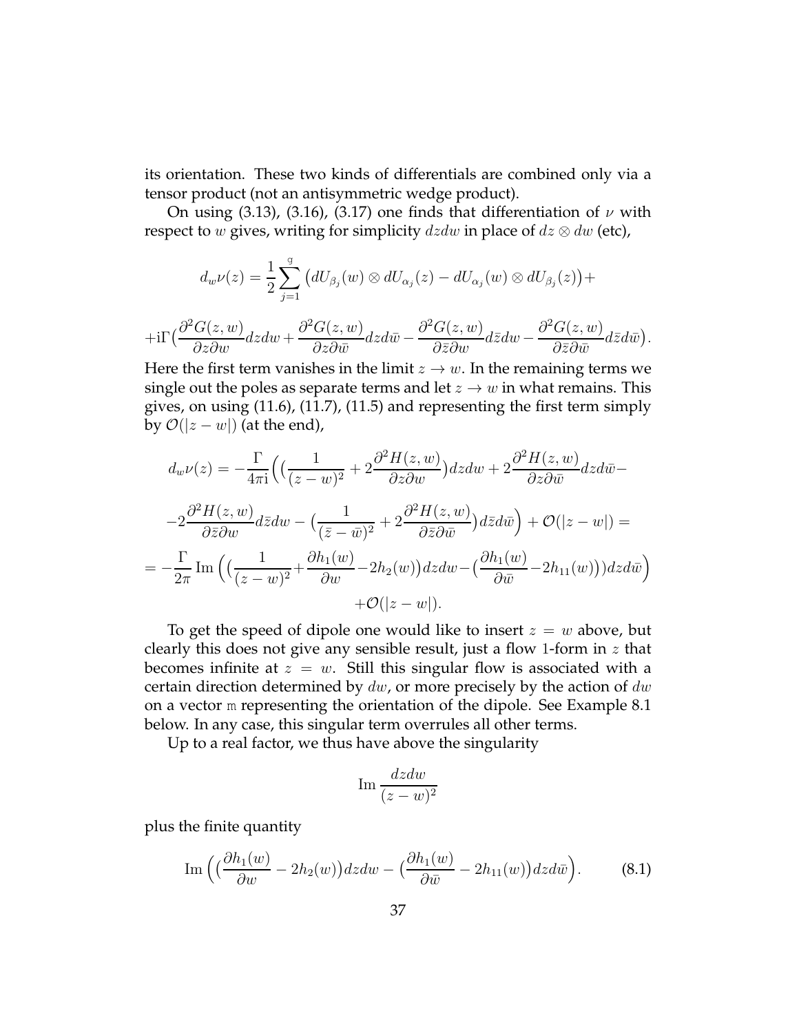its orientation. These two kinds of differentials are combined only via a tensor product (not an antisymmetric wedge product).

On using (3.13), (3.16), (3.17) one finds that differentiation of $\nu$ with respect to $w$ gives, writing for simplicity $dzdw$ in place of $dz\otimes dw$ (etc),

$$
d_w\nu(z)=\frac{1}{2}\sum_{j=1}^{\mathrm{g}}\big(dU_{\beta_j}(w)\otimes dU_{\alpha_j}(z)-dU_{\alpha_j}(w)\otimes dU_{\beta_j}(z)\big)+
$$

$$
+\mathrm{i}\Gamma\big(\frac{\partial^2 G(z,w)}{\partial z\partial w}dzdw+\frac{\partial^2 G(z,w)}{\partial z\partial \bar{w}}dzd\bar{w}-\frac{\partial^2 G(z,w)}{\partial \bar{z}\partial w}d\bar{z}dw-\frac{\partial^2 G(z,w)}{\partial \bar{z}\partial \bar{w}}d\bar{z}d\bar{w}\big).
$$

Here the first term vanishes in the limit $z\to w$. In the remaining terms we single out the poles as separate terms and let $z\to w$ in what remains. This gives, on using (11.6), (11.7), (11.5) and representing the first term simply by $\mathcal{O}(|z-w|)$ (at the end),

$$
d_w\nu(z)=-\frac{\Gamma}{4\pi\mathrm{i}}\Big(\big(\frac{1}{(z-w)^2}+2\frac{\partial^2 H(z,w)}{\partial z\partial w}\big)dzdw+2\frac{\partial^2 H(z,w)}{\partial z\partial \bar{w}}dzd\bar{w}-
$$

$$
-2\frac{\partial^2 H(z,w)}{\partial \bar{z}\partial w}d\bar{z}dw-\big(\frac{1}{(\bar{z}-\bar{w})^2}+2\frac{\partial^2 H(z,w)}{\partial \bar{z}\partial \bar{w}}\big)d\bar{z}d\bar{w}\Big)+\mathcal{O}(|z-w|)=
$$

$$
=-\frac{\Gamma}{2\pi}\,\mathrm{Im}\,\Big(\big(\frac{1}{(z-w)^2}+\frac{\partial h_1(w)}{\partial w}-2h_2(w)\big)dzdw-\big(\frac{\partial h_1(w)}{\partial \bar{w}}-2h_{11}(w)\big)\big)dzd\bar{w}\Big)
$$

$$
+\mathcal{O}(|z-w|).
$$

To get the speed of dipole one would like to insert $z=w$ above, but clearly this does not give any sensible result, just a flow 1-form in $z$ that becomes infinite at $z=w$. Still this singular flow is associated with a certain direction determined by $dw$, or more precisely by the action of $dw$ on a vector $\mathtt{m}$ representing the orientation of the dipole. See Example 8.1 below. In any case, this singular term overrules all other terms.

Up to a real factor, we thus have above the singularity

$$
\mathrm{Im}\,\frac{dzdw}{(z-w)^2}
$$

plus the finite quantity

$$
\mathrm{Im}\,\Big(\big(\frac{\partial h_1(w)}{\partial w}-2h_2(w)\big)dzdw-\big(\frac{\partial h_1(w)}{\partial \bar{w}}-2h_{11}(w)\big)dzd\bar{w}\Big). \tag{8.1}
$$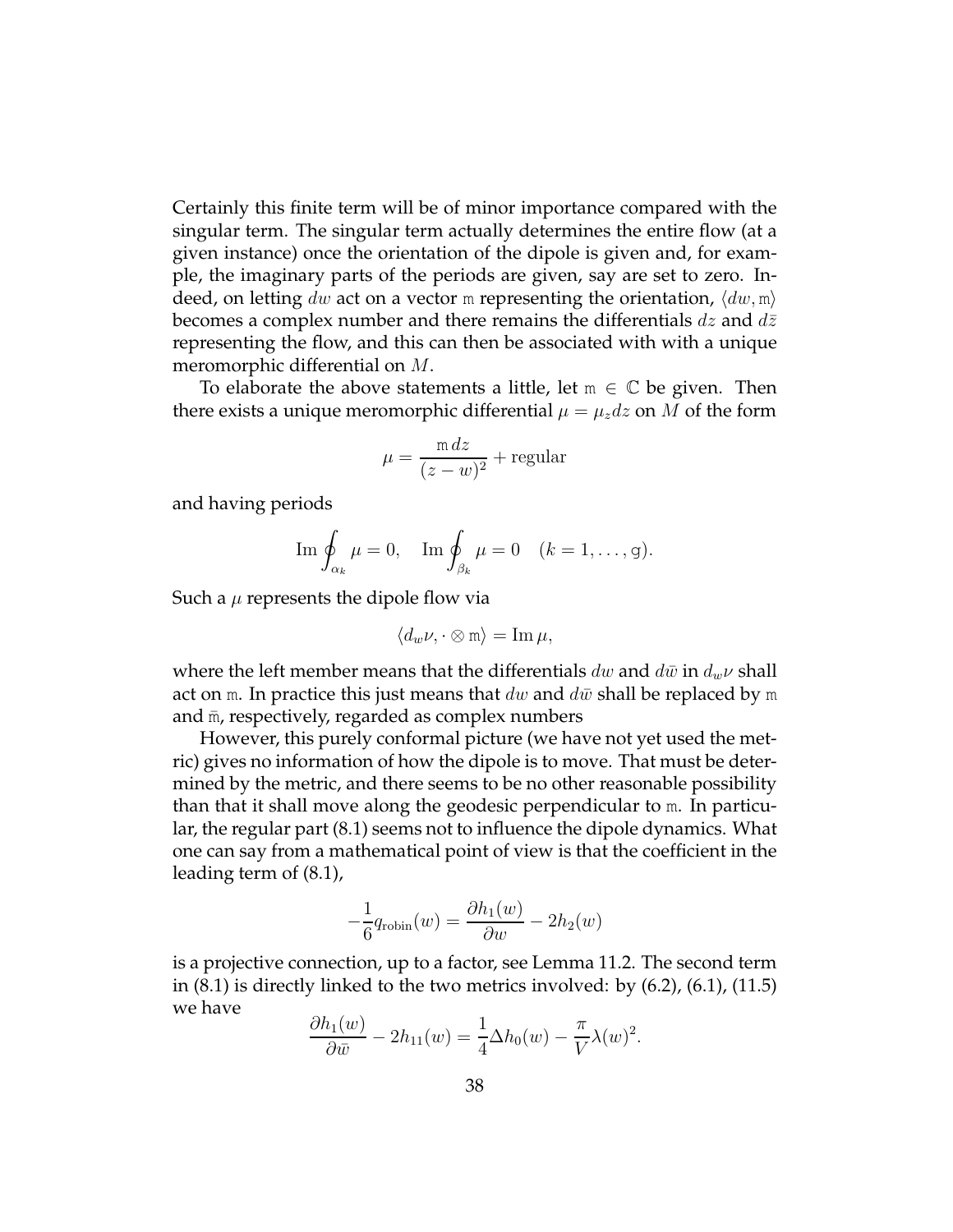Certainly this finite term will be of minor importance compared with the singular term. The singular term actually determines the entire flow (at a given instance) once the orientation of the dipole is given and, for example, the imaginary parts of the periods are given, say are set to zero. Indeed, on letting $dw$ act on a vector $\mathtt{m}$ representing the orientation, $\langle dw, \mathtt{m}\rangle$ becomes a complex number and there remains the differentials $dz$ and $d\bar{z}$ representing the flow, and this can then be associated with with a unique meromorphic differential on $M$.

To elaborate the above statements a little, let $\mathtt{m} \in \mathbb{C}$ be given. Then there exists a unique meromorphic differential $\mu = \mu_z dz$ on $M$ of the form

$$\mu = \frac{\mathtt{m}\, dz}{(z-w)^2} + \text{regular}$$

and having periods

$$\operatorname{Im} \oint_{\alpha_k} \mu = 0, \quad \operatorname{Im} \oint_{\beta_k} \mu = 0 \quad (k = 1, \dots, \mathtt{g}).$$

Such a $\mu$ represents the dipole flow via

$$\langle d_w \nu, \cdot \otimes \mathtt{m}\rangle = \operatorname{Im} \mu,$$

where the left member means that the differentials $dw$ and $d\bar{w}$ in $d_w\nu$ shall act on $\mathtt{m}$. In practice this just means that $dw$ and $d\bar{w}$ shall be replaced by $\mathtt{m}$ and $\bar{\mathtt{m}}$, respectively, regarded as complex numbers

However, this purely conformal picture (we have not yet used the metric) gives no information of how the dipole is to move. That must be determined by the metric, and there seems to be no other reasonable possibility than that it shall move along the geodesic perpendicular to $\mathtt{m}$. In particular, the regular part (8.1) seems not to influence the dipole dynamics. What one can say from a mathematical point of view is that the coefficient in the leading term of (8.1),

$$-\frac{1}{6} q_{\text{robin}}(w) = \frac{\partial h_1(w)}{\partial w} - 2h_2(w)$$

is a projective connection, up to a factor, see Lemma 11.2. The second term in (8.1) is directly linked to the two metrics involved: by (6.2), (6.1), (11.5) we have

$$\frac{\partial h_1(w)}{\partial \bar{w}} - 2h_{11}(w) = \frac{1}{4}\Delta h_0(w) - \frac{\pi}{V}\lambda(w)^2.$$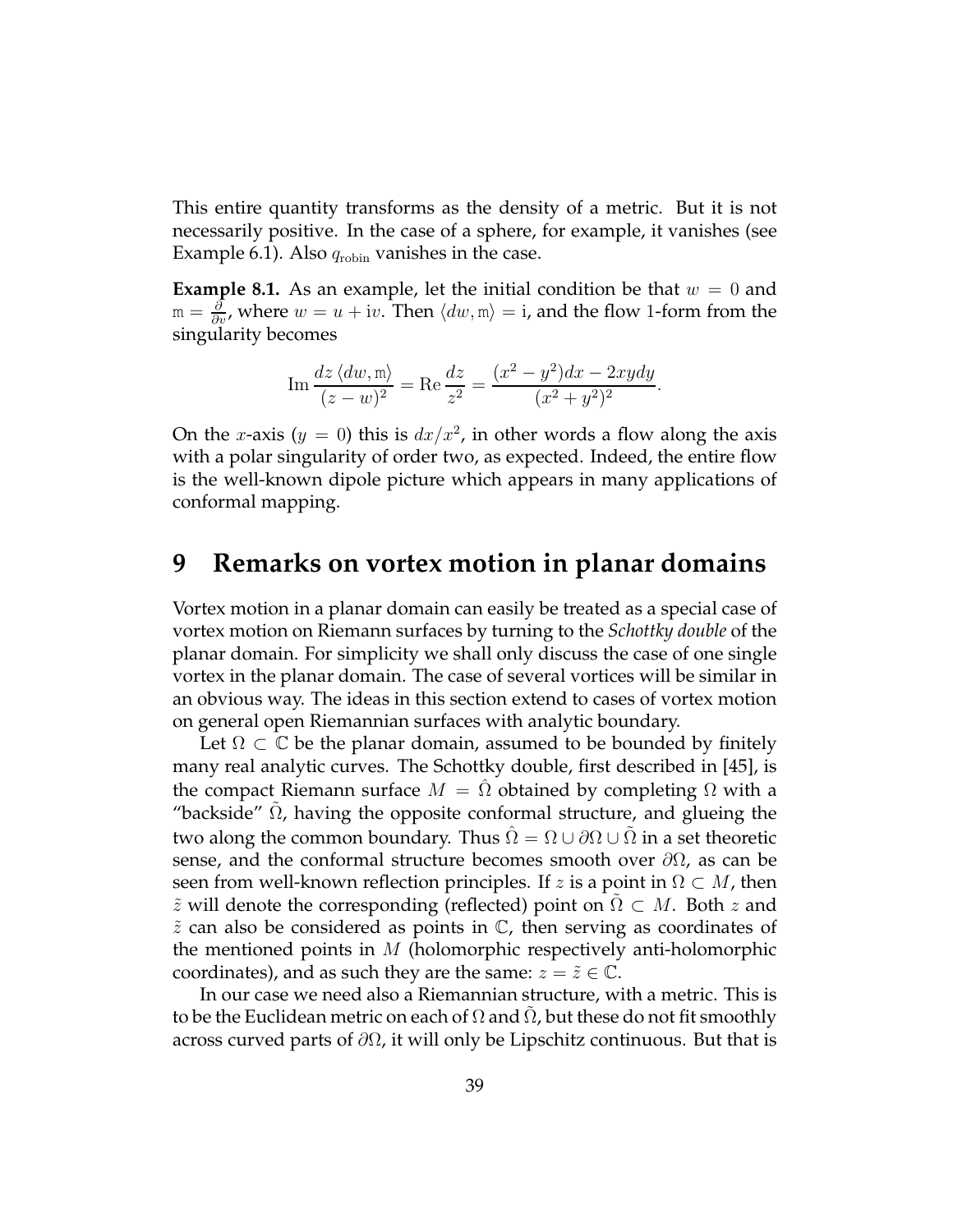This entire quantity transforms as the density of a metric. But it is not necessarily positive. In the case of a sphere, for example, it vanishes (see Example 6.1). Also $q_{\rm robin}$ vanishes in the case.

**Example 8.1.** As an example, let the initial condition be that $w = 0$ and $\mathtt{m} = \frac{\partial}{\partial v}$, where $w = u + \mathrm{i}v$. Then $\langle dw, \mathtt{m}\rangle = \mathrm{i}$, and the flow 1-form from the singularity becomes

$$\operatorname{Im} \frac{dz\,\langle dw, \mathtt{m}\rangle}{(z-w)^2} = \operatorname{Re} \frac{dz}{z^2} = \frac{(x^2-y^2)dx - 2xydy}{(x^2+y^2)^2}.$$

On the $x$-axis ($y = 0$) this is $dx/x^2$, in other words a flow along the axis with a polar singularity of order two, as expected. Indeed, the entire flow is the well-known dipole picture which appears in many applications of conformal mapping.

# 9 Remarks on vortex motion in planar domains

Vortex motion in a planar domain can easily be treated as a special case of vortex motion on Riemann surfaces by turning to the *Schottky double* of the planar domain. For simplicity we shall only discuss the case of one single vortex in the planar domain. The case of several vortices will be similar in an obvious way. The ideas in this section extend to cases of vortex motion on general open Riemannian surfaces with analytic boundary.

Let $\Omega \subset \mathbb{C}$ be the planar domain, assumed to be bounded by finitely many real analytic curves. The Schottky double, first described in [45], is the compact Riemann surface $M = \hat{\Omega}$ obtained by completing $\Omega$ with a "backside" $\tilde{\Omega}$, having the opposite conformal structure, and glueing the two along the common boundary. Thus $\hat{\Omega} = \Omega \cup \partial\Omega \cup \tilde{\Omega}$ in a set theoretic sense, and the conformal structure becomes smooth over $\partial\Omega$, as can be seen from well-known reflection principles. If $z$ is a point in $\Omega \subset M$, then $\tilde{z}$ will denote the corresponding (reflected) point on $\tilde{\Omega} \subset M$. Both $z$ and $\tilde{z}$ can also be considered as points in $\mathbb{C}$, then serving as coordinates of the mentioned points in $M$ (holomorphic respectively anti-holomorphic coordinates), and as such they are the same: $z = \tilde{z} \in \mathbb{C}$.

In our case we need also a Riemannian structure, with a metric. This is to be the Euclidean metric on each of $\Omega$ and $\tilde{\Omega}$, but these do not fit smoothly across curved parts of $\partial\Omega$, it will only be Lipschitz continuous. But that is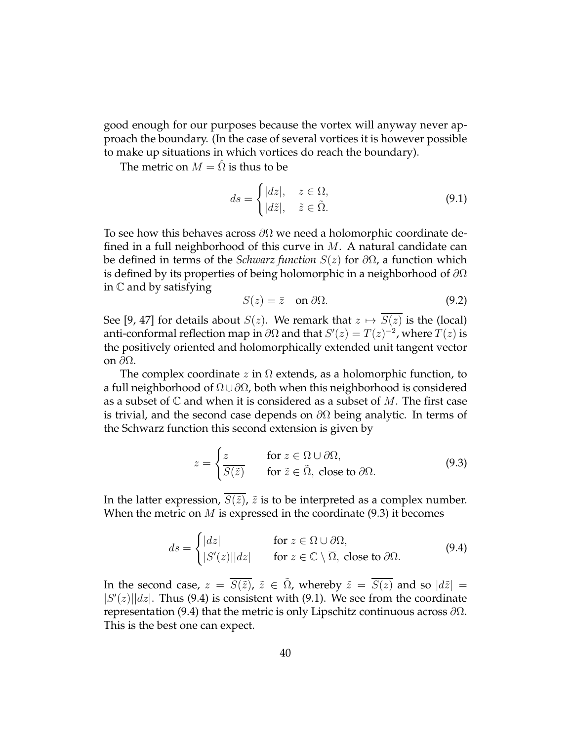good enough for our purposes because the vortex will anyway never approach the boundary. (In the case of several vortices it is however possible to make up situations in which vortices do reach the boundary).

The metric on $M = \hat{\Omega}$ is thus to be

$$ds = \begin{cases} |dz|, & z \in \Omega, \\ |d\tilde{z}|, & \tilde{z} \in \tilde{\Omega}. \end{cases} \tag{9.1}$$

To see how this behaves across $\partial\Omega$ we need a holomorphic coordinate defined in a full neighborhood of this curve in $M$. A natural candidate can be defined in terms of the *Schwarz function* $S(z)$ for $\partial\Omega$, a function which is defined by its properties of being holomorphic in a neighborhood of $\partial\Omega$ in $\mathbb{C}$ and by satisfying

$$S(z) = \bar{z} \quad \text{on } \partial\Omega. \tag{9.2}$$

See [9, 47] for details about $S(z)$. We remark that $z \mapsto \overline{S(z)}$ is the (local) anti-conformal reflection map in $\partial\Omega$ and that $S'(z) = T(z)^{-2}$, where $T(z)$ is the positively oriented and holomorphically extended unit tangent vector on $\partial\Omega$.

The complex coordinate $z$ in $\Omega$ extends, as a holomorphic function, to a full neighborhood of $\Omega \cup \partial\Omega$, both when this neighborhood is considered as a subset of $\mathbb{C}$ and when it is considered as a subset of $M$. The first case is trivial, and the second case depends on $\partial\Omega$ being analytic. In terms of the Schwarz function this second extension is given by

$$z = \begin{cases} z & \text{for } z \in \Omega \cup \partial\Omega, \\ \overline{S(\tilde{z})} & \text{for } \tilde{z} \in \tilde{\Omega}, \text{ close to } \partial\Omega. \end{cases} \tag{9.3}$$

In the latter expression, $\overline{S(\tilde{z})}$, $\tilde{z}$ is to be interpreted as a complex number. When the metric on $M$ is expressed in the coordinate (9.3) it becomes

$$ds = \begin{cases} |dz| & \text{for } z \in \Omega \cup \partial\Omega, \\ |S'(z)||dz| & \text{for } z \in \mathbb{C} \setminus \overline{\Omega}, \text{ close to } \partial\Omega. \end{cases} \tag{9.4}$$

In the second case, $z = \overline{S(\tilde{z})}$, $\tilde{z} \in \tilde{\Omega}$, whereby $\tilde{z} = \overline{S(z)}$ and so $|d\tilde{z}| = |S'(z)||dz|$. Thus (9.4) is consistent with (9.1). We see from the coordinate representation (9.4) that the metric is only Lipschitz continuous across $\partial\Omega$. This is the best one can expect.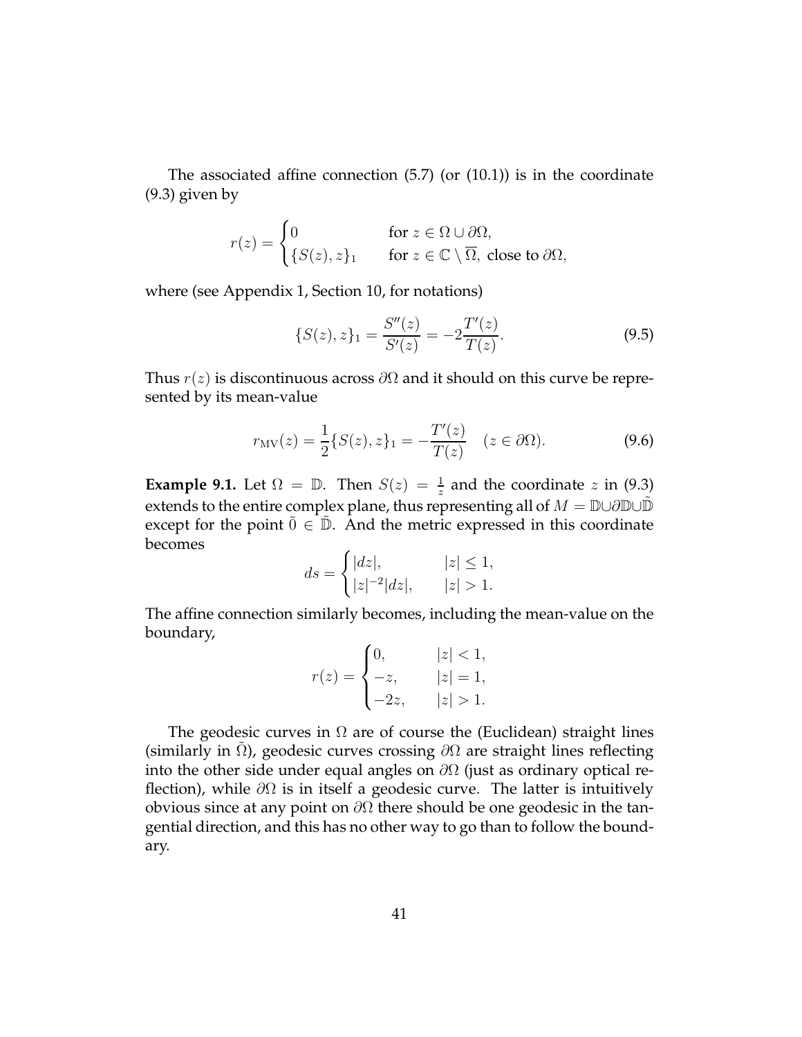The associated affine connection (5.7) (or (10.1)) is in the coordinate (9.3) given by

$$
r(z) = \begin{cases} 0 & \text{for } z \in \Omega \cup \partial\Omega, \\ \{S(z), z\}_1 & \text{for } z \in \mathbb{C} \setminus \overline{\Omega}, \text{ close to } \partial\Omega, \end{cases}
$$

where (see Appendix 1, Section 10, for notations)

$$
\{S(z), z\}_1 = \frac{S''(z)}{S'(z)} = -2\frac{T'(z)}{T(z)}. \tag{9.5}
$$

Thus $r(z)$ is discontinuous across $\partial\Omega$ and it should on this curve be represented by its mean-value

$$
r_{\text{MV}}(z) = \frac{1}{2}\{S(z), z\}_1 = -\frac{T'(z)}{T(z)} \quad (z \in \partial\Omega). \tag{9.6}
$$

**Example 9.1.** Let $\Omega = \mathbb{D}$. Then $S(z) = \frac{1}{z}$ and the coordinate $z$ in (9.3) extends to the entire complex plane, thus representing all of $M = \mathbb{D} \cup \partial\mathbb{D} \cup \tilde{\mathbb{D}}$ except for the point $\tilde{0} \in \tilde{\mathbb{D}}$. And the metric expressed in this coordinate becomes

$$
ds = \begin{cases} |dz|, & |z| \le 1, \\ |z|^{-2}|dz|, & |z| > 1. \end{cases}
$$

The affine connection similarly becomes, including the mean-value on the boundary,

$$
r(z) = \begin{cases} 0, & |z| < 1, \\ -z, & |z| = 1, \\ -2z, & |z| > 1. \end{cases}
$$

The geodesic curves in $\Omega$ are of course the (Euclidean) straight lines (similarly in $\tilde{\Omega}$), geodesic curves crossing $\partial\Omega$ are straight lines reflecting into the other side under equal angles on $\partial\Omega$ (just as ordinary optical reflection), while $\partial\Omega$ is in itself a geodesic curve. The latter is intuitively obvious since at any point on $\partial\Omega$ there should be one geodesic in the tangential direction, and this has no other way to go than to follow the boundary.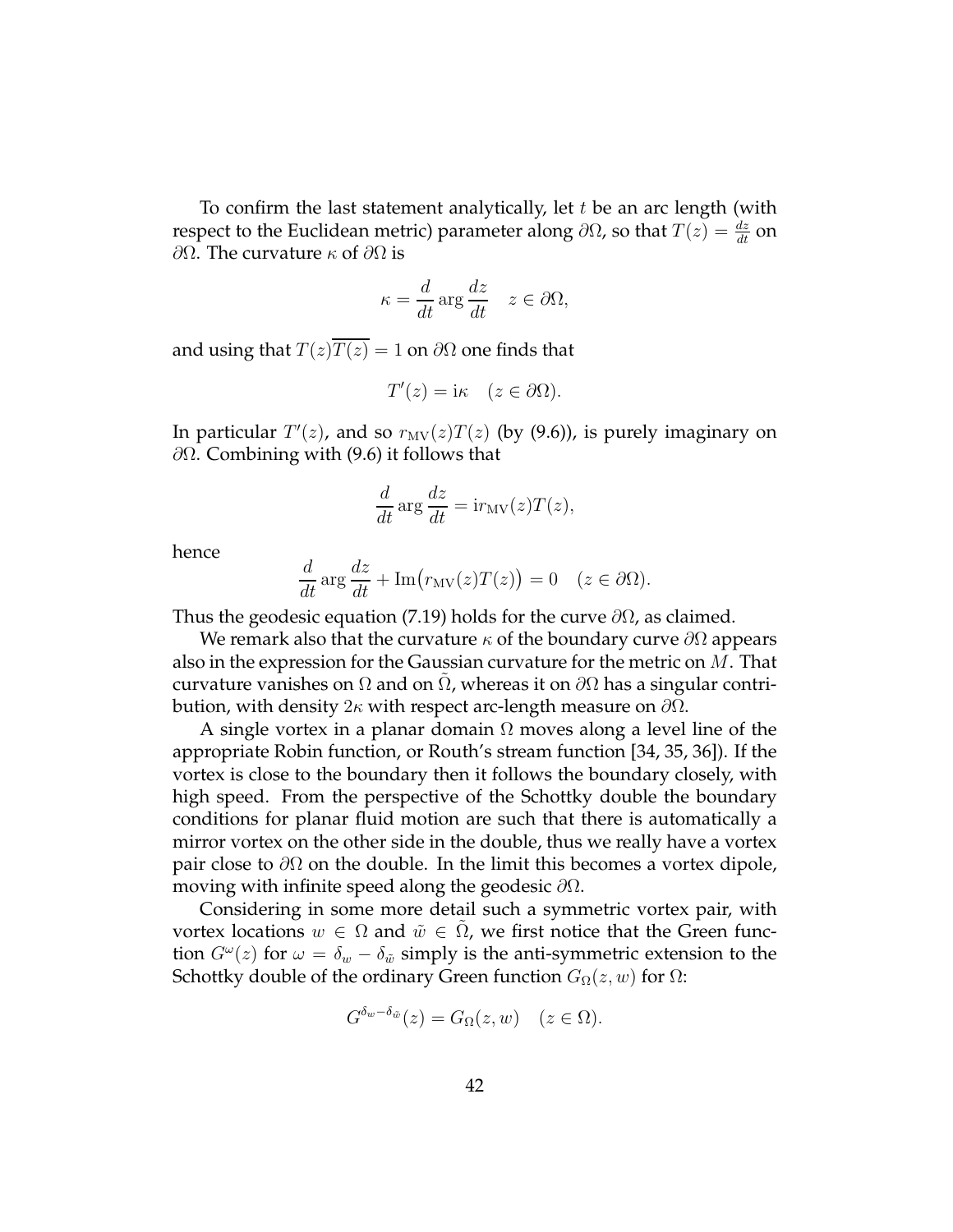To confirm the last statement analytically, let $t$ be an arc length (with respect to the Euclidean metric) parameter along $\partial\Omega$, so that $T(z) = \frac{dz}{dt}$ on $\partial\Omega$. The curvature $\kappa$ of $\partial\Omega$ is

$$\kappa = \frac{d}{dt} \arg \frac{dz}{dt} \quad z \in \partial\Omega,$$

and using that $T(z)\overline{T(z)} = 1$ on $\partial\Omega$ one finds that

$$T'(z) = \mathrm{i}\kappa \quad (z \in \partial\Omega).$$

In particular $T'(z)$, and so $r_{\mathrm{MV}}(z)T(z)$ (by (9.6)), is purely imaginary on $\partial\Omega$. Combining with (9.6) it follows that

$$\frac{d}{dt} \arg \frac{dz}{dt} = \mathrm{i} r_{\mathrm{MV}}(z)T(z),$$

hence

$$\frac{d}{dt} \arg \frac{dz}{dt} + \mathrm{Im}\big(r_{\mathrm{MV}}(z)T(z)\big) = 0 \quad (z \in \partial\Omega).$$

Thus the geodesic equation (7.19) holds for the curve $\partial\Omega$, as claimed.

We remark also that the curvature $\kappa$ of the boundary curve $\partial\Omega$ appears also in the expression for the Gaussian curvature for the metric on $M$. That curvature vanishes on $\Omega$ and on $\tilde{\Omega}$, whereas it on $\partial\Omega$ has a singular contribution, with density $2\kappa$ with respect arc-length measure on $\partial\Omega$.

A single vortex in a planar domain $\Omega$ moves along a level line of the appropriate Robin function, or Routh's stream function [34, 35, 36]). If the vortex is close to the boundary then it follows the boundary closely, with high speed. From the perspective of the Schottky double the boundary conditions for planar fluid motion are such that there is automatically a mirror vortex on the other side in the double, thus we really have a vortex pair close to $\partial\Omega$ on the double. In the limit this becomes a vortex dipole, moving with infinite speed along the geodesic $\partial\Omega$.

Considering in some more detail such a symmetric vortex pair, with vortex locations $w \in \Omega$ and $\tilde{w} \in \tilde{\Omega}$, we first notice that the Green function $G^{\omega}(z)$ for $\omega = \delta_w - \delta_{\tilde{w}}$ simply is the anti-symmetric extension to the Schottky double of the ordinary Green function $G_\Omega(z, w)$ for $\Omega$:

$$G^{\delta_w - \delta_{\tilde{w}}}(z) = G_\Omega(z, w) \quad (z \in \Omega).$$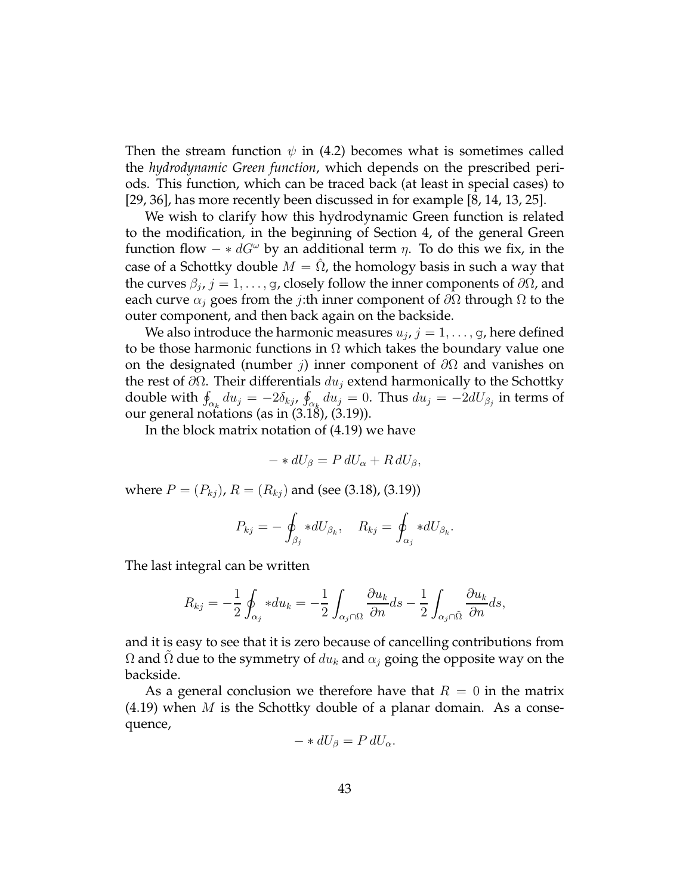Then the stream function $\psi$ in (4.2) becomes what is sometimes called the *hydrodynamic Green function*, which depends on the prescribed periods. This function, which can be traced back (at least in special cases) to [29, 36], has more recently been discussed in for example [8, 14, 13, 25].

We wish to clarify how this hydrodynamic Green function is related to the modification, in the beginning of Section 4, of the general Green function flow $- * dG^{\omega}$ by an additional term $\eta$. To do this we fix, in the case of a Schottky double $M = \hat{\Omega}$, the homology basis in such a way that the curves $\beta_j$, $j = 1, \dots, \mathtt{g}$, closely follow the inner components of $\partial\Omega$, and each curve $\alpha_j$ goes from the $j$:th inner component of $\partial\Omega$ through $\Omega$ to the outer component, and then back again on the backside.

We also introduce the harmonic measures $u_j$, $j = 1, \dots, \mathtt{g}$, here defined to be those harmonic functions in $\Omega$ which takes the boundary value one on the designated (number $j$) inner component of $\partial\Omega$ and vanishes on the rest of $\partial\Omega$. Their differentials $du_j$ extend harmonically to the Schottky double with $\oint_{\alpha_k} du_j = -2\delta_{kj}$, $\oint_{\alpha_k} du_j = 0$. Thus $du_j = -2dU_{\beta_j}$ in terms of our general notations (as in (3.18), (3.19)).

In the block matrix notation of (4.19) we have

$$- * dU_\beta = P\, dU_\alpha + R\, dU_\beta,$$

where $P = (P_{kj})$, $R = (R_{kj})$ and (see (3.18), (3.19))

$$P_{kj} = -\oint_{\beta_j} *dU_{\beta_k}, \quad R_{kj} = \oint_{\alpha_j} *dU_{\beta_k}.$$

The last integral can be written

$$R_{kj} = -\frac{1}{2}\oint_{\alpha_j} *du_k = -\frac{1}{2}\int_{\alpha_j \cap \Omega} \frac{\partial u_k}{\partial n} ds - \frac{1}{2}\int_{\alpha_j \cap \tilde{\Omega}} \frac{\partial u_k}{\partial n} ds,$$

and it is easy to see that it is zero because of cancelling contributions from $\Omega$ and $\tilde{\Omega}$ due to the symmetry of $du_k$ and $\alpha_j$ going the opposite way on the backside.

As a general conclusion we therefore have that $R = 0$ in the matrix (4.19) when $M$ is the Schottky double of a planar domain. As a consequence,

$$- * dU_\beta = P\, dU_\alpha.$$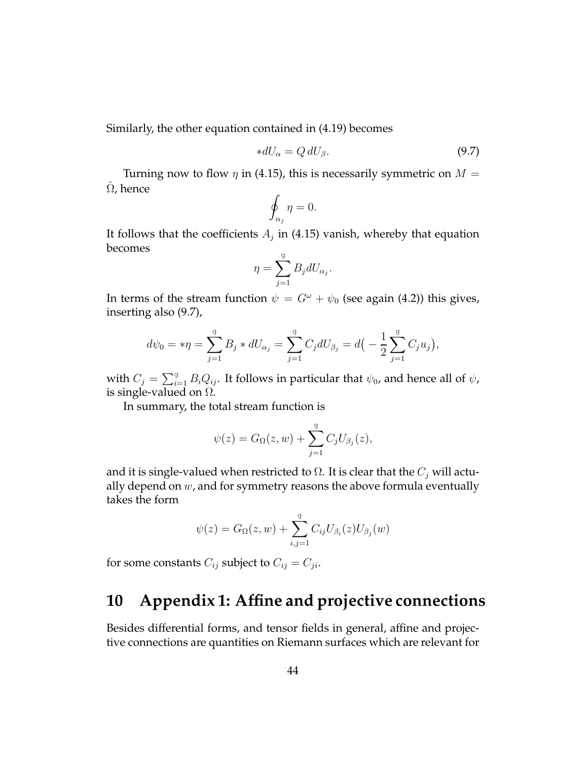Similarly, the other equation contained in (4.19) becomes

$$*dU_\alpha = Q\, dU_\beta. \tag{9.7}$$

Turning now to flow $\eta$ in (4.15), this is necessarily symmetric on $M = \hat{\Omega}$, hence

$$\oint_{\alpha_j} \eta = 0.$$

It follows that the coefficients $A_j$ in (4.15) vanish, whereby that equation becomes

$$\eta = \sum_{j=1}^{\mathtt{g}} B_j dU_{\alpha_j}.$$

In terms of the stream function $\psi = G^\omega + \psi_0$ (see again (4.2)) this gives, inserting also (9.7),

$$d\psi_0 = *\eta = \sum_{j=1}^{\mathtt{g}} B_j * dU_{\alpha_j} = \sum_{j=1}^{\mathtt{g}} C_j dU_{\beta_j} = d\big( -\frac{1}{2}\sum_{j=1}^{\mathtt{g}} C_j u_j \big),$$

with $C_j = \sum_{i=1}^{\mathtt{g}} B_i Q_{ij}$. It follows in particular that $\psi_0$, and hence all of $\psi$, is single-valued on $\Omega$.

In summary, the total stream function is

$$\psi(z) = G_\Omega(z, w) + \sum_{j=1}^{\mathtt{g}} C_j U_{\beta_j}(z),$$

and it is single-valued when restricted to $\Omega$. It is clear that the $C_j$ will actually depend on $w$, and for symmetry reasons the above formula eventually takes the form

$$\psi(z) = G_\Omega(z, w) + \sum_{i,j=1}^{\mathtt{g}} C_{ij} U_{\beta_i}(z) U_{\beta_j}(w)$$

for some constants $C_{ij}$ subject to $C_{ij} = C_{ji}$.

# 10 Appendix 1: Affine and projective connections

Besides differential forms, and tensor fields in general, affine and projective connections are quantities on Riemann surfaces which are relevant for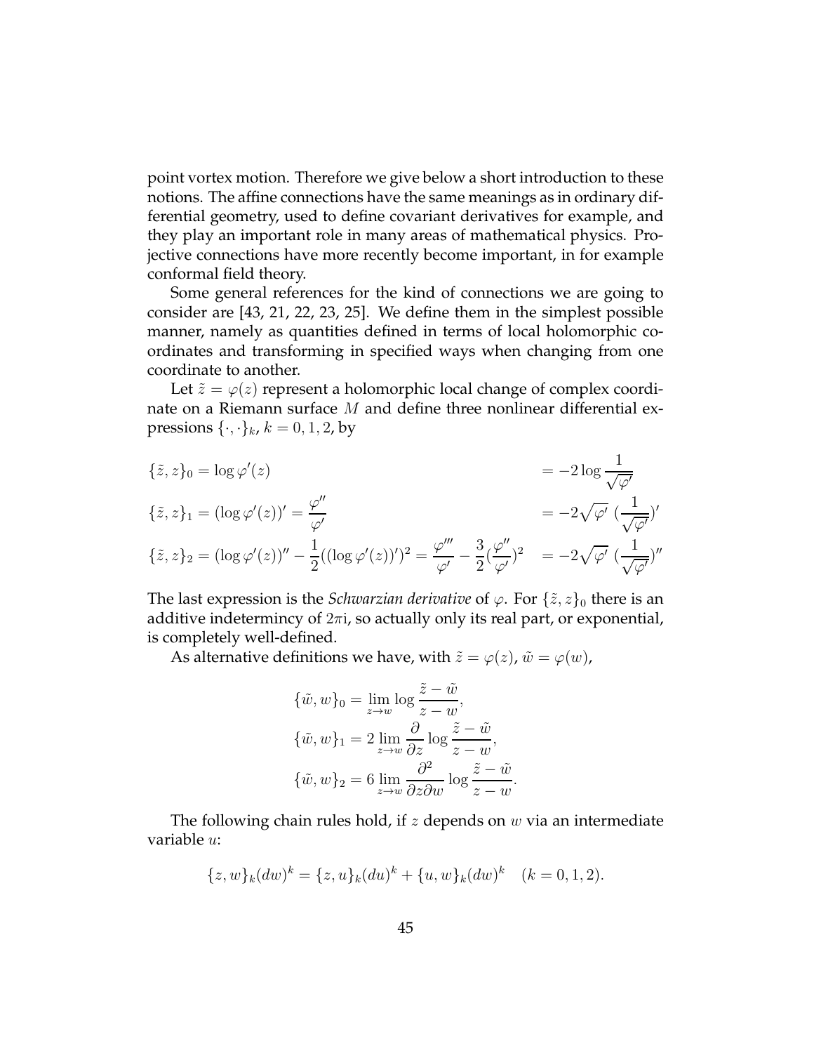point vortex motion. Therefore we give below a short introduction to these notions. The affine connections have the same meanings as in ordinary differential geometry, used to define covariant derivatives for example, and they play an important role in many areas of mathematical physics. Projective connections have more recently become important, in for example conformal field theory.

Some general references for the kind of connections we are going to consider are [43, 21, 22, 23, 25]. We define them in the simplest possible manner, namely as quantities defined in terms of local holomorphic coordinates and transforming in specified ways when changing from one coordinate to another.

Let $\tilde{z} = \varphi(z)$ represent a holomorphic local change of complex coordinate on a Riemann surface $M$ and define three nonlinear differential expressions $\{\cdot,\cdot\}_k$, $k = 0, 1, 2$, by

$$
\begin{aligned}
\{\tilde{z}, z\}_0 &= \log \varphi'(z) && = -2 \log \frac{1}{\sqrt{\varphi'}} \\
\{\tilde{z}, z\}_1 &= (\log \varphi'(z))' = \frac{\varphi''}{\varphi'} && = -2\sqrt{\varphi'}\ (\frac{1}{\sqrt{\varphi'}})' \\
\{\tilde{z}, z\}_2 &= (\log \varphi'(z))'' - \frac{1}{2}((\log \varphi'(z))')^2 = \frac{\varphi'''}{\varphi'} - \frac{3}{2}(\frac{\varphi''}{\varphi'})^2 && = -2\sqrt{\varphi'}\ (\frac{1}{\sqrt{\varphi'}})''
\end{aligned}
$$

The last expression is the *Schwarzian derivative* of $\varphi$. For $\{\tilde{z}, z\}_0$ there is an additive indeterminacy of $2\pi \mathrm{i}$, so actually only its real part, or exponential, is completely well-defined.

As alternative definitions we have, with $\tilde{z} = \varphi(z)$, $\tilde{w} = \varphi(w)$,

$$
\begin{aligned}
\{\tilde{w}, w\}_0 &= \lim_{z \to w} \log \frac{\tilde{z} - \tilde{w}}{z - w}, \\
\{\tilde{w}, w\}_1 &= 2 \lim_{z \to w} \frac{\partial}{\partial z} \log \frac{\tilde{z} - \tilde{w}}{z - w}, \\
\{\tilde{w}, w\}_2 &= 6 \lim_{z \to w} \frac{\partial^2}{\partial z \partial w} \log \frac{\tilde{z} - \tilde{w}}{z - w}.
\end{aligned}
$$

The following chain rules hold, if $z$ depends on $w$ via an intermediate variable $u$:

$$
\{z, w\}_k (dw)^k = \{z, u\}_k (du)^k + \{u, w\}_k (dw)^k \quad (k = 0, 1, 2).
$$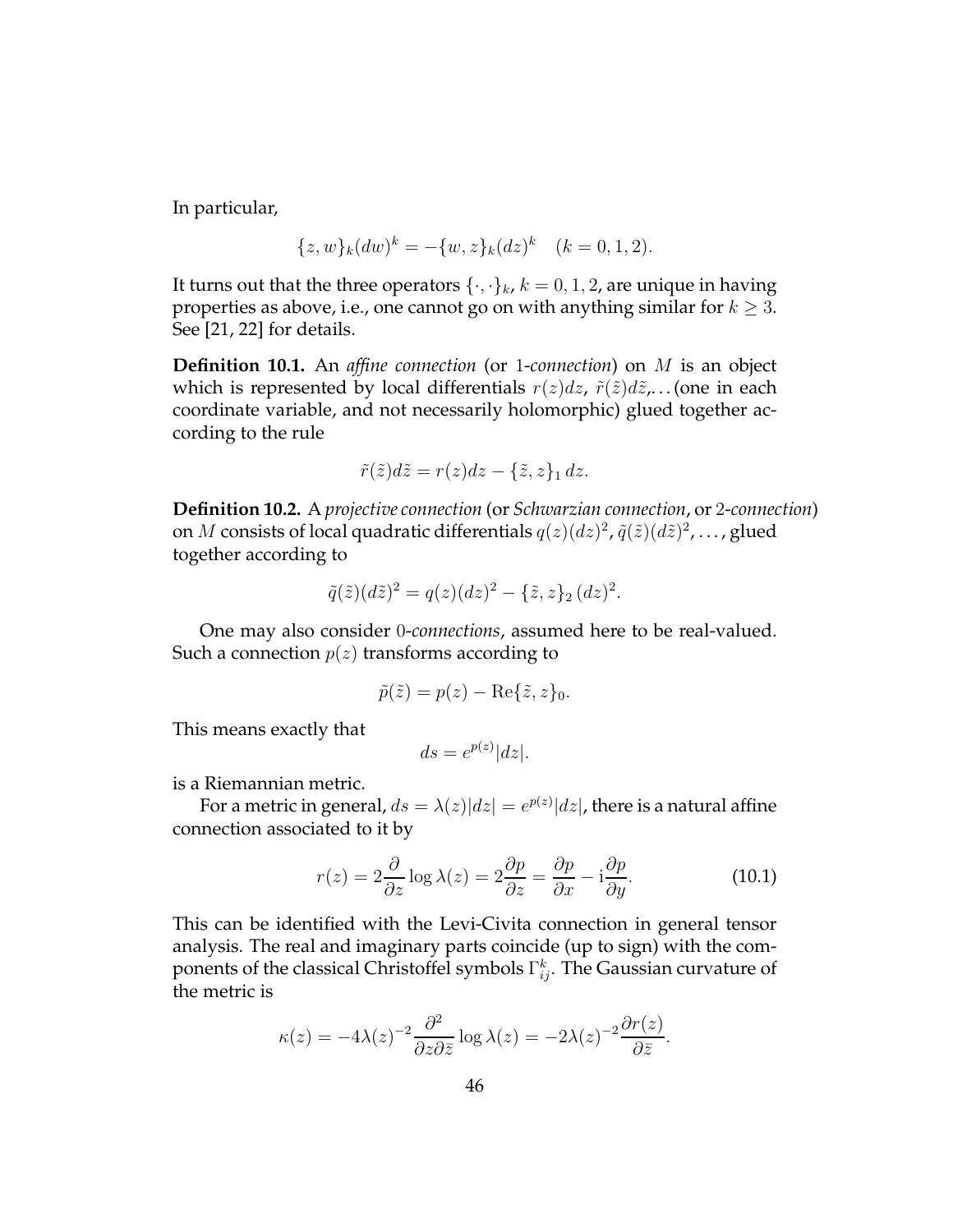In particular,

$$\{z, w\}_k (dw)^k = -\{w, z\}_k (dz)^k \quad (k = 0, 1, 2).$$

It turns out that the three operators $\{\cdot, \cdot\}_k$, $k = 0, 1, 2$, are unique in having properties as above, i.e., one cannot go on with anything similar for $k \geq 3$. See [21, 22] for details.

**Definition 10.1.** An *affine connection* (or 1*-connection*) on $M$ is an object which is represented by local differentials $r(z)dz$, $\tilde{r}(\tilde{z})d\tilde{z}$,... (one in each coordinate variable, and not necessarily holomorphic) glued together according to the rule

$$\tilde{r}(\tilde{z})d\tilde{z} = r(z)dz - \{\tilde{z}, z\}_1 \, dz.$$

**Definition 10.2.** A *projective connection* (or *Schwarzian connection*, or 2*-connection*) on $M$ consists of local quadratic differentials $q(z)(dz)^2$, $\tilde{q}(\tilde{z})(d\tilde{z})^2$, ..., glued together according to

$$\tilde{q}(\tilde{z})(d\tilde{z})^2 = q(z)(dz)^2 - \{\tilde{z}, z\}_2 \, (dz)^2.$$

One may also consider 0*-connections*, assumed here to be real-valued. Such a connection $p(z)$ transforms according to

$$\tilde{p}(\tilde{z}) = p(z) - \mathrm{Re}\{\tilde{z}, z\}_0.$$

This means exactly that

$$ds = e^{p(z)}|dz|.$$

is a Riemannian metric.

For a metric in general, $ds = \lambda(z)|dz| = e^{p(z)}|dz|$, there is a natural affine connection associated to it by

$$r(z) = 2\frac{\partial}{\partial z}\log\lambda(z) = 2\frac{\partial p}{\partial z} = \frac{\partial p}{\partial x} - \mathrm{i}\frac{\partial p}{\partial y}. \tag{10.1}$$

This can be identified with the Levi-Civita connection in general tensor analysis. The real and imaginary parts coincide (up to sign) with the components of the classical Christoffel symbols $\Gamma_{ij}^k$. The Gaussian curvature of the metric is

$$\kappa(z) = -4\lambda(z)^{-2}\frac{\partial^2}{\partial z \partial \bar{z}}\log\lambda(z) = -2\lambda(z)^{-2}\frac{\partial r(z)}{\partial \bar{z}}.$$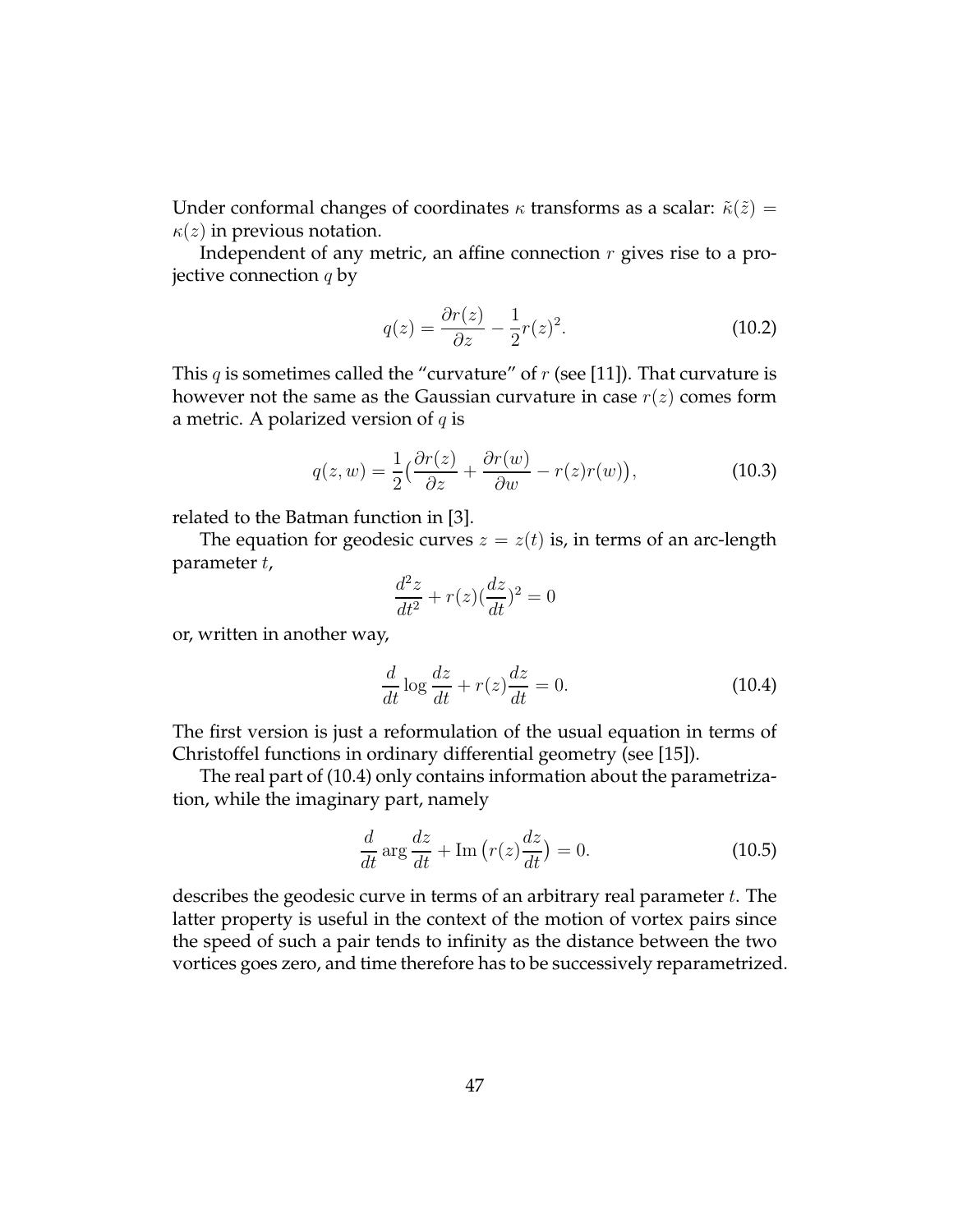Under conformal changes of coordinates $\kappa$ transforms as a scalar: $\tilde{\kappa}(\tilde{z}) = \kappa(z)$ in previous notation.

Independent of any metric, an affine connection $r$ gives rise to a projective connection $q$ by

$$q(z) = \frac{\partial r(z)}{\partial z} - \frac{1}{2}r(z)^2. \tag{10.2}$$

This $q$ is sometimes called the "curvature" of $r$ (see [11]). That curvature is however not the same as the Gaussian curvature in case $r(z)$ comes form a metric. A polarized version of $q$ is

$$q(z,w) = \frac{1}{2}\big(\frac{\partial r(z)}{\partial z} + \frac{\partial r(w)}{\partial w} - r(z)r(w)\big), \tag{10.3}$$

related to the Batman function in [3].

The equation for geodesic curves $z = z(t)$ is, in terms of an arc-length parameter $t$,

$$\frac{d^2z}{dt^2} + r(z)(\frac{dz}{dt})^2 = 0$$

or, written in another way,

$$\frac{d}{dt}\log\frac{dz}{dt} + r(z)\frac{dz}{dt} = 0. \tag{10.4}$$

The first version is just a reformulation of the usual equation in terms of Christoffel functions in ordinary differential geometry (see [15]).

The real part of (10.4) only contains information about the parametrization, while the imaginary part, namely

$$\frac{d}{dt}\arg\frac{dz}{dt} + \operatorname{Im}\big(r(z)\frac{dz}{dt}\big) = 0. \tag{10.5}$$

describes the geodesic curve in terms of an arbitrary real parameter $t$. The latter property is useful in the context of the motion of vortex pairs since the speed of such a pair tends to infinity as the distance between the two vortices goes zero, and time therefore has to be successively reparametrized.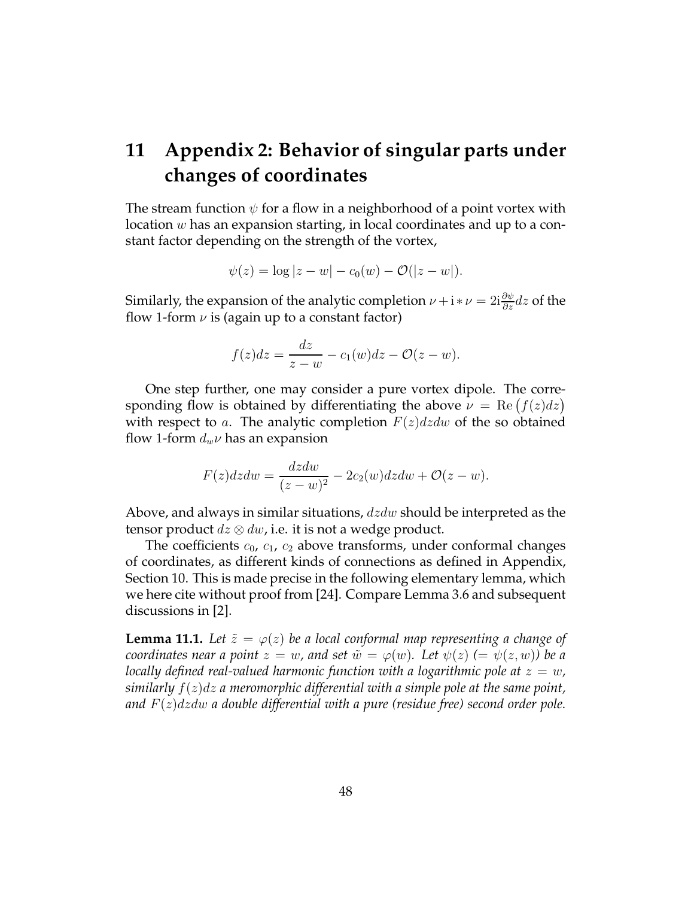# 11 Appendix 2: Behavior of singular parts under changes of coordinates

The stream function $\psi$ for a flow in a neighborhood of a point vortex with location $w$ has an expansion starting, in local coordinates and up to a constant factor depending on the strength of the vortex,

$$\psi(z) = \log|z-w| - c_0(w) - \mathcal{O}(|z-w|).$$

Similarly, the expansion of the analytic completion $\nu + \mathrm{i} * \nu = 2\mathrm{i}\frac{\partial \psi}{\partial z}dz$ of the flow 1-form $\nu$ is (again up to a constant factor)

$$f(z)dz = \frac{dz}{z-w} - c_1(w)dz - \mathcal{O}(z-w).$$

One step further, one may consider a pure vortex dipole. The corresponding flow is obtained by differentiating the above $\nu = \mathrm{Re}\big(f(z)dz\big)$ with respect to $a$. The analytic completion $F(z)dzdw$ of the so obtained flow 1-form $d_w\nu$ has an expansion

$$F(z)dzdw = \frac{dzdw}{(z-w)^2} - 2c_2(w)dzdw + \mathcal{O}(z-w).$$

Above, and always in similar situations, $dzdw$ should be interpreted as the tensor product $dz \otimes dw$, i.e. it is not a wedge product.

The coefficients $c_0$, $c_1$, $c_2$ above transforms, under conformal changes of coordinates, as different kinds of connections as defined in Appendix, Section 10. This is made precise in the following elementary lemma, which we here cite without proof from [24]. Compare Lemma 3.6 and subsequent discussions in [2].

**Lemma 11.1.** *Let $\tilde{z} = \varphi(z)$ be a local conformal map representing a change of coordinates near a point $z = w$, and set $\tilde{w} = \varphi(w)$. Let $\psi(z)$ ($= \psi(z,w)$) be a locally defined real-valued harmonic function with a logarithmic pole at $z = w$, similarly $f(z)dz$ a meromorphic differential with a simple pole at the same point, and $F(z)dzdw$ a double differential with a pure (residue free) second order pole.*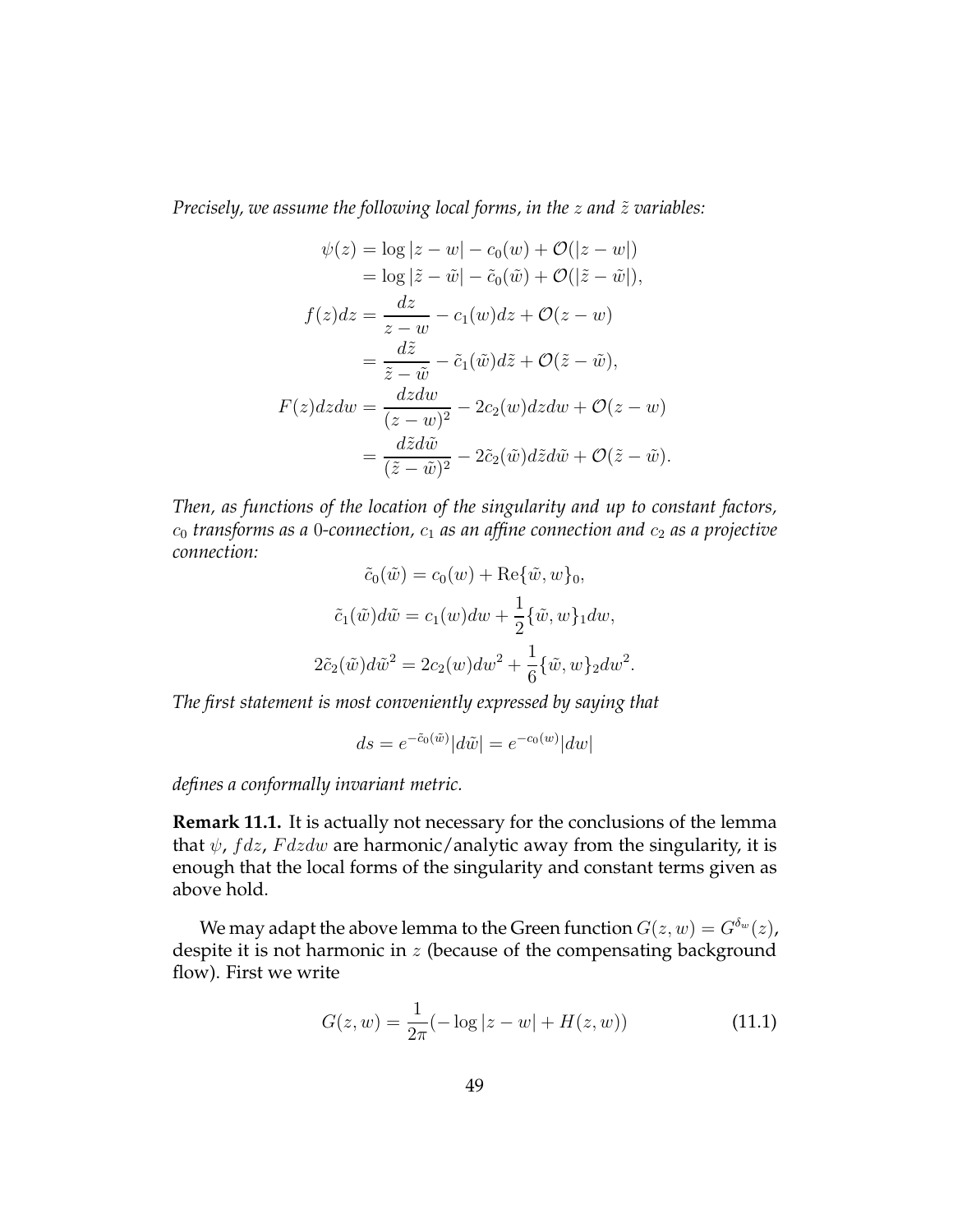*Precisely, we assume the following local forms, in the $z$ and $\tilde{z}$ variables:*

$$
\begin{aligned}
\psi(z) &= \log|z-w| - c_0(w) + \mathcal{O}(|z-w|) \\
&= \log|\tilde{z}-\tilde{w}| - \tilde{c}_0(\tilde{w}) + \mathcal{O}(|\tilde{z}-\tilde{w}|), \\
f(z)dz &= \frac{dz}{z-w} - c_1(w)dz + \mathcal{O}(z-w) \\
&= \frac{d\tilde{z}}{\tilde{z}-\tilde{w}} - \tilde{c}_1(\tilde{w})d\tilde{z} + \mathcal{O}(\tilde{z}-\tilde{w}), \\
F(z)dzdw &= \frac{dzdw}{(z-w)^2} - 2c_2(w)dzdw + \mathcal{O}(z-w) \\
&= \frac{d\tilde{z}d\tilde{w}}{(\tilde{z}-\tilde{w})^2} - 2\tilde{c}_2(\tilde{w})d\tilde{z}d\tilde{w} + \mathcal{O}(\tilde{z}-\tilde{w}).
\end{aligned}
$$

*Then, as functions of the location of the singularity and up to constant factors, $c_0$ transforms as a $0$-connection, $c_1$ as an affine connection and $c_2$ as a projective connection:*

$$
\begin{aligned}
\tilde{c}_0(\tilde{w}) &= c_0(w) + \mathrm{Re}\{\tilde{w}, w\}_0, \\
\tilde{c}_1(\tilde{w})d\tilde{w} &= c_1(w)dw + \frac{1}{2}\{\tilde{w}, w\}_1 dw, \\
2\tilde{c}_2(\tilde{w})d\tilde{w}^2 &= 2c_2(w)dw^2 + \frac{1}{6}\{\tilde{w}, w\}_2 dw^2.
\end{aligned}
$$

*The first statement is most conveniently expressed by saying that*

$$
ds = e^{-\tilde{c}_0(\tilde{w})}|d\tilde{w}| = e^{-c_0(w)}|dw|
$$

*defines a conformally invariant metric.*

**Remark 11.1.** It is actually not necessary for the conclusions of the lemma that $\psi$, $fdz$, $Fdzdw$ are harmonic/analytic away from the singularity, it is enough that the local forms of the singularity and constant terms given as above hold.

We may adapt the above lemma to the Green function $G(z, w) = G^{\delta_w}(z)$, despite it is not harmonic in $z$ (because of the compensating background flow). First we write

$$
G(z, w) = \frac{1}{2\pi}(-\log|z-w| + H(z, w)) \tag{11.1}
$$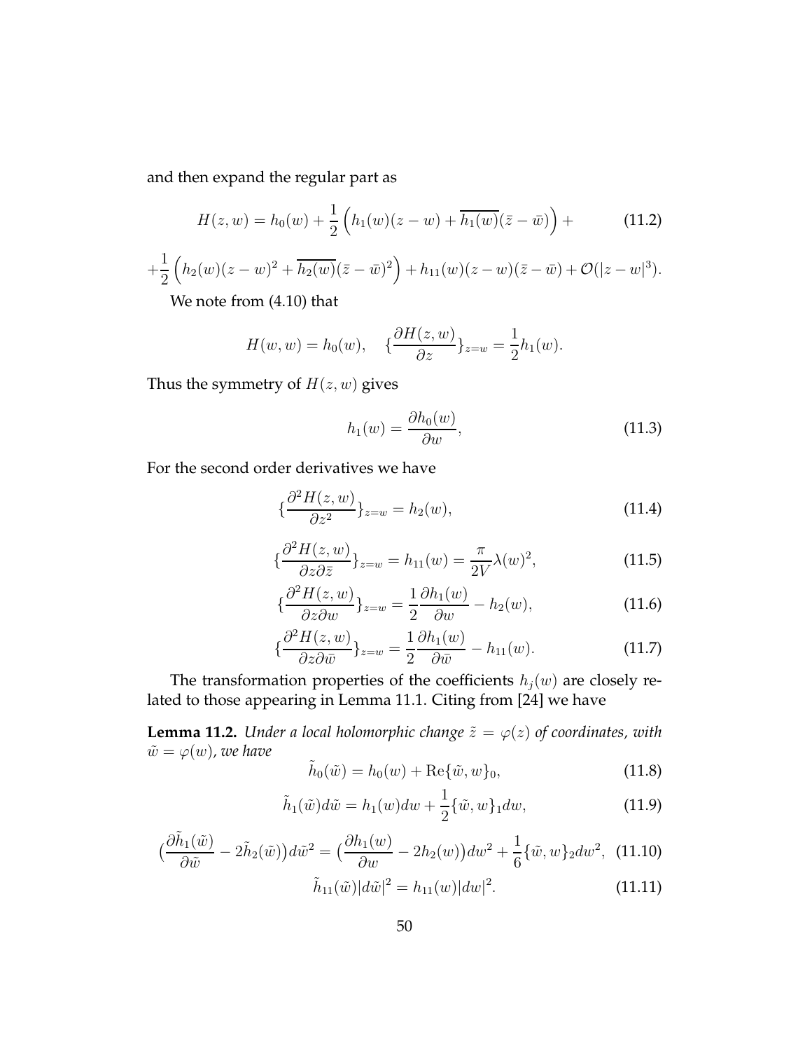and then expand the regular part as

$$H(z,w) = h_0(w) + \frac{1}{2}\left(h_1(w)(z-w) + \overline{h_1(w)}(\bar{z}-\bar{w})\right) + \tag{11.2}$$

$$+\frac{1}{2}\left(h_2(w)(z-w)^2 + \overline{h_2(w)}(\bar{z}-\bar{w})^2\right) + h_{11}(w)(z-w)(\bar{z}-\bar{w}) + \mathcal{O}(|z-w|^3).$$

We note from (4.10) that

$$H(w,w) = h_0(w), \quad \{\frac{\partial H(z,w)}{\partial z}\}_{z=w} = \frac{1}{2}h_1(w).$$

Thus the symmetry of $H(z,w)$ gives

$$h_1(w) = \frac{\partial h_0(w)}{\partial w}, \tag{11.3}$$

For the second order derivatives we have

$$\{\frac{\partial^2 H(z,w)}{\partial z^2}\}_{z=w} = h_2(w), \tag{11.4}$$

$$\{\frac{\partial^2 H(z,w)}{\partial z \partial \bar{z}}\}_{z=w} = h_{11}(w) = \frac{\pi}{2V}\lambda(w)^2, \tag{11.5}$$

$$\{\frac{\partial^2 H(z,w)}{\partial z \partial w}\}_{z=w} = \frac{1}{2}\frac{\partial h_1(w)}{\partial w} - h_2(w), \tag{11.6}$$

$$\{\frac{\partial^2 H(z,w)}{\partial z \partial \bar{w}}\}_{z=w} = \frac{1}{2}\frac{\partial h_1(w)}{\partial \bar{w}} - h_{11}(w). \tag{11.7}$$

The transformation properties of the coefficients $h_j(w)$ are closely related to those appearing in Lemma 11.1. Citing from [24] we have

**Lemma 11.2.** *Under a local holomorphic change $\tilde{z} = \varphi(z)$ of coordinates, with $\tilde{w} = \varphi(w)$, we have*

$$\tilde{h}_0(\tilde{w}) = h_0(w) + \mathrm{Re}\{\tilde{w}, w\}_0, \tag{11.8}$$

$$\tilde{h}_1(\tilde{w})d\tilde{w} = h_1(w)dw + \frac{1}{2}\{\tilde{w}, w\}_1 dw, \tag{11.9}$$

$$\big(\frac{\partial \tilde{h}_1(\tilde{w})}{\partial \tilde{w}} - 2\tilde{h}_2(\tilde{w})\big)d\tilde{w}^2 = \big(\frac{\partial h_1(w)}{\partial w} - 2h_2(w)\big)dw^2 + \frac{1}{6}\{\tilde{w}, w\}_2 dw^2, \tag{11.10}$$

$$\tilde{h}_{11}(\tilde{w})|d\tilde{w}|^2 = h_{11}(w)|dw|^2. \tag{11.11}$$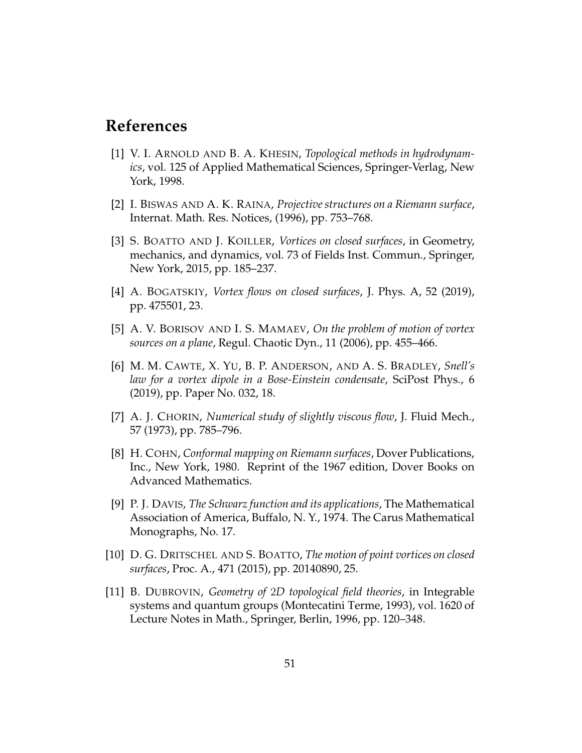# References

[1] V. I. Arnold and B. A. Khesin, *Topological methods in hydrodynamics*, vol. 125 of Applied Mathematical Sciences, Springer-Verlag, New York, 1998.

[2] I. Biswas and A. K. Raina, *Projective structures on a Riemann surface*, Internat. Math. Res. Notices, (1996), pp. 753–768.

[3] S. Boatto and J. Koiller, *Vortices on closed surfaces*, in Geometry, mechanics, and dynamics, vol. 73 of Fields Inst. Commun., Springer, New York, 2015, pp. 185–237.

[4] A. Bogatskiy, *Vortex flows on closed surfaces*, J. Phys. A, 52 (2019), pp. 475501, 23.

[5] A. V. Borisov and I. S. Mamaev, *On the problem of motion of vortex sources on a plane*, Regul. Chaotic Dyn., 11 (2006), pp. 455–466.

[6] M. M. Cawte, X. Yu, B. P. Anderson, and A. S. Bradley, *Snell's law for a vortex dipole in a Bose-Einstein condensate*, SciPost Phys., 6 (2019), pp. Paper No. 032, 18.

[7] A. J. Chorin, *Numerical study of slightly viscous flow*, J. Fluid Mech., 57 (1973), pp. 785–796.

[8] H. Cohn, *Conformal mapping on Riemann surfaces*, Dover Publications, Inc., New York, 1980. Reprint of the 1967 edition, Dover Books on Advanced Mathematics.

[9] P. J. Davis, *The Schwarz function and its applications*, The Mathematical Association of America, Buffalo, N. Y., 1974. The Carus Mathematical Monographs, No. 17.

[10] D. G. Dritschel and S. Boatto, *The motion of point vortices on closed surfaces*, Proc. A., 471 (2015), pp. 20140890, 25.

[11] B. Dubrovin, *Geometry of 2D topological field theories*, in Integrable systems and quantum groups (Montecatini Terme, 1993), vol. 1620 of Lecture Notes in Math., Springer, Berlin, 1996, pp. 120–348.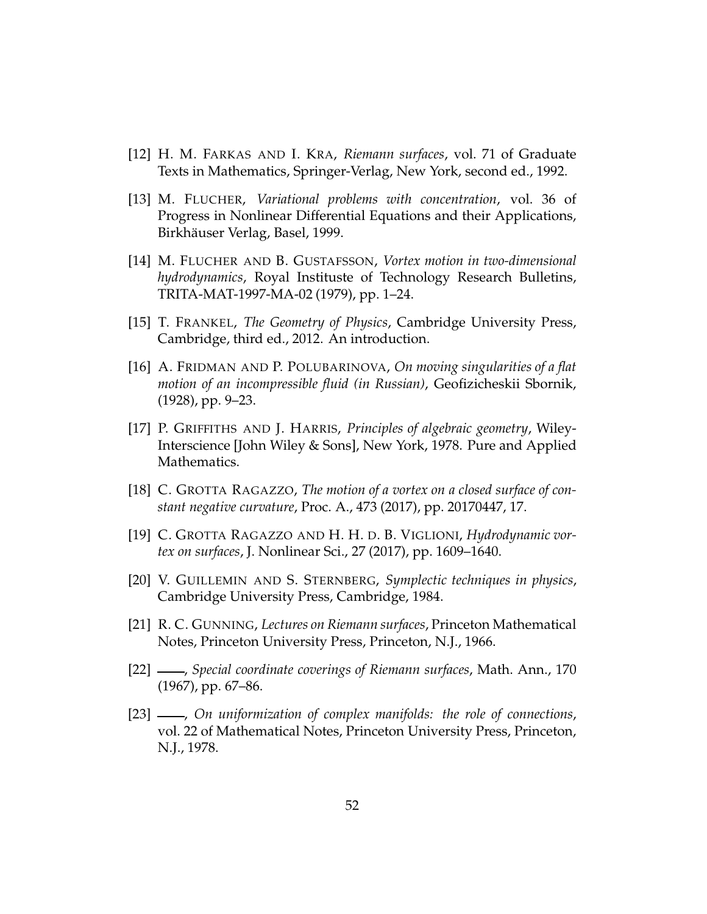[12] H. M. Farkas and I. Kra, *Riemann surfaces*, vol. 71 of Graduate Texts in Mathematics, Springer-Verlag, New York, second ed., 1992.

[13] M. Flucher, *Variational problems with concentration*, vol. 36 of Progress in Nonlinear Differential Equations and their Applications, Birkhäuser Verlag, Basel, 1999.

[14] M. Flucher and B. Gustafsson, *Vortex motion in two-dimensional hydrodynamics*, Royal Instituste of Technology Research Bulletins, TRITA-MAT-1997-MA-02 (1979), pp. 1–24.

[15] T. Frankel, *The Geometry of Physics*, Cambridge University Press, Cambridge, third ed., 2012. An introduction.

[16] A. Fridman and P. Polubarinova, *On moving singularities of a flat motion of an incompressible fluid (in Russian)*, Geofizicheskii Sbornik, (1928), pp. 9–23.

[17] P. Griffiths and J. Harris, *Principles of algebraic geometry*, Wiley-Interscience [John Wiley & Sons], New York, 1978. Pure and Applied Mathematics.

[18] C. Grotta Ragazzo, *The motion of a vortex on a closed surface of constant negative curvature*, Proc. A., 473 (2017), pp. 20170447, 17.

[19] C. Grotta Ragazzo and H. H. d. B. Viglioni, *Hydrodynamic vortex on surfaces*, J. Nonlinear Sci., 27 (2017), pp. 1609–1640.

[20] V. Guillemin and S. Sternberg, *Symplectic techniques in physics*, Cambridge University Press, Cambridge, 1984.

[21] R. C. Gunning, *Lectures on Riemann surfaces*, Princeton Mathematical Notes, Princeton University Press, Princeton, N.J., 1966.

[22] ——, *Special coordinate coverings of Riemann surfaces*, Math. Ann., 170 (1967), pp. 67–86.

[23] ——, *On uniformization of complex manifolds: the role of connections*, vol. 22 of Mathematical Notes, Princeton University Press, Princeton, N.J., 1978.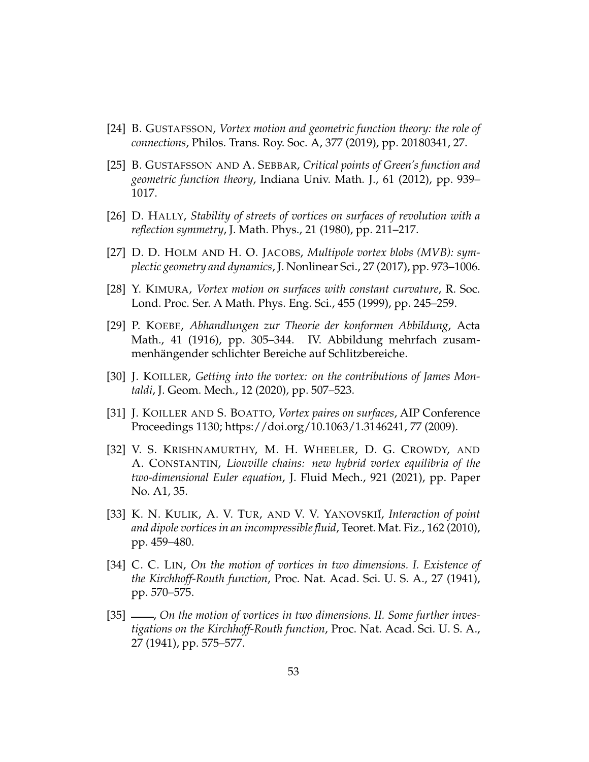[24] B. GUSTAFSSON, *Vortex motion and geometric function theory: the role of connections*, Philos. Trans. Roy. Soc. A, 377 (2019), pp. 20180341, 27.

[25] B. GUSTAFSSON AND A. SEBBAR, *Critical points of Green's function and geometric function theory*, Indiana Univ. Math. J., 61 (2012), pp. 939–1017.

[26] D. HALLY, *Stability of streets of vortices on surfaces of revolution with a reflection symmetry*, J. Math. Phys., 21 (1980), pp. 211–217.

[27] D. D. HOLM AND H. O. JACOBS, *Multipole vortex blobs (MVB): symplectic geometry and dynamics*, J. Nonlinear Sci., 27 (2017), pp. 973–1006.

[28] Y. KIMURA, *Vortex motion on surfaces with constant curvature*, R. Soc. Lond. Proc. Ser. A Math. Phys. Eng. Sci., 455 (1999), pp. 245–259.

[29] P. KOEBE, *Abhandlungen zur Theorie der konformen Abbildung*, Acta Math., 41 (1916), pp. 305–344. IV. Abbildung mehrfach zusammenhängender schlichter Bereiche auf Schlitzbereiche.

[30] J. KOILLER, *Getting into the vortex: on the contributions of James Montaldi*, J. Geom. Mech., 12 (2020), pp. 507–523.

[31] J. KOILLER AND S. BOATTO, *Vortex paires on surfaces*, AIP Conference Proceedings 1130; https://doi.org/10.1063/1.3146241, 77 (2009).

[32] V. S. KRISHNAMURTHY, M. H. WHEELER, D. G. CROWDY, AND A. CONSTANTIN, *Liouville chains: new hybrid vortex equilibria of the two-dimensional Euler equation*, J. Fluid Mech., 921 (2021), pp. Paper No. A1, 35.

[33] K. N. KULIK, A. V. TUR, AND V. V. YANOVSKIĬ, *Interaction of point and dipole vortices in an incompressible fluid*, Teoret. Mat. Fiz., 162 (2010), pp. 459–480.

[34] C. C. LIN, *On the motion of vortices in two dimensions. I. Existence of the Kirchhoff-Routh function*, Proc. Nat. Acad. Sci. U. S. A., 27 (1941), pp. 570–575.

[35] ———, *On the motion of vortices in two dimensions. II. Some further investigations on the Kirchhoff-Routh function*, Proc. Nat. Acad. Sci. U. S. A., 27 (1941), pp. 575–577.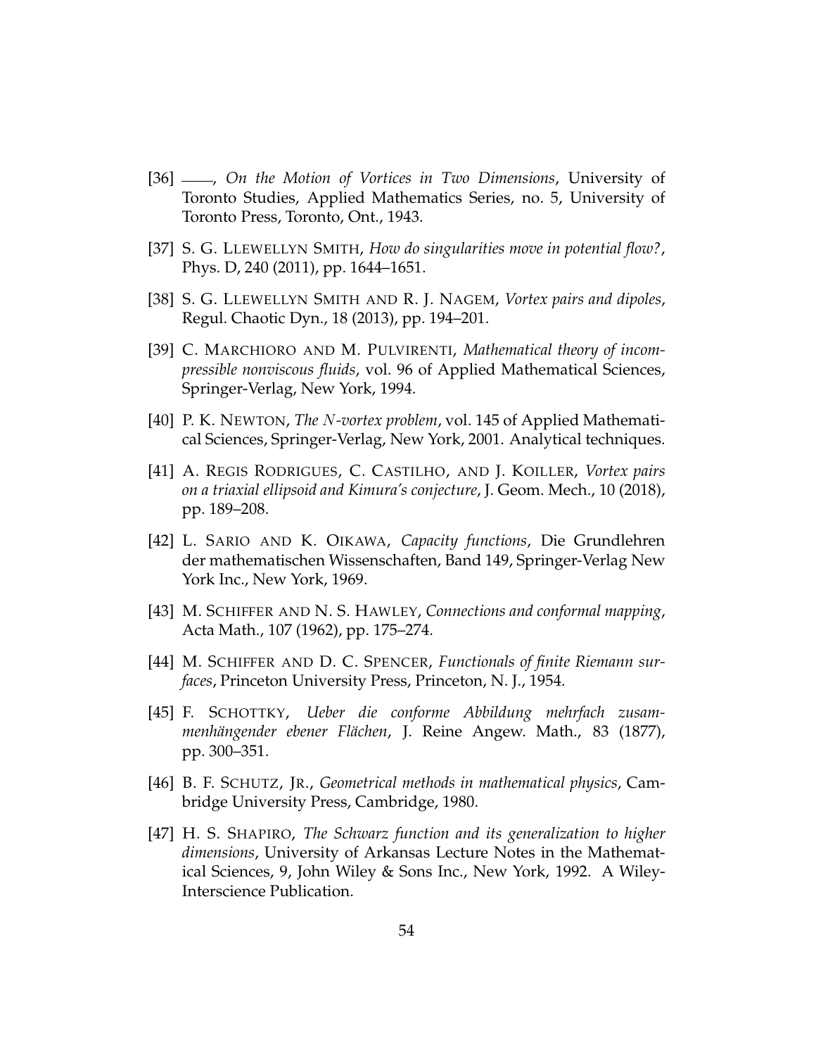[36] ——, *On the Motion of Vortices in Two Dimensions*, University of Toronto Studies, Applied Mathematics Series, no. 5, University of Toronto Press, Toronto, Ont., 1943.

[37] S. G. Llewellyn Smith, *How do singularities move in potential flow?*, Phys. D, 240 (2011), pp. 1644–1651.

[38] S. G. Llewellyn Smith and R. J. Nagem, *Vortex pairs and dipoles*, Regul. Chaotic Dyn., 18 (2013), pp. 194–201.

[39] C. Marchioro and M. Pulvirenti, *Mathematical theory of incompressible nonviscous fluids*, vol. 96 of Applied Mathematical Sciences, Springer-Verlag, New York, 1994.

[40] P. K. Newton, *The $N$-vortex problem*, vol. 145 of Applied Mathematical Sciences, Springer-Verlag, New York, 2001. Analytical techniques.

[41] A. Regis Rodrigues, C. Castilho, and J. Koiller, *Vortex pairs on a triaxial ellipsoid and Kimura's conjecture*, J. Geom. Mech., 10 (2018), pp. 189–208.

[42] L. Sario and K. Oikawa, *Capacity functions*, Die Grundlehren der mathematischen Wissenschaften, Band 149, Springer-Verlag New York Inc., New York, 1969.

[43] M. Schiffer and N. S. Hawley, *Connections and conformal mapping*, Acta Math., 107 (1962), pp. 175–274.

[44] M. Schiffer and D. C. Spencer, *Functionals of finite Riemann surfaces*, Princeton University Press, Princeton, N. J., 1954.

[45] F. Schottky, *Ueber die conforme Abbildung mehrfach zusammenhängender ebener Flächen*, J. Reine Angew. Math., 83 (1877), pp. 300–351.

[46] B. F. Schutz, Jr., *Geometrical methods in mathematical physics*, Cambridge University Press, Cambridge, 1980.

[47] H. S. Shapiro, *The Schwarz function and its generalization to higher dimensions*, University of Arkansas Lecture Notes in the Mathematical Sciences, 9, John Wiley & Sons Inc., New York, 1992. A Wiley-Interscience Publication.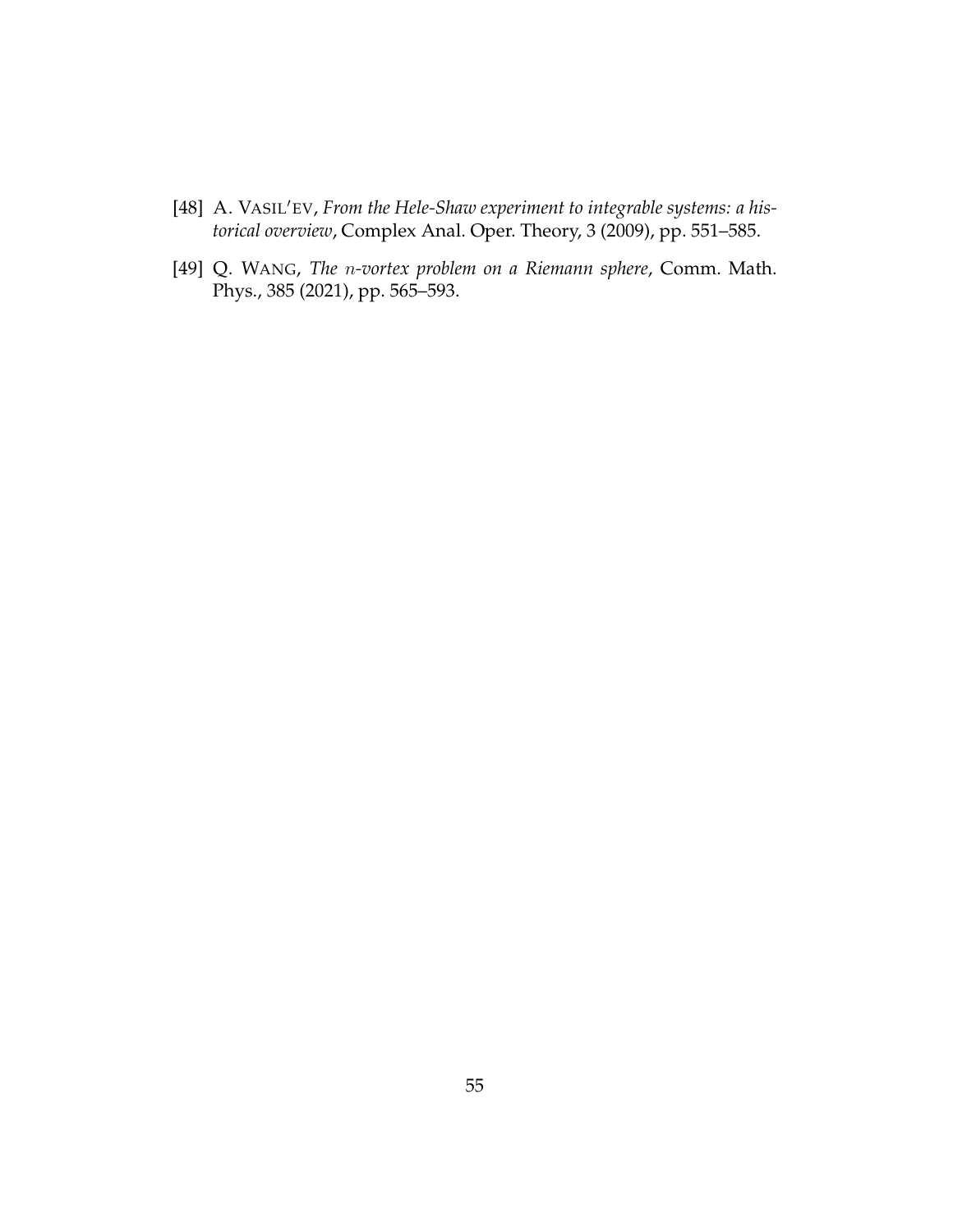[48] A. VASIL'EV, *From the Hele-Shaw experiment to integrable systems: a historical overview*, Complex Anal. Oper. Theory, 3 (2009), pp. 551–585.

[49] Q. WANG, *The $n$-vortex problem on a Riemann sphere*, Comm. Math. Phys., 385 (2021), pp. 565–593.